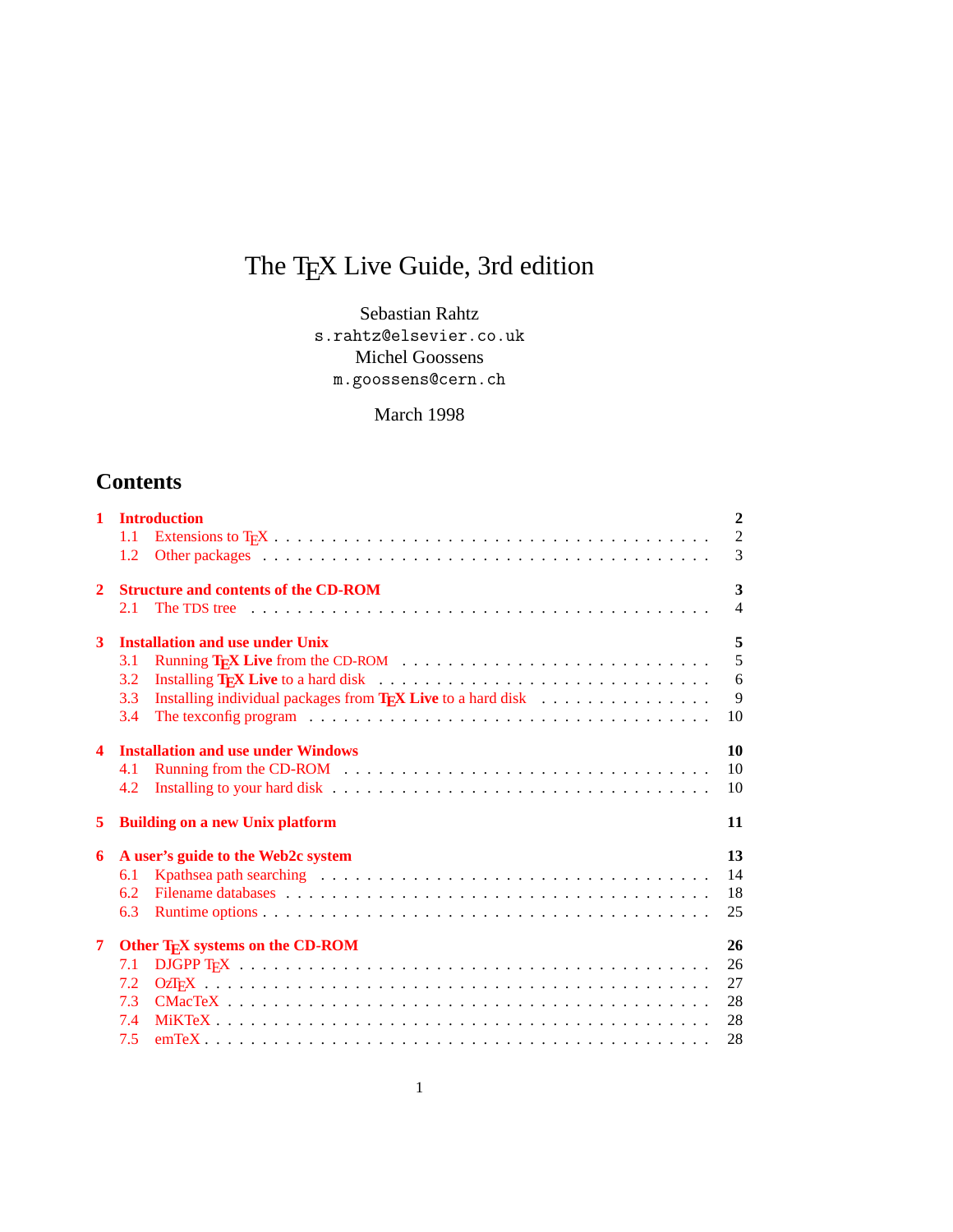# The TEX Live Guide, 3rd edition

Sebastian Rahtz
s.rahtz@elsevier.co.uk
Michel Goossens
m.goossens@cern.ch

March 1998

## Contents

**1 Introduction** **2**
- 1.1 Extensions to TEX . . . . . . . . . . 2
- 1.2 Other packages . . . . . . . . . . 3

**2 Structure and contents of the CD-ROM** **3**
- 2.1 The TDS tree . . . . . . . . . . 4

**3 Installation and use under Unix** **5**
- 3.1 Running **TEX Live** from the CD-ROM . . . . . . . . . . 5
- 3.2 Installing **TEX Live** to a hard disk . . . . . . . . . . 6
- 3.3 Installing individual packages from **TEX Live** to a hard disk . . . . . . . . . . 9
- 3.4 The texconfig program . . . . . . . . . . 10

**4 Installation and use under Windows** **10**
- 4.1 Running from the CD-ROM . . . . . . . . . . 10
- 4.2 Installing to your hard disk . . . . . . . . . . 10

**5 Building on a new Unix platform** **11**

**6 A user's guide to the Web2c system** **13**
- 6.1 Kpathsea path searching . . . . . . . . . . 14
- 6.2 Filename databases . . . . . . . . . . 18
- 6.3 Runtime options . . . . . . . . . . 25

**7 Other TEX systems on the CD-ROM** **26**
- 7.1 DJGPP TEX . . . . . . . . . . 26
- 7.2 OzTEX . . . . . . . . . . 27
- 7.3 CMacTeX . . . . . . . . . . 28
- 7.4 MiKTeX . . . . . . . . . . 28
- 7.5 emTeX . . . . . . . . . . 28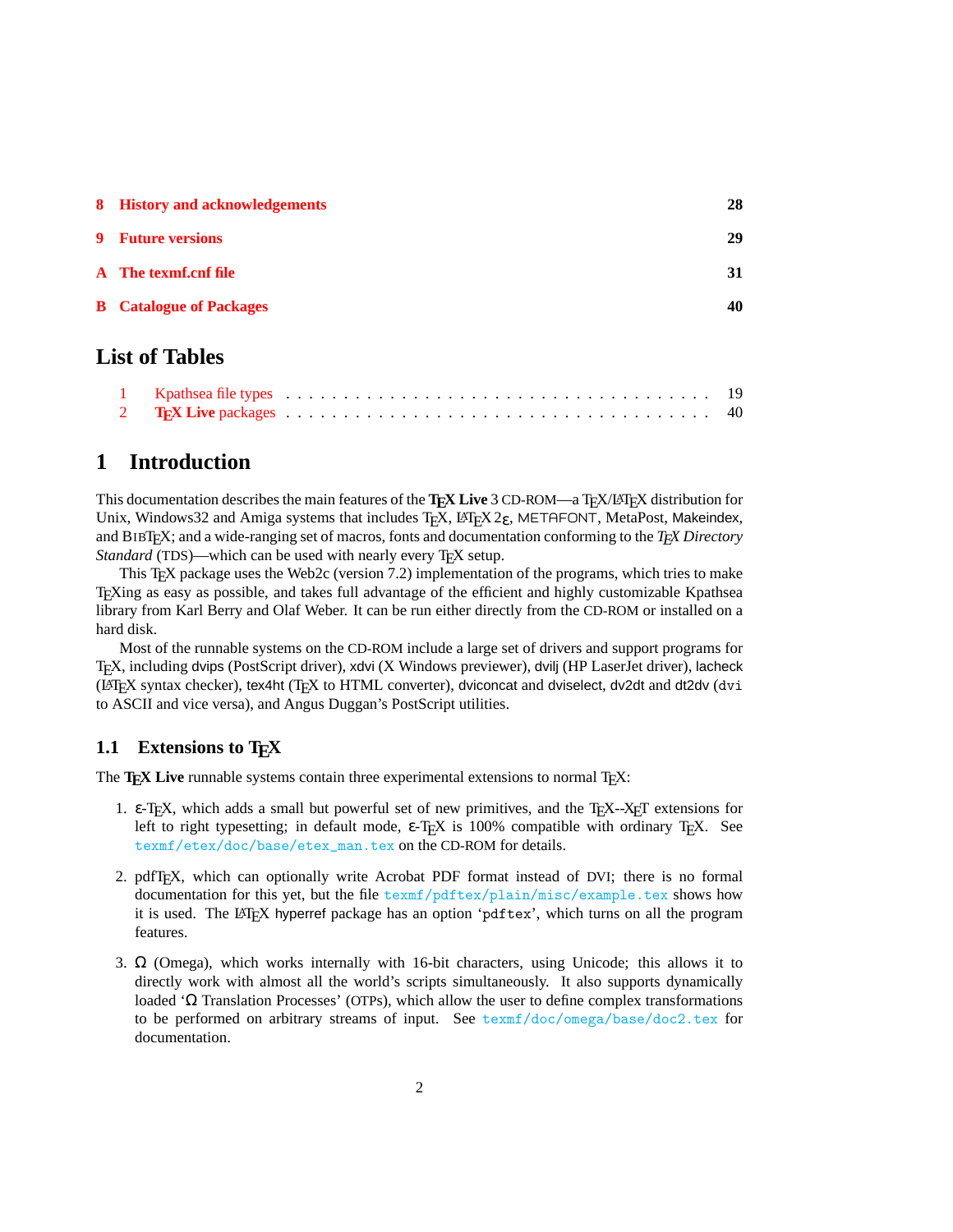8 **History and acknowledgements** 28

9 **Future versions** 29

A **The texmf.cnf file** 31

B **Catalogue of Packages** 40

## List of Tables

1 Kpathsea file types . . . . . . . . . . . . . . . . . . . . . . . . . . . . . . . . . 19
2 **TEX Live** packages . . . . . . . . . . . . . . . . . . . . . . . . . . . . . . . . . 40

# 1 Introduction

This documentation describes the main features of the **TEX Live** 3 CD-ROM—a TEX/LATEX distribution for Unix, Windows32 and Amiga systems that includes TEX, LATEX 2ε, METAFONT, MetaPost, Makeindex, and BIBTEX; and a wide-ranging set of macros, fonts and documentation conforming to the *TEX Directory Standard* (TDS)—which can be used with nearly every TEX setup.

This TEX package uses the Web2c (version 7.2) implementation of the programs, which tries to make TEXing as easy as possible, and takes full advantage of the efficient and highly customizable Kpathsea library from Karl Berry and Olaf Weber. It can be run either directly from the CD-ROM or installed on a hard disk.

Most of the runnable systems on the CD-ROM include a large set of drivers and support programs for TEX, including dvips (PostScript driver), xdvi (X Windows previewer), dvilj (HP LaserJet driver), lacheck (LATEX syntax checker), tex4ht (TEX to HTML converter), dviconcat and dviselect, dv2dt and dt2dv (`dvi` to ASCII and vice versa), and Angus Duggan's PostScript utilities.

## 1.1 Extensions to TEX

The **TEX Live** runnable systems contain three experimental extensions to normal TEX:

1. ε-TEX, which adds a small but powerful set of new primitives, and the TEX--XET extensions for left to right typesetting; in default mode, ε-TEX is 100% compatible with ordinary TEX. See `texmf/etex/doc/base/etex_man.tex` on the CD-ROM for details.

2. pdfTEX, which can optionally write Acrobat PDF format instead of DVI; there is no formal documentation for this yet, but the file `texmf/pdftex/plain/misc/example.tex` shows how it is used. The LATEX hyperref package has an option '`pdftex`', which turns on all the program features.

3. Ω (Omega), which works internally with 16-bit characters, using Unicode; this allows it to directly work with almost all the world's scripts simultaneously. It also supports dynamically loaded 'Ω Translation Processes' (OTPs), which allow the user to define complex transformations to be performed on arbitrary streams of input. See `texmf/doc/omega/base/doc2.tex` for documentation.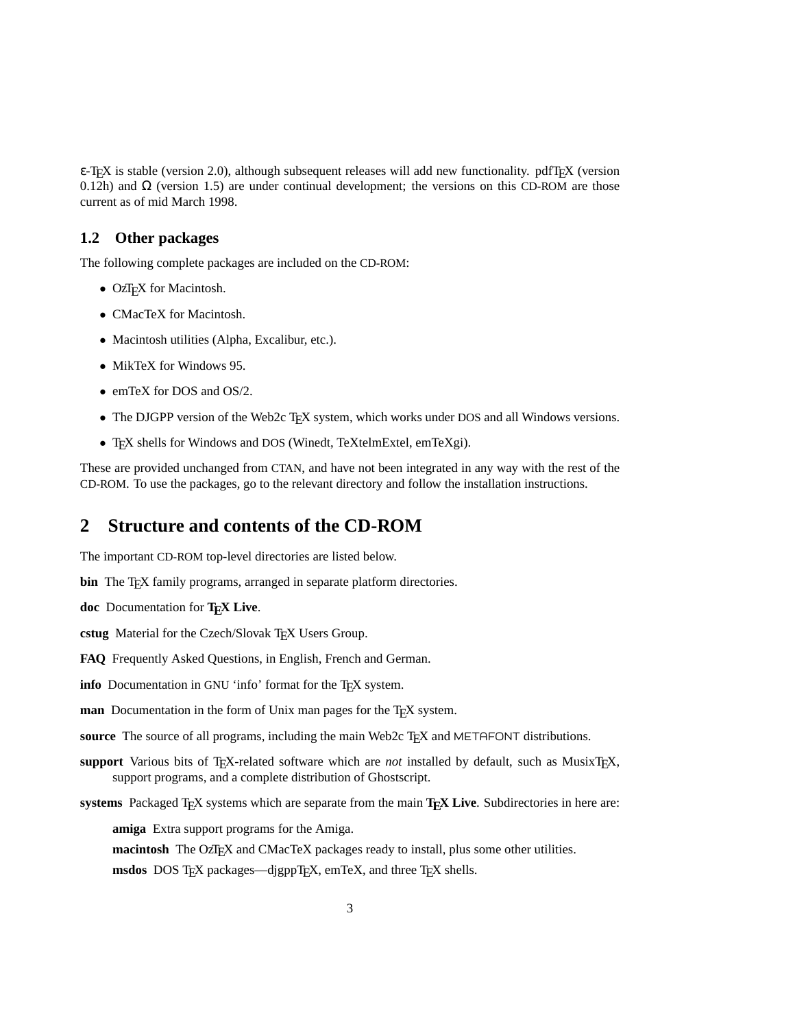ε-TEX is stable (version 2.0), although subsequent releases will add new functionality. pdfTEX (version 0.12h) and Ω (version 1.5) are under continual development; the versions on this CD-ROM are those current as of mid March 1998.

### 1.2 Other packages

The following complete packages are included on the CD-ROM:

- OzTEX for Macintosh.
- CMacTeX for Macintosh.
- Macintosh utilities (Alpha, Excalibur, etc.).
- MikTeX for Windows 95.
- emTeX for DOS and OS/2.
- The DJGPP version of the Web2c TEX system, which works under DOS and all Windows versions.
- TEX shells for Windows and DOS (Winedt, TeXtelmExtel, emTeXgi).

These are provided unchanged from CTAN, and have not been integrated in any way with the rest of the CD-ROM. To use the packages, go to the relevant directory and follow the installation instructions.

## 2 Structure and contents of the CD-ROM

The important CD-ROM top-level directories are listed below.

**bin** The TEX family programs, arranged in separate platform directories.

**doc** Documentation for **TEX Live**.

**cstug** Material for the Czech/Slovak TEX Users Group.

**FAQ** Frequently Asked Questions, in English, French and German.

**info** Documentation in GNU 'info' format for the TEX system.

**man** Documentation in the form of Unix man pages for the TEX system.

**source** The source of all programs, including the main Web2c TEX and METAFONT distributions.

**support** Various bits of TEX-related software which are *not* installed by default, such as MusixTEX, support programs, and a complete distribution of Ghostscript.

**systems** Packaged TEX systems which are separate from the main **TEX Live**. Subdirectories in here are:

> **amiga** Extra support programs for the Amiga.
>
> **macintosh** The OzTEX and CMacTeX packages ready to install, plus some other utilities.
>
> **msdos** DOS TEX packages—djgppTEX, emTeX, and three TEX shells.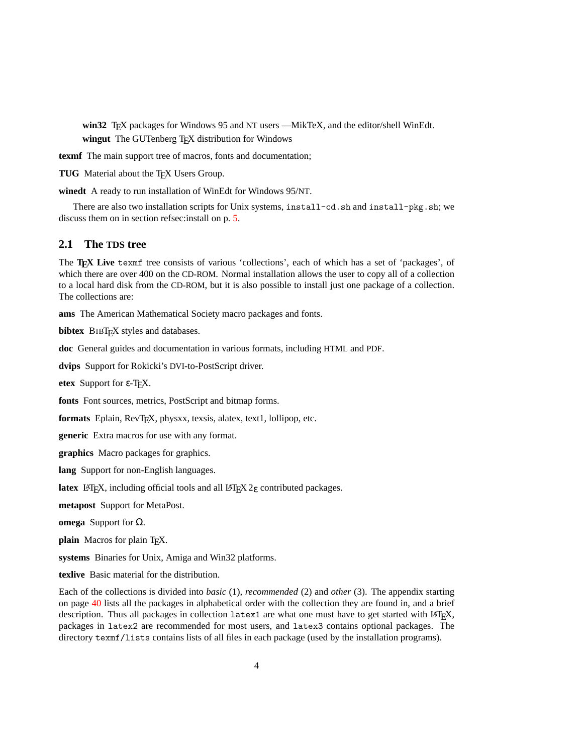**win32** TeX packages for Windows 95 and NT users —MikTeX, and the editor/shell WinEdt.

**wingut** The GUTenberg TeX distribution for Windows

**texmf** The main support tree of macros, fonts and documentation;

**TUG** Material about the TeX Users Group.

**winedt** A ready to run installation of WinEdt for Windows 95/NT.

There are also two installation scripts for Unix systems, `install-cd.sh` and `install-pkg.sh`; we discuss them on in section refsec:install on p. 5.

## 2.1 The TDS tree

The **TeX Live** `texmf` tree consists of various 'collections', each of which has a set of 'packages', of which there are over 400 on the CD-ROM. Normal installation allows the user to copy all of a collection to a local hard disk from the CD-ROM, but it is also possible to install just one package of a collection. The collections are:

**ams** The American Mathematical Society macro packages and fonts.

**bibtex** BIBTeX styles and databases.

**doc** General guides and documentation in various formats, including HTML and PDF.

**dvips** Support for Rokicki's DVI-to-PostScript driver.

**etex** Support for ε-TeX.

**fonts** Font sources, metrics, PostScript and bitmap forms.

**formats** Eplain, RevTeX, physxx, texsis, alatex, text1, lollipop, etc.

**generic** Extra macros for use with any format.

**graphics** Macro packages for graphics.

**lang** Support for non-English languages.

**latex** LaTeX, including official tools and all LaTeX 2ε contributed packages.

**metapost** Support for MetaPost.

**omega** Support for Ω.

**plain** Macros for plain TeX.

**systems** Binaries for Unix, Amiga and Win32 platforms.

**texlive** Basic material for the distribution.

Each of the collections is divided into *basic* (1), *recommended* (2) and *other* (3). The appendix starting on page 40 lists all the packages in alphabetical order with the collection they are found in, and a brief description. Thus all packages in collection `latex1` are what one must have to get started with LaTeX, packages in `latex2` are recommended for most users, and `latex3` contains optional packages. The directory `texmf/lists` contains lists of all files in each package (used by the installation programs).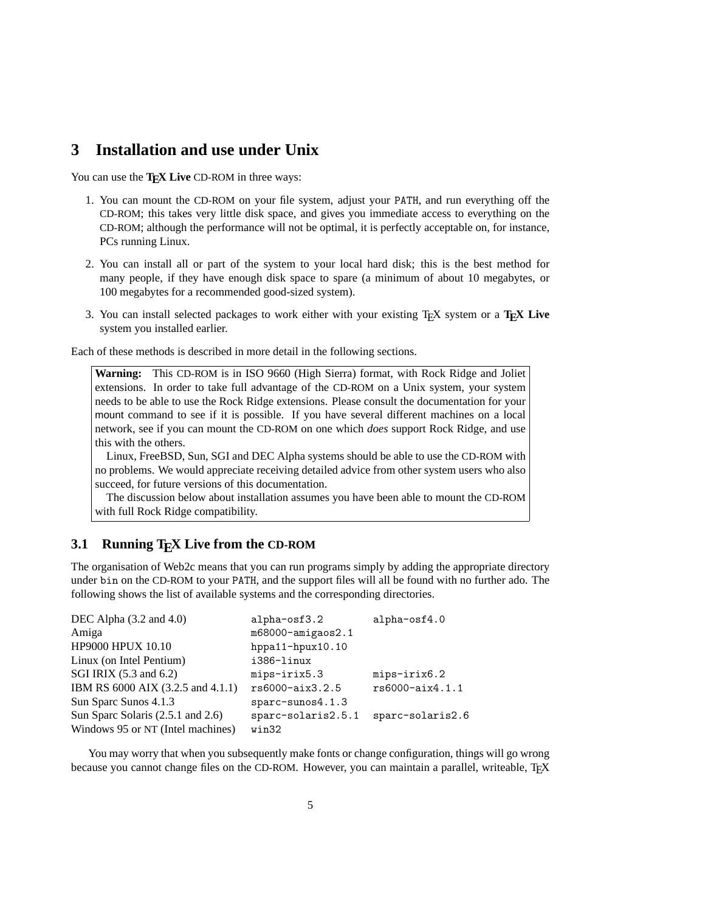# 3 Installation and use under Unix

You can use the **TEX Live** CD-ROM in three ways:

1. You can mount the CD-ROM on your file system, adjust your `PATH`, and run everything off the CD-ROM; this takes very little disk space, and gives you immediate access to everything on the CD-ROM; although the performance will not be optimal, it is perfectly acceptable on, for instance, PCs running Linux.
2. You can install all or part of the system to your local hard disk; this is the best method for many people, if they have enough disk space to spare (a minimum of about 10 megabytes, or 100 megabytes for a recommended good-sized system).
3. You can install selected packages to work either with your existing TEX system or a **TEX Live** system you installed earlier.

Each of these methods is described in more detail in the following sections.

> **Warning:** This CD-ROM is in ISO 9660 (High Sierra) format, with Rock Ridge and Joliet extensions. In order to take full advantage of the CD-ROM on a Unix system, your system needs to be able to use the Rock Ridge extensions. Please consult the documentation for your mount command to see if it is possible. If you have several different machines on a local network, see if you can mount the CD-ROM on one which *does* support Rock Ridge, and use this with the others.
>
> Linux, FreeBSD, Sun, SGI and DEC Alpha systems should be able to use the CD-ROM with no problems. We would appreciate receiving detailed advice from other system users who also succeed, for future versions of this documentation.
>
> The discussion below about installation assumes you have been able to mount the CD-ROM with full Rock Ridge compatibility.

## 3.1 Running TEX Live from the CD-ROM

The organisation of Web2c means that you can run programs simply by adding the appropriate directory under `bin` on the CD-ROM to your `PATH`, and the support files will all be found with no further ado. The following shows the list of available systems and the corresponding directories.

| | | |
|---|---|---|
| DEC Alpha (3.2 and 4.0) | `alpha-osf3.2` | `alpha-osf4.0` |
| Amiga | `m68000-amigaos2.1` | |
| HP9000 HPUX 10.10 | `hppa11-hpux10.10` | |
| Linux (on Intel Pentium) | `i386-linux` | |
| SGI IRIX (5.3 and 6.2) | `mips-irix5.3` | `mips-irix6.2` |
| IBM RS 6000 AIX (3.2.5 and 4.1.1) | `rs6000-aix3.2.5` | `rs6000-aix4.1.1` |
| Sun Sparc Sunos 4.1.3 | `sparc-sunos4.1.3` | |
| Sun Sparc Solaris (2.5.1 and 2.6) | `sparc-solaris2.5.1` | `sparc-solaris2.6` |
| Windows 95 or NT (Intel machines) | `win32` | |

You may worry that when you subsequently make fonts or change configuration, things will go wrong because you cannot change files on the CD-ROM. However, you can maintain a parallel, writeable, TEX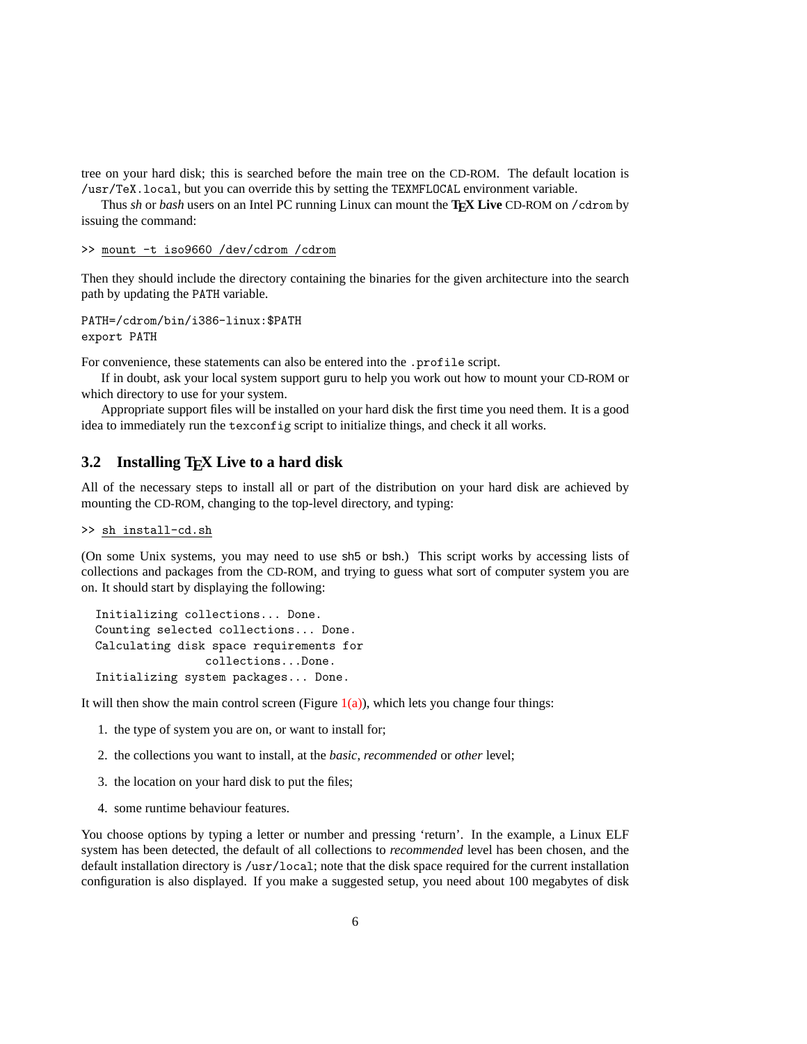tree on your hard disk; this is searched before the main tree on the CD-ROM. The default location is `/usr/TeX.local`, but you can override this by setting the `TEXMFLOCAL` environment variable.

Thus *sh* or *bash* users on an Intel PC running Linux can mount the **TEX Live** CD-ROM on `/cdrom` by issuing the command:

```
>> mount -t iso9660 /dev/cdrom /cdrom
```

Then they should include the directory containing the binaries for the given architecture into the search path by updating the `PATH` variable.

```
PATH=/cdrom/bin/i386-linux:$PATH
export PATH
```

For convenience, these statements can also be entered into the `.profile` script.

If in doubt, ask your local system support guru to help you work out how to mount your CD-ROM or which directory to use for your system.

Appropriate support files will be installed on your hard disk the first time you need them. It is a good idea to immediately run the `texconfig` script to initialize things, and check it all works.

### 3.2 Installing TEX Live to a hard disk

All of the necessary steps to install all or part of the distribution on your hard disk are achieved by mounting the CD-ROM, changing to the top-level directory, and typing:

```
>> sh install-cd.sh
```

(On some Unix systems, you may need to use `sh5` or `bsh`.) This script works by accessing lists of collections and packages from the CD-ROM, and trying to guess what sort of computer system you are on. It should start by displaying the following:

```
Initializing collections... Done.
Counting selected collections... Done.
Calculating disk space requirements for
                collections...Done.
Initializing system packages... Done.
```

It will then show the main control screen (Figure 1(a)), which lets you change four things:

1. the type of system you are on, or want to install for;
2. the collections you want to install, at the *basic*, *recommended* or *other* level;
3. the location on your hard disk to put the files;
4. some runtime behaviour features.

You choose options by typing a letter or number and pressing 'return'. In the example, a Linux ELF system has been detected, the default of all collections to *recommended* level has been chosen, and the default installation directory is `/usr/local`; note that the disk space required for the current installation configuration is also displayed. If you make a suggested setup, you need about 100 megabytes of disk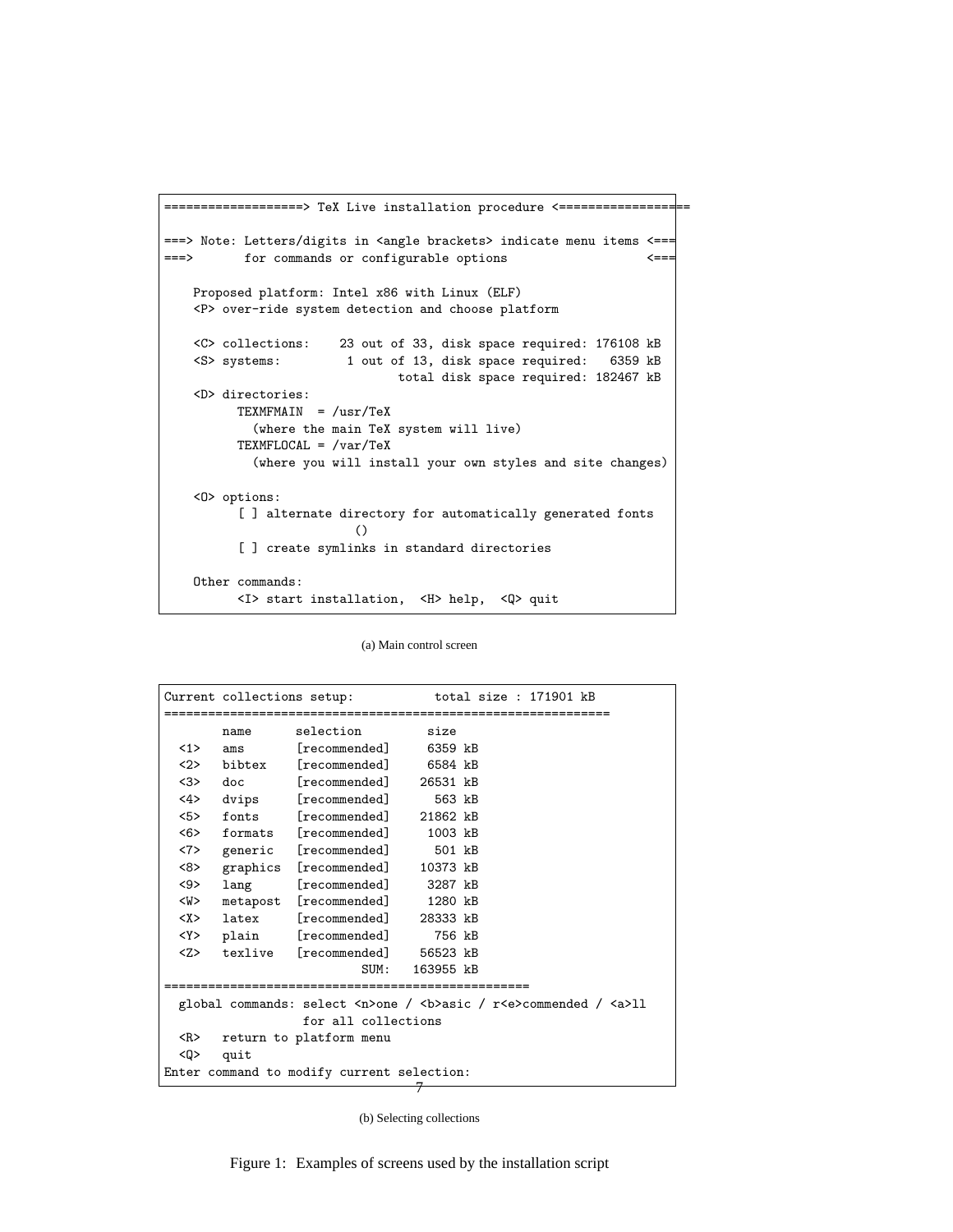```
===================> TeX Live installation procedure <=================

===> Note: Letters/digits in <angle brackets> indicate menu items <===
===>       for commands or configurable options                  <===

    Proposed platform: Intel x86 with Linux (ELF)
    <P> over-ride system detection and choose platform

    <C> collections:    23 out of 33, disk space required: 176108 kB
    <S> systems:         1 out of 13, disk space required:   6359 kB
                                total disk space required: 182467 kB
    <D> directories:
          TEXMFMAIN  = /usr/TeX
            (where the main TeX system will live)
          TEXMFLOCAL = /var/TeX
            (where you will install your own styles and site changes)

    <O> options:
          [ ] alternate directory for automatically generated fonts
                         ()
          [ ] create symlinks in standard directories

    Other commands:
          <I> start installation,  <H> help,  <Q> quit
```

(a) Main control screen

```
Current collections setup:           total size : 171901 kB
=============================================================
        name      selection         size
  <1>   ams       [recommended]     6359 kB
  <2>   bibtex    [recommended]     6584 kB
  <3>   doc       [recommended]    26531 kB
  <4>   dvips     [recommended]      563 kB
  <5>   fonts     [recommended]    21862 kB
  <6>   formats   [recommended]     1003 kB
  <7>   generic   [recommended]      501 kB
  <8>   graphics  [recommended]    10373 kB
  <9>   lang      [recommended]     3287 kB
  <W>   metapost  [recommended]     1280 kB
  <X>   latex     [recommended]    28333 kB
  <Y>   plain     [recommended]      756 kB
  <Z>   texlive   [recommended]    56523 kB
                           SUM:   163955 kB
==================================================
  global commands: select <n>one / <b>asic / r<e>commended / <a>ll
                  for all collections
  <R>   return to platform menu
  <Q>   quit
Enter command to modify current selection:
```

(b) Selecting collections

Figure 1: Examples of screens used by the installation script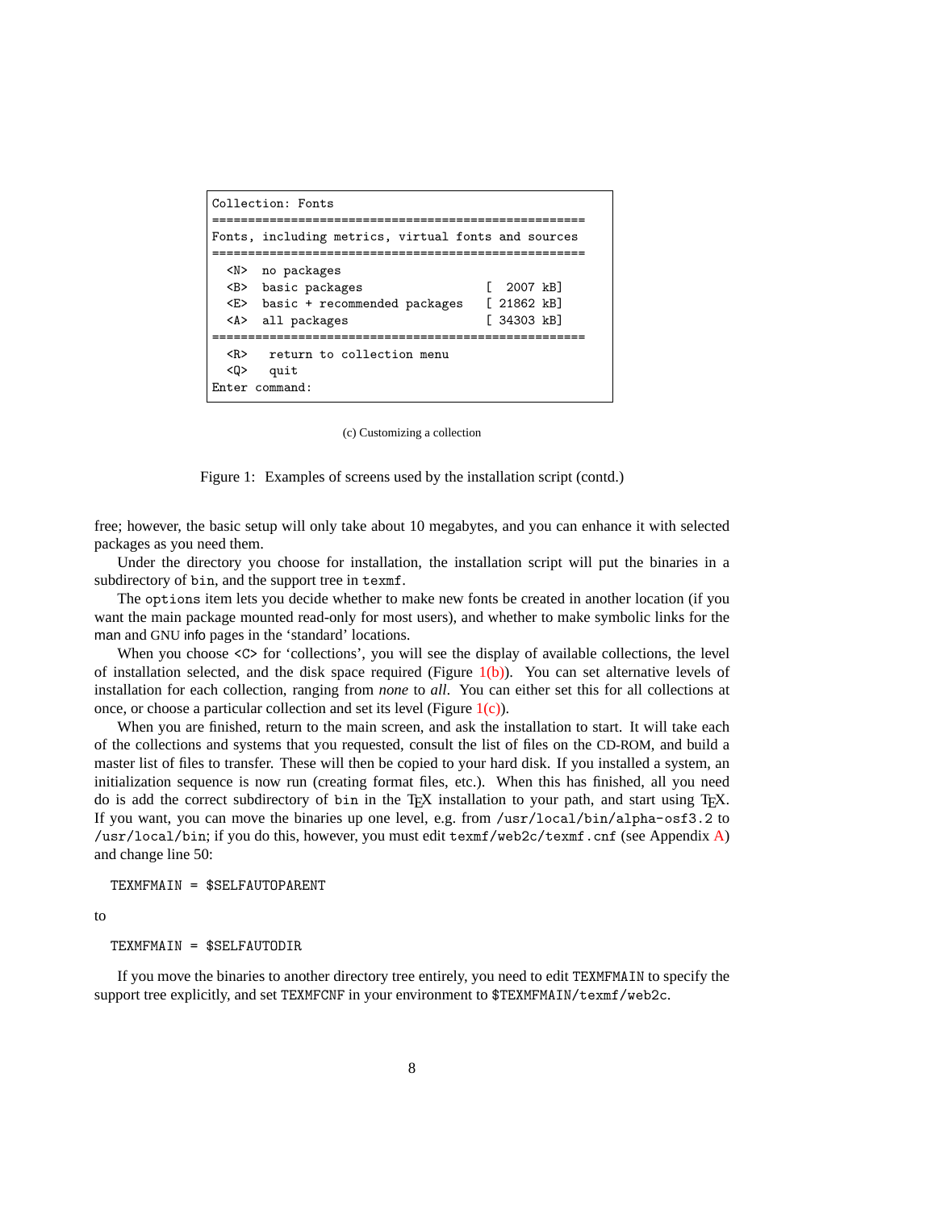```
Collection: Fonts
====================================================
Fonts, including metrics, virtual fonts and sources
====================================================
  <N>  no packages
  <B>  basic packages                  [  2007 kB]
  <E>  basic + recommended packages    [ 21862 kB]
  <A>  all packages                    [ 34303 kB]
====================================================
  <R>   return to collection menu
  <Q>   quit
Enter command:
```

(c) Customizing a collection

Figure 1: Examples of screens used by the installation script (contd.)

free; however, the basic setup will only take about 10 megabytes, and you can enhance it with selected packages as you need them.

Under the directory you choose for installation, the installation script will put the binaries in a subdirectory of `bin`, and the support tree in `texmf`.

The `options` item lets you decide whether to make new fonts be created in another location (if you want the main package mounted read-only for most users), and whether to make symbolic links for the man and GNU info pages in the 'standard' locations.

When you choose `<C>` for 'collections', you will see the display of available collections, the level of installation selected, and the disk space required (Figure 1(b)). You can set alternative levels of installation for each collection, ranging from *none* to *all*. You can either set this for all collections at once, or choose a particular collection and set its level (Figure 1(c)).

When you are finished, return to the main screen, and ask the installation to start. It will take each of the collections and systems that you requested, consult the list of files on the CD-ROM, and build a master list of files to transfer. These will then be copied to your hard disk. If you installed a system, an initialization sequence is now run (creating format files, etc.). When this has finished, all you need do is add the correct subdirectory of `bin` in the TeX installation to your path, and start using TeX. If you want, you can move the binaries up one level, e.g. from `/usr/local/bin/alpha-osf3.2` to `/usr/local/bin`; if you do this, however, you must edit `texmf/web2c/texmf.cnf` (see Appendix A) and change line 50:

```
TEXMFMAIN = $SELFAUTOPARENT
```

to

```
TEXMFMAIN = $SELFAUTODIR
```

If you move the binaries to another directory tree entirely, you need to edit `TEXMFMAIN` to specify the support tree explicitly, and set `TEXMFCNF` in your environment to `$TEXMFMAIN/texmf/web2c`.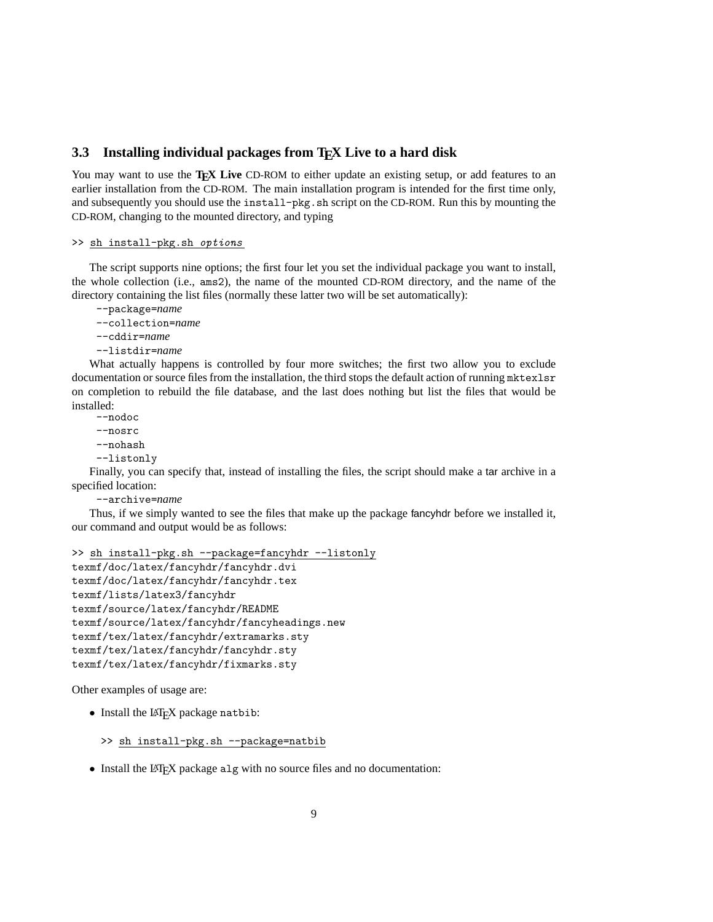### 3.3 Installing individual packages from TEX Live to a hard disk

You may want to use the **TEX Live** CD-ROM to either update an existing setup, or add features to an earlier installation from the CD-ROM. The main installation program is intended for the first time only, and subsequently you should use the `install-pkg.sh` script on the CD-ROM. Run this by mounting the CD-ROM, changing to the mounted directory, and typing

```
>> sh install-pkg.sh options
```

The script supports nine options; the first four let you set the individual package you want to install, the whole collection (i.e., `ams2`), the name of the mounted CD-ROM directory, and the name of the directory containing the list files (normally these latter two will be set automatically):

`--package=`*name*
`--collection=`*name*
`--cddir=`*name*
`--listdir=`*name*

What actually happens is controlled by four more switches; the first two allow you to exclude documentation or source files from the installation, the third stops the default action of running `mktexlsr` on completion to rebuild the file database, and the last does nothing but list the files that would be installed:

`--nodoc`
`--nosrc`
`--nohash`
`--listonly`

Finally, you can specify that, instead of installing the files, the script should make a tar archive in a specified location:

`--archive=`*name*

Thus, if we simply wanted to see the files that make up the package fancyhdr before we installed it, our command and output would be as follows:

```
>> sh install-pkg.sh --package=fancyhdr --listonly
texmf/doc/latex/fancyhdr/fancyhdr.dvi
texmf/doc/latex/fancyhdr/fancyhdr.tex
texmf/lists/latex3/fancyhdr
texmf/source/latex/fancyhdr/README
texmf/source/latex/fancyhdr/fancyheadings.new
texmf/tex/latex/fancyhdr/extramarks.sty
texmf/tex/latex/fancyhdr/fancyhdr.sty
texmf/tex/latex/fancyhdr/fixmarks.sty
```

Other examples of usage are:

- Install the LATEX package `natbib`:

  ```
  >> sh install-pkg.sh --package=natbib
  ```

- Install the LATEX package `alg` with no source files and no documentation: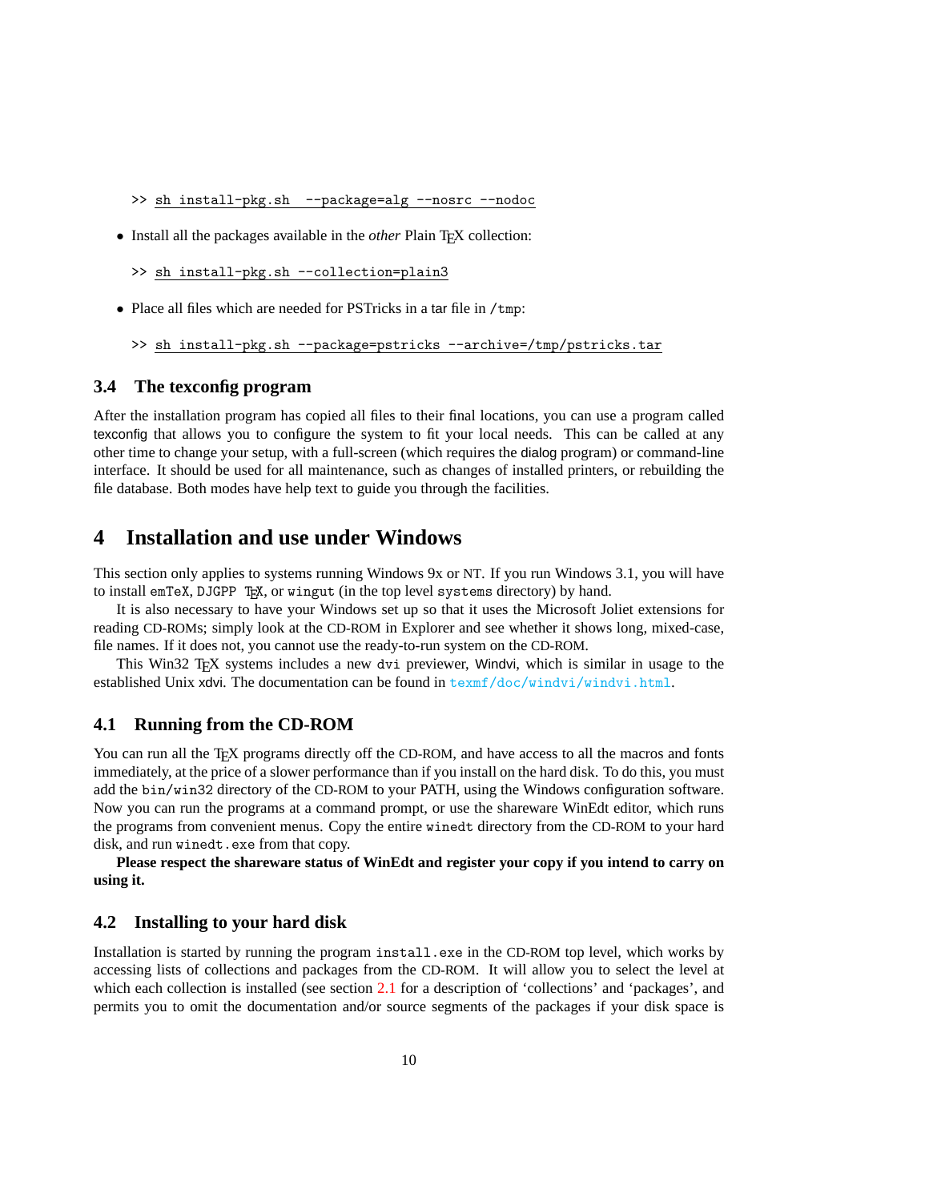```
>> sh install-pkg.sh  --package=alg --nosrc --nodoc
```

- Install all the packages available in the *other* Plain TEX collection:

```
>> sh install-pkg.sh --collection=plain3
```

- Place all files which are needed for PSTricks in a tar file in /tmp:

```
>> sh install-pkg.sh --package=pstricks --archive=/tmp/pstricks.tar
```

### 3.4 The texconfig program

After the installation program has copied all files to their final locations, you can use a program called texconfig that allows you to configure the system to fit your local needs. This can be called at any other time to change your setup, with a full-screen (which requires the dialog program) or command-line interface. It should be used for all maintenance, such as changes of installed printers, or rebuilding the file database. Both modes have help text to guide you through the facilities.

## 4 Installation and use under Windows

This section only applies to systems running Windows 9x or NT. If you run Windows 3.1, you will have to install `emTeX`, `DJGPP TEX`, or `wingut` (in the top level `systems` directory) by hand.

It is also necessary to have your Windows set up so that it uses the Microsoft Joliet extensions for reading CD-ROMs; simply look at the CD-ROM in Explorer and see whether it shows long, mixed-case, file names. If it does not, you cannot use the ready-to-run system on the CD-ROM.

This Win32 TEX systems includes a new `dvi` previewer, Windvi, which is similar in usage to the established Unix xdvi. The documentation can be found in `texmf/doc/windvi/windvi.html`.

### 4.1 Running from the CD-ROM

You can run all the TEX programs directly off the CD-ROM, and have access to all the macros and fonts immediately, at the price of a slower performance than if you install on the hard disk. To do this, you must add the `bin/win32` directory of the CD-ROM to your PATH, using the Windows configuration software. Now you can run the programs at a command prompt, or use the shareware WinEdt editor, which runs the programs from convenient menus. Copy the entire `winedt` directory from the CD-ROM to your hard disk, and run `winedt.exe` from that copy.

**Please respect the shareware status of WinEdt and register your copy if you intend to carry on using it.**

### 4.2 Installing to your hard disk

Installation is started by running the program `install.exe` in the CD-ROM top level, which works by accessing lists of collections and packages from the CD-ROM. It will allow you to select the level at which each collection is installed (see section 2.1 for a description of 'collections' and 'packages', and permits you to omit the documentation and/or source segments of the packages if your disk space is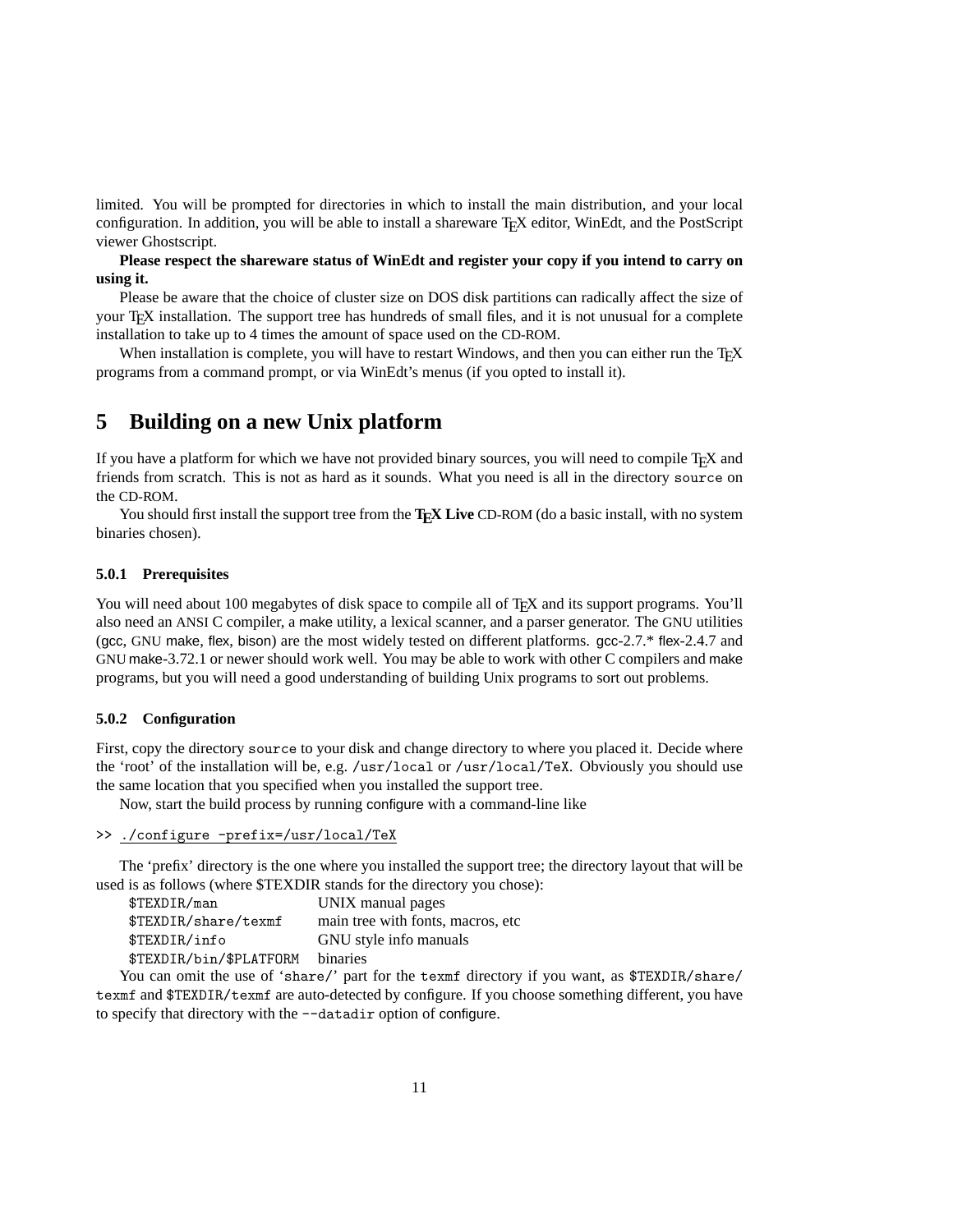limited. You will be prompted for directories in which to install the main distribution, and your local configuration. In addition, you will be able to install a shareware TEX editor, WinEdt, and the PostScript viewer Ghostscript.

**Please respect the shareware status of WinEdt and register your copy if you intend to carry on using it.**

Please be aware that the choice of cluster size on DOS disk partitions can radically affect the size of your TEX installation. The support tree has hundreds of small files, and it is not unusual for a complete installation to take up to 4 times the amount of space used on the CD-ROM.

When installation is complete, you will have to restart Windows, and then you can either run the TEX programs from a command prompt, or via WinEdt's menus (if you opted to install it).

# 5 Building on a new Unix platform

If you have a platform for which we have not provided binary sources, you will need to compile TEX and friends from scratch. This is not as hard as it sounds. What you need is all in the directory `source` on the CD-ROM.

You should first install the support tree from the **TEX Live** CD-ROM (do a basic install, with no system binaries chosen).

### 5.0.1 Prerequisites

You will need about 100 megabytes of disk space to compile all of TEX and its support programs. You'll also need an ANSI C compiler, a make utility, a lexical scanner, and a parser generator. The GNU utilities (gcc, GNU make, flex, bison) are the most widely tested on different platforms. gcc-2.7.* flex-2.4.7 and GNU make-3.72.1 or newer should work well. You may be able to work with other C compilers and make programs, but you will need a good understanding of building Unix programs to sort out problems.

### 5.0.2 Configuration

First, copy the directory `source` to your disk and change directory to where you placed it. Decide where the 'root' of the installation will be, e.g. `/usr/local` or `/usr/local/TeX`. Obviously you should use the same location that you specified when you installed the support tree.

Now, start the build process by running configure with a command-line like

```
>> ./configure -prefix=/usr/local/TeX
```

The 'prefix' directory is the one where you installed the support tree; the directory layout that will be used is as follows (where $TEXDIR stands for the directory you chose):

| | |
|---|---|
| `$TEXDIR/man` | UNIX manual pages |
| `$TEXDIR/share/texmf` | main tree with fonts, macros, etc |
| `$TEXDIR/info` | GNU style info manuals |
| `$TEXDIR/bin/$PLATFORM` | binaries |

You can omit the use of '`share/`' part for the `texmf` directory if you want, as `$TEXDIR/share/texmf` and `$TEXDIR/texmf` are auto-detected by configure. If you choose something different, you have to specify that directory with the `--datadir` option of configure.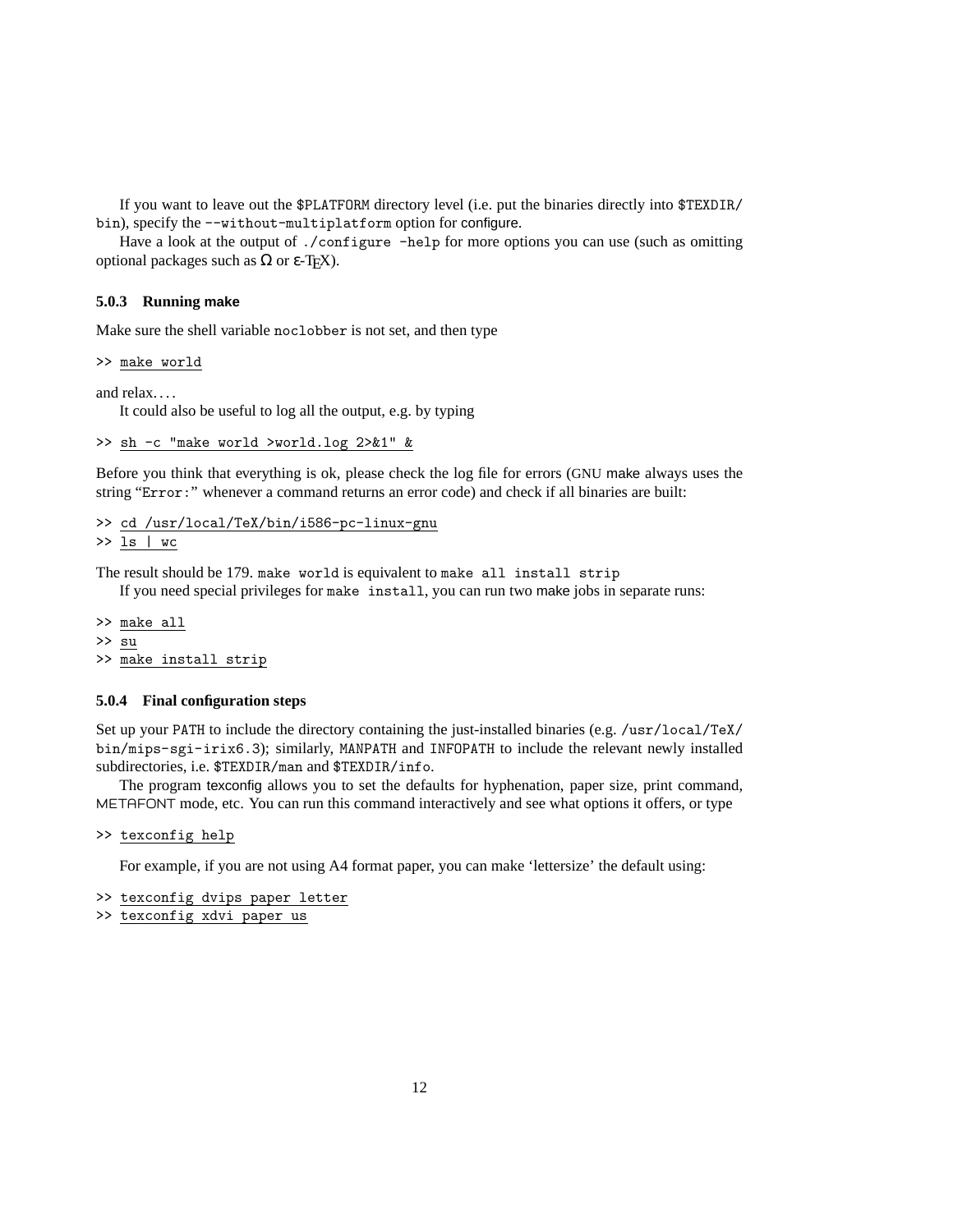If you want to leave out the `$PLATFORM` directory level (i.e. put the binaries directly into `$TEXDIR/bin`), specify the `--without-multiplatform` option for configure.

Have a look at the output of `./configure -help` for more options you can use (such as omitting optional packages such as Ω or ε-TeX).

#### 5.0.3 Running make

Make sure the shell variable `noclobber` is not set, and then type

```
>> make world
```

and relax. . . .

It could also be useful to log all the output, e.g. by typing

```
>> sh -c "make world >world.log 2>&1" &
```

Before you think that everything is ok, please check the log file for errors (GNU make always uses the string "`Error:`" whenever a command returns an error code) and check if all binaries are built:

```
>> cd /usr/local/TeX/bin/i586-pc-linux-gnu
>> ls | wc
```

The result should be 179. `make world` is equivalent to `make all install strip`

If you need special privileges for `make install`, you can run two make jobs in separate runs:

```
>> make all
>> su
>> make install strip
```

#### 5.0.4 Final configuration steps

Set up your `PATH` to include the directory containing the just-installed binaries (e.g. `/usr/local/TeX/bin/mips-sgi-irix6.3`); similarly, `MANPATH` and `INFOPATH` to include the relevant newly installed subdirectories, i.e. `$TEXDIR/man` and `$TEXDIR/info`.

The program texconfig allows you to set the defaults for hyphenation, paper size, print command, METAFONT mode, etc. You can run this command interactively and see what options it offers, or type

```
>> texconfig help
```

For example, if you are not using A4 format paper, you can make 'lettersize' the default using:

```
>> texconfig dvips paper letter
>> texconfig xdvi paper us
```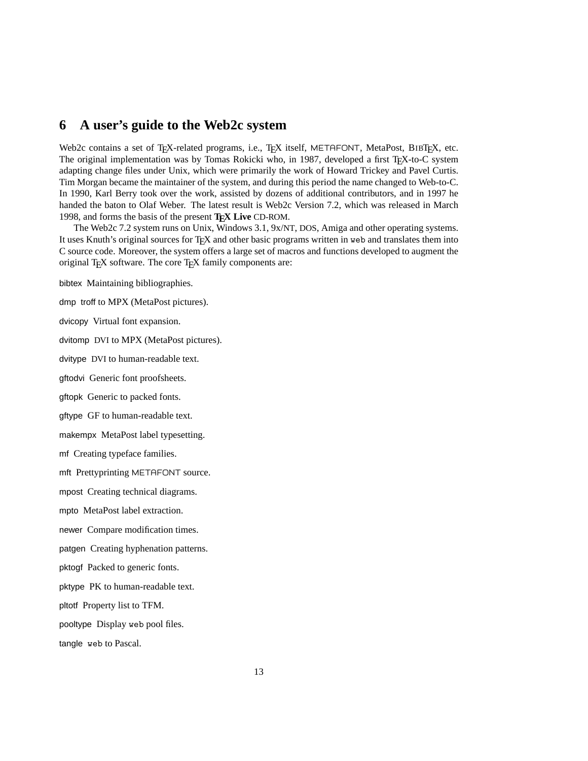## 6 A user's guide to the Web2c system

Web2c contains a set of TeX-related programs, i.e., TeX itself, METAFONT, MetaPost, BibTeX, etc. The original implementation was by Tomas Rokicki who, in 1987, developed a first TeX-to-C system adapting change files under Unix, which were primarily the work of Howard Trickey and Pavel Curtis. Tim Morgan became the maintainer of the system, and during this period the name changed to Web-to-C. In 1990, Karl Berry took over the work, assisted by dozens of additional contributors, and in 1997 he handed the baton to Olaf Weber. The latest result is Web2c Version 7.2, which was released in March 1998, and forms the basis of the present **TeX Live** CD-ROM.

The Web2c 7.2 system runs on Unix, Windows 3.1, 9x/NT, DOS, Amiga and other operating systems. It uses Knuth's original sources for TeX and other basic programs written in `web` and translates them into C source code. Moreover, the system offers a large set of macros and functions developed to augment the original TeX software. The core TeX family components are:

bibtex Maintaining bibliographies.

dmp troff to MPX (MetaPost pictures).

dvicopy Virtual font expansion.

dvitomp DVI to MPX (MetaPost pictures).

dvitype DVI to human-readable text.

gftodvi Generic font proofsheets.

gftopk Generic to packed fonts.

gftype GF to human-readable text.

makempx MetaPost label typesetting.

mf Creating typeface families.

mft Prettyprinting METAFONT source.

mpost Creating technical diagrams.

mpto MetaPost label extraction.

newer Compare modification times.

patgen Creating hyphenation patterns.

pktogf Packed to generic fonts.

pktype PK to human-readable text.

pltotf Property list to TFM.

pooltype Display `web` pool files.

tangle `web` to Pascal.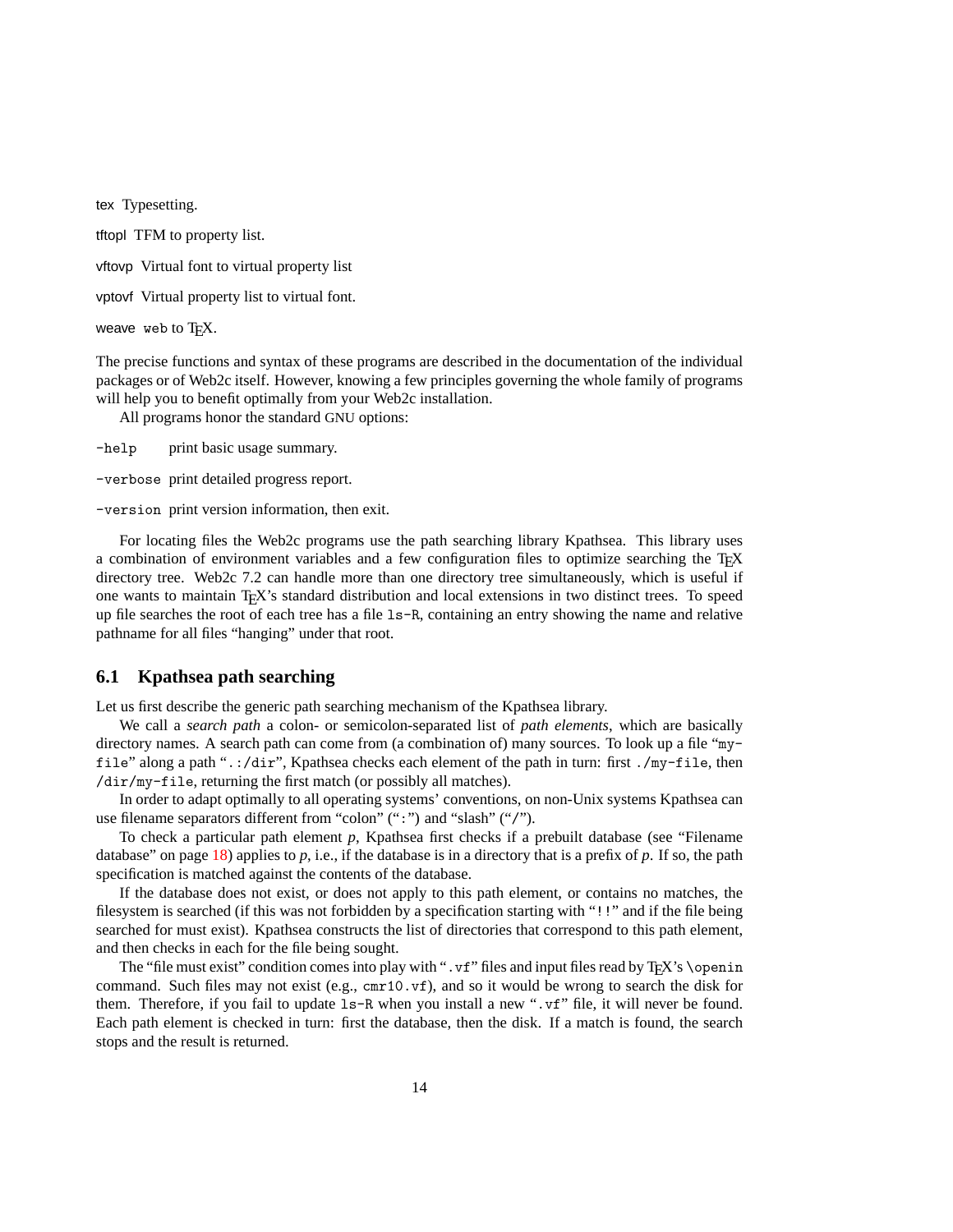tex Typesetting.

tftopl TFM to property list.

vftovp Virtual font to virtual property list

vptovf Virtual property list to virtual font.

weave `web` to TEX.

The precise functions and syntax of these programs are described in the documentation of the individual packages or of Web2c itself. However, knowing a few principles governing the whole family of programs will help you to benefit optimally from your Web2c installation.

All programs honor the standard GNU options:

`-help` print basic usage summary.

`-verbose` print detailed progress report.

`-version` print version information, then exit.

For locating files the Web2c programs use the path searching library Kpathsea. This library uses a combination of environment variables and a few configuration files to optimize searching the TEX directory tree. Web2c 7.2 can handle more than one directory tree simultaneously, which is useful if one wants to maintain TEX's standard distribution and local extensions in two distinct trees. To speed up file searches the root of each tree has a file `ls-R`, containing an entry showing the name and relative pathname for all files "hanging" under that root.

## 6.1 Kpathsea path searching

Let us first describe the generic path searching mechanism of the Kpathsea library.

We call a *search path* a colon- or semicolon-separated list of *path elements*, which are basically directory names. A search path can come from (a combination of) many sources. To look up a file "`my-file`" along a path "`.:/dir`", Kpathsea checks each element of the path in turn: first `./my-file`, then `/dir/my-file`, returning the first match (or possibly all matches).

In order to adapt optimally to all operating systems' conventions, on non-Unix systems Kpathsea can use filename separators different from "colon" ("`:`") and "slash" ("`/`").

To check a particular path element *p*, Kpathsea first checks if a prebuilt database (see "Filename database" on page 18) applies to *p*, i.e., if the database is in a directory that is a prefix of *p*. If so, the path specification is matched against the contents of the database.

If the database does not exist, or does not apply to this path element, or contains no matches, the filesystem is searched (if this was not forbidden by a specification starting with "`!!`" and if the file being searched for must exist). Kpathsea constructs the list of directories that correspond to this path element, and then checks in each for the file being sought.

The "file must exist" condition comes into play with "`.vf`" files and input files read by TEX's `\openin` command. Such files may not exist (e.g., `cmr10.vf`), and so it would be wrong to search the disk for them. Therefore, if you fail to update `ls-R` when you install a new "`.vf`" file, it will never be found. Each path element is checked in turn: first the database, then the disk. If a match is found, the search stops and the result is returned.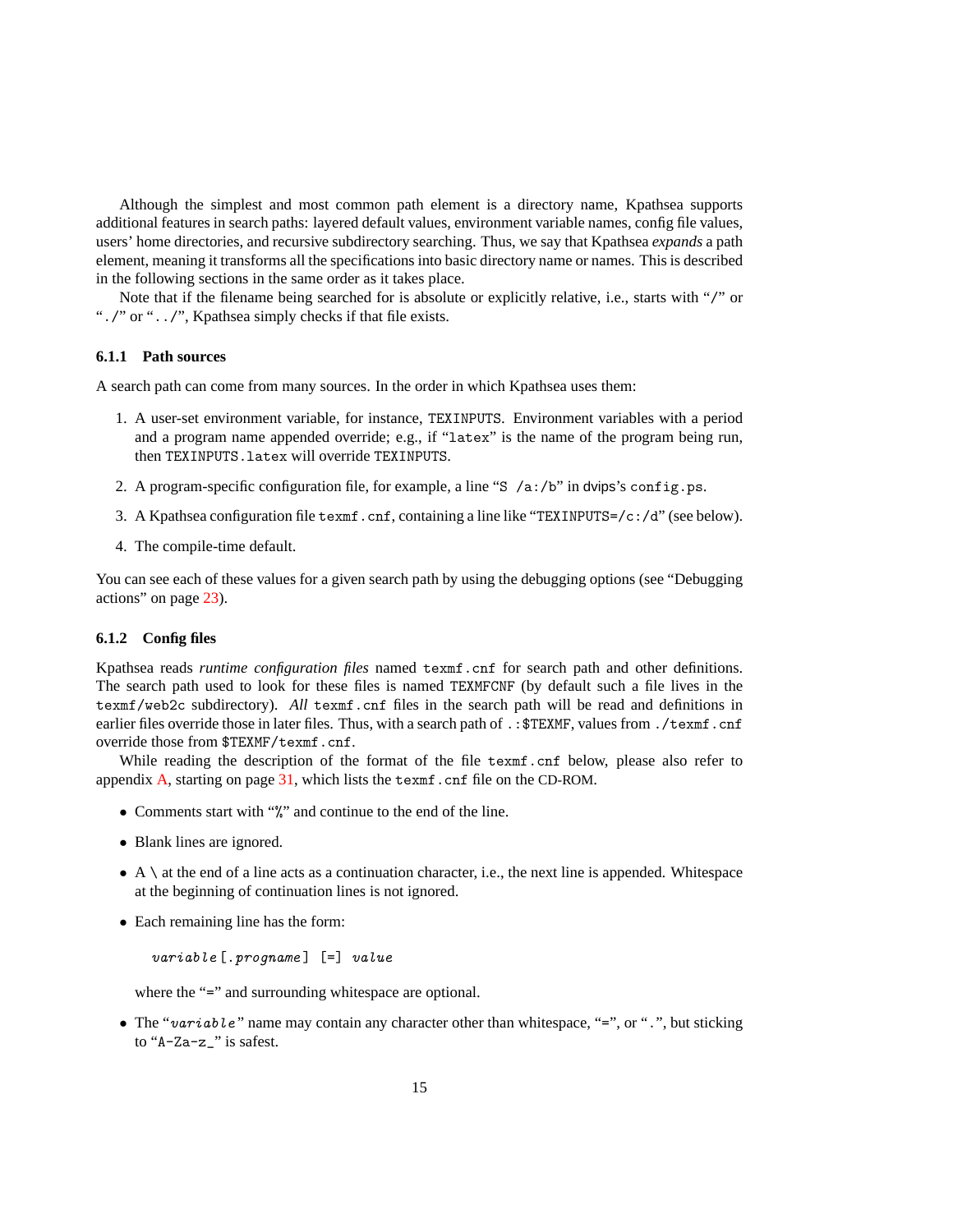Although the simplest and most common path element is a directory name, Kpathsea supports additional features in search paths: layered default values, environment variable names, config file values, users' home directories, and recursive subdirectory searching. Thus, we say that Kpathsea *expands* a path element, meaning it transforms all the specifications into basic directory name or names. This is described in the following sections in the same order as it takes place.

Note that if the filename being searched for is absolute or explicitly relative, i.e., starts with "`/`" or "`./`" or "`../`", Kpathsea simply checks if that file exists.

### 6.1.1 Path sources

A search path can come from many sources. In the order in which Kpathsea uses them:

1. A user-set environment variable, for instance, `TEXINPUTS`. Environment variables with a period and a program name appended override; e.g., if "`latex`" is the name of the program being run, then `TEXINPUTS.latex` will override `TEXINPUTS`.
2. A program-specific configuration file, for example, a line "`S /a:/b`" in dvips's `config.ps`.
3. A Kpathsea configuration file `texmf.cnf`, containing a line like "`TEXINPUTS=/c:/d`" (see below).
4. The compile-time default.

You can see each of these values for a given search path by using the debugging options (see "Debugging actions" on page 23).

### 6.1.2 Config files

Kpathsea reads *runtime configuration files* named `texmf.cnf` for search path and other definitions. The search path used to look for these files is named `TEXMFCNF` (by default such a file lives in the `texmf/web2c` subdirectory). *All* `texmf.cnf` files in the search path will be read and definitions in earlier files override those in later files. Thus, with a search path of `.:$TEXMF`, values from `./texmf.cnf` override those from `$TEXMF/texmf.cnf`.

While reading the description of the format of the file `texmf.cnf` below, please also refer to appendix A, starting on page 31, which lists the `texmf.cnf` file on the CD-ROM.

- Comments start with "`%`" and continue to the end of the line.
- Blank lines are ignored.
- A \ at the end of a line acts as a continuation character, i.e., the next line is appended. Whitespace at the beginning of continuation lines is not ignored.
- Each remaining line has the form:

  *variable*[.*progname*] [=] *value*

  where the "`=`" and surrounding whitespace are optional.
- The "*variable*" name may contain any character other than whitespace, "`=`", or "`.`", but sticking to "`A-Za-z_`" is safest.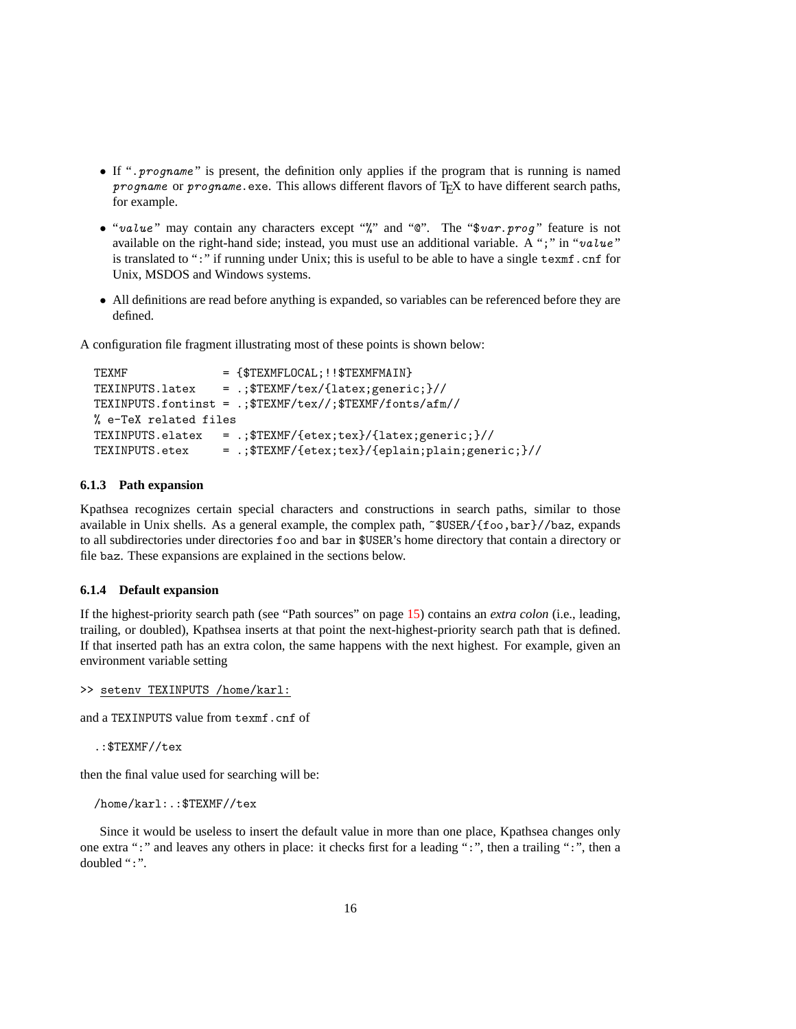- If "`.progname`" is present, the definition only applies if the program that is running is named *progname* or *progname*`.exe`. This allows different flavors of TEX to have different search paths, for example.
- "*value*" may contain any characters except "`%`" and "`@`". The "`$`*var*`.`*prog*" feature is not available on the right-hand side; instead, you must use an additional variable. A "`;`" in "*value*" is translated to "`:`" if running under Unix; this is useful to be able to have a single `texmf.cnf` for Unix, MSDOS and Windows systems.
- All definitions are read before anything is expanded, so variables can be referenced before they are defined.

A configuration file fragment illustrating most of these points is shown below:

```
TEXMF              = {$TEXMFLOCAL;!!$TEXMFMAIN}
TEXINPUTS.latex    = .;$TEXMF/tex/{latex;generic;}//
TEXINPUTS.fontinst = .;$TEXMF/tex//;$TEXMF/fonts/afm//
% e-TeX related files
TEXINPUTS.elatex   = .;$TEXMF/{etex;tex}/{latex;generic;}//
TEXINPUTS.etex     = .;$TEXMF/{etex;tex}/{eplain;plain;generic;}//
```

### 6.1.3 Path expansion

Kpathsea recognizes certain special characters and constructions in search paths, similar to those available in Unix shells. As a general example, the complex path, `~$USER/{foo,bar}//baz`, expands to all subdirectories under directories `foo` and `bar` in `$USER`'s home directory that contain a directory or file `baz`. These expansions are explained in the sections below.

### 6.1.4 Default expansion

If the highest-priority search path (see "Path sources" on page 15) contains an *extra colon* (i.e., leading, trailing, or doubled), Kpathsea inserts at that point the next-highest-priority search path that is defined. If that inserted path has an extra colon, the same happens with the next highest. For example, given an environment variable setting

```
>> setenv TEXINPUTS /home/karl:
```

and a `TEXINPUTS` value from `texmf.cnf` of

```
.:$TEXMF//tex
```

then the final value used for searching will be:

```
/home/karl:.:$TEXMF//tex
```

Since it would be useless to insert the default value in more than one place, Kpathsea changes only one extra "`:`" and leaves any others in place: it checks first for a leading "`:`", then a trailing "`:`", then a doubled "`:`".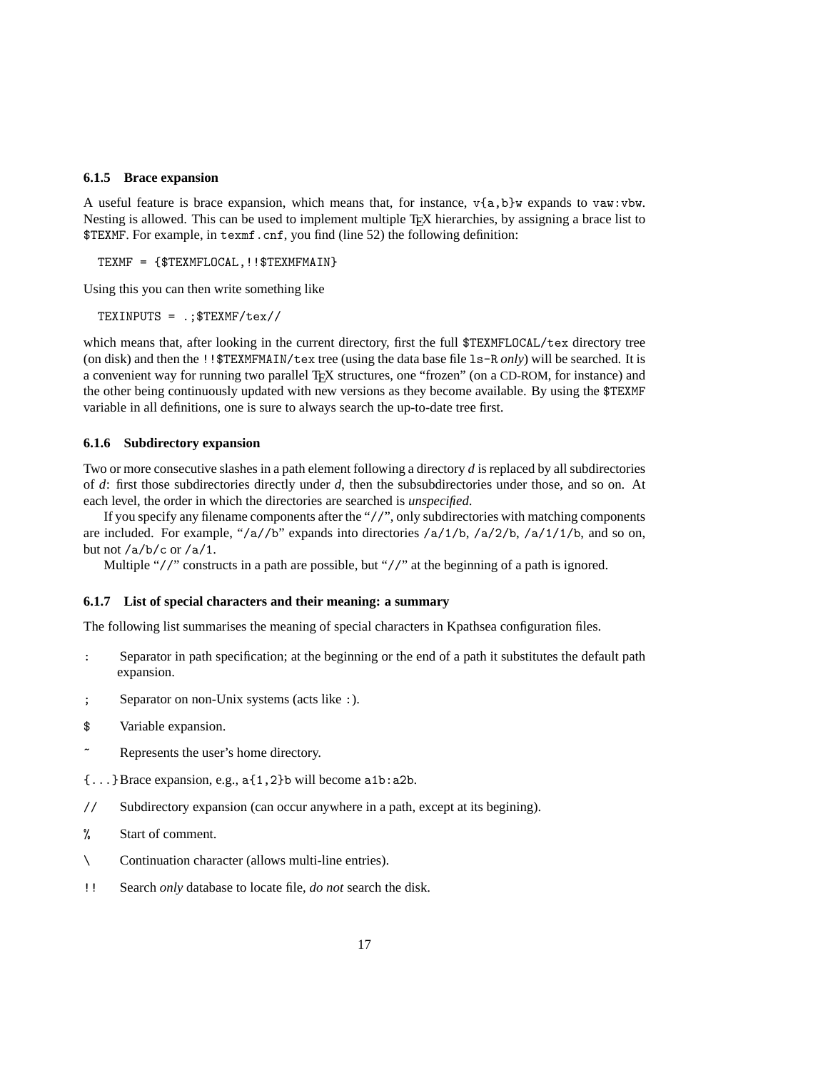#### 6.1.5 Brace expansion

A useful feature is brace expansion, which means that, for instance, `v{a,b}w` expands to `vaw:vbw`. Nesting is allowed. This can be used to implement multiple TEX hierarchies, by assigning a brace list to `$TEXMF`. For example, in `texmf.cnf`, you find (line 52) the following definition:

```
TEXMF = {$TEXMFLOCAL,!!$TEXMFMAIN}
```

Using this you can then write something like

```
TEXINPUTS = .;$TEXMF/tex//
```

which means that, after looking in the current directory, first the full `$TEXMFLOCAL/tex` directory tree (on disk) and then the `!!$TEXMFMAIN/tex` tree (using the data base file `ls-R` *only*) will be searched. It is a convenient way for running two parallel TEX structures, one "frozen" (on a CD-ROM, for instance) and the other being continuously updated with new versions as they become available. By using the `$TEXMF` variable in all definitions, one is sure to always search the up-to-date tree first.

#### 6.1.6 Subdirectory expansion

Two or more consecutive slashes in a path element following a directory *d* is replaced by all subdirectories of *d*: first those subdirectories directly under *d*, then the subsubdirectories under those, and so on. At each level, the order in which the directories are searched is *unspecified*.

If you specify any filename components after the "`//`", only subdirectories with matching components are included. For example, "`/a//b`" expands into directories `/a/1/b`, `/a/2/b`, `/a/1/1/b`, and so on, but not `/a/b/c` or `/a/1`.

Multiple "`//`" constructs in a path are possible, but "`//`" at the beginning of a path is ignored.

#### 6.1.7 List of special characters and their meaning: a summary

The following list summarises the meaning of special characters in Kpathsea configuration files.

- `:` Separator in path specification; at the beginning or the end of a path it substitutes the default path expansion.
- `;` Separator on non-Unix systems (acts like `:`).
- `$` Variable expansion.
- `~` Represents the user's home directory.
- `{...}` Brace expansion, e.g., `a{1,2}b` will become `a1b:a2b`.
- `//` Subdirectory expansion (can occur anywhere in a path, except at its begining).
- `%` Start of comment.
- `\` Continuation character (allows multi-line entries).
- `!!` Search *only* database to locate file, *do not* search the disk.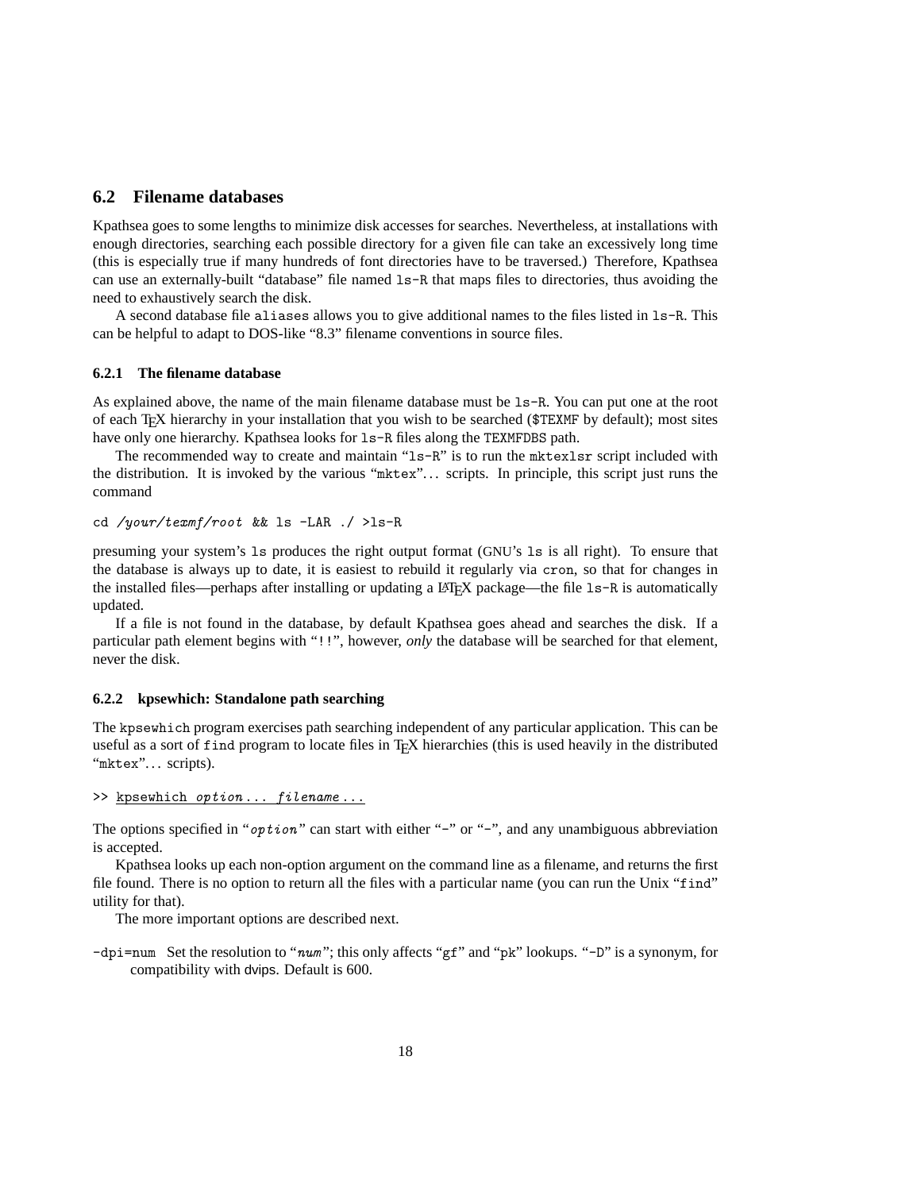## 6.2 Filename databases

Kpathsea goes to some lengths to minimize disk accesses for searches. Nevertheless, at installations with enough directories, searching each possible directory for a given file can take an excessively long time (this is especially true if many hundreds of font directories have to be traversed.) Therefore, Kpathsea can use an externally-built "database" file named `ls-R` that maps files to directories, thus avoiding the need to exhaustively search the disk.

A second database file `aliases` allows you to give additional names to the files listed in `ls-R`. This can be helpful to adapt to DOS-like "8.3" filename conventions in source files.

### 6.2.1 The filename database

As explained above, the name of the main filename database must be `ls-R`. You can put one at the root of each TeX hierarchy in your installation that you wish to be searched (`$TEXMF` by default); most sites have only one hierarchy. Kpathsea looks for `ls-R` files along the `TEXMFDBS` path.

The recommended way to create and maintain "`ls-R`" is to run the `mktexlsr` script included with the distribution. It is invoked by the various "`mktex`"... scripts. In principle, this script just runs the command

```
cd /your/texmf/root && ls -LAR ./ >ls-R
```

presuming your system's `ls` produces the right output format (GNU's `ls` is all right). To ensure that the database is always up to date, it is easiest to rebuild it regularly via `cron`, so that for changes in the installed files—perhaps after installing or updating a LaTeX package—the file `ls-R` is automatically updated.

If a file is not found in the database, by default Kpathsea goes ahead and searches the disk. If a particular path element begins with "`!!`", however, *only* the database will be searched for that element, never the disk.

### 6.2.2 kpsewhich: Standalone path searching

The `kpsewhich` program exercises path searching independent of any particular application. This can be useful as a sort of `find` program to locate files in TeX hierarchies (this is used heavily in the distributed "`mktex`"... scripts).

```
>> kpsewhich option... filename...
```

The options specified in "*option*" can start with either "`-`" or "`-`", and any unambiguous abbreviation is accepted.

Kpathsea looks up each non-option argument on the command line as a filename, and returns the first file found. There is no option to return all the files with a particular name (you can run the Unix "`find`" utility for that).

The more important options are described next.

`-dpi=num` Set the resolution to "*num*"; this only affects "`gf`" and "`pk`" lookups. "`-D`" is a synonym, for compatibility with dvips. Default is 600.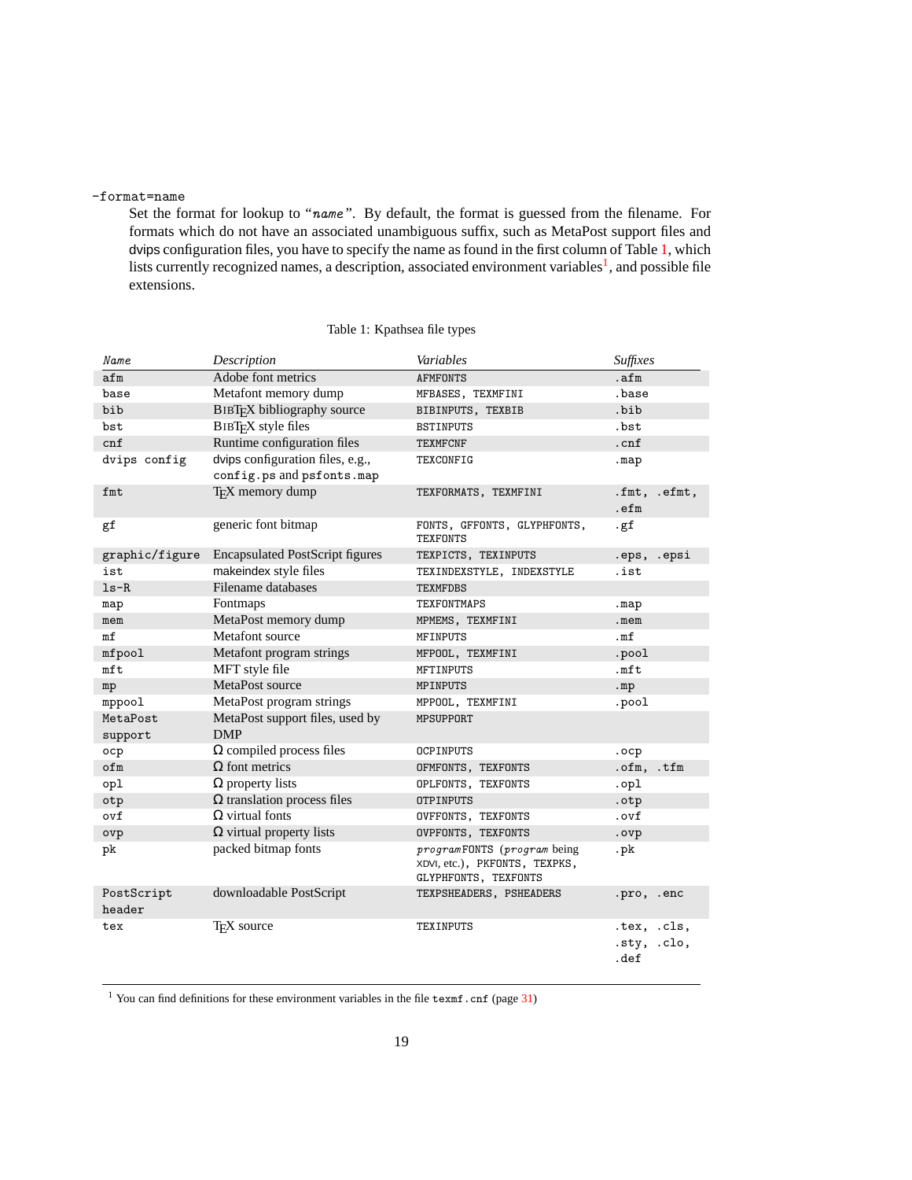`-format=name`

Set the format for lookup to "*name*". By default, the format is guessed from the filename. For formats which do not have an associated unambiguous suffix, such as MetaPost support files and dvips configuration files, you have to specify the name as found in the first column of Table 1, which lists currently recognized names, a description, associated environment variables[1], and possible file extensions.

Table 1: Kpathsea file types

| *Name* | *Description* | *Variables* | *Suffixes* |
|---|---|---|---|
| `afm` | Adobe font metrics | `AFMFONTS` | `.afm` |
| `base` | Metafont memory dump | `MFBASES, TEXMFINI` | `.base` |
| `bib` | BIBTEX bibliography source | `BIBINPUTS, TEXBIB` | `.bib` |
| `bst` | BIBTEX style files | `BSTINPUTS` | `.bst` |
| `cnf` | Runtime configuration files | `TEXMFCNF` | `.cnf` |
| `dvips config` | dvips configuration files, e.g., `config.ps` and `psfonts.map` | `TEXCONFIG` | `.map` |
| `fmt` | TEX memory dump | `TEXFORMATS, TEXMFINI` | `.fmt, .efmt, .efm` |
| `gf` | generic font bitmap | `FONTS, GFFONTS, GLYPHFONTS, TEXFONTS` | `.gf` |
| `graphic/figure` | Encapsulated PostScript figures | `TEXPICTS, TEXINPUTS` | `.eps, .epsi` |
| `ist` | makeindex style files | `TEXINDEXSTYLE, INDEXSTYLE` | `.ist` |
| `ls-R` | Filename databases | `TEXMFDBS` | |
| `map` | Fontmaps | `TEXFONTMAPS` | `.map` |
| `mem` | MetaPost memory dump | `MPMEMS, TEXMFINI` | `.mem` |
| `mf` | Metafont source | `MFINPUTS` | `.mf` |
| `mfpool` | Metafont program strings | `MFPOOL, TEXMFINI` | `.pool` |
| `mft` | MFT style file | `MFTINPUTS` | `.mft` |
| `mp` | MetaPost source | `MPINPUTS` | `.mp` |
| `mppool` | MetaPost program strings | `MPPOOL, TEXMFINI` | `.pool` |
| `MetaPost support` | MetaPost support files, used by DMP | `MPSUPPORT` | |
| `ocp` | Ω compiled process files | `OCPINPUTS` | `.ocp` |
| `ofm` | Ω font metrics | `OFMFONTS, TEXFONTS` | `.ofm, .tfm` |
| `opl` | Ω property lists | `OPLFONTS, TEXFONTS` | `.opl` |
| `otp` | Ω translation process files | `OTPINPUTS` | `.otp` |
| `ovf` | Ω virtual fonts | `OVFFONTS, TEXFONTS` | `.ovf` |
| `ovp` | Ω virtual property lists | `OVPFONTS, TEXFONTS` | `.ovp` |
| `pk` | packed bitmap fonts | *program*`FONTS` (*program* being XDVI, etc.), `PKFONTS, TEXPKS, GLYPHFONTS, TEXFONTS` | `.pk` |
| `PostScript header` | downloadable PostScript | `TEXPSHEADERS, PSHEADERS` | `.pro, .enc` |
| `tex` | TEX source | `TEXINPUTS` | `.tex, .cls, .sty, .clo, .def` |

[1] You can find definitions for these environment variables in the file `texmf.cnf` (page 31)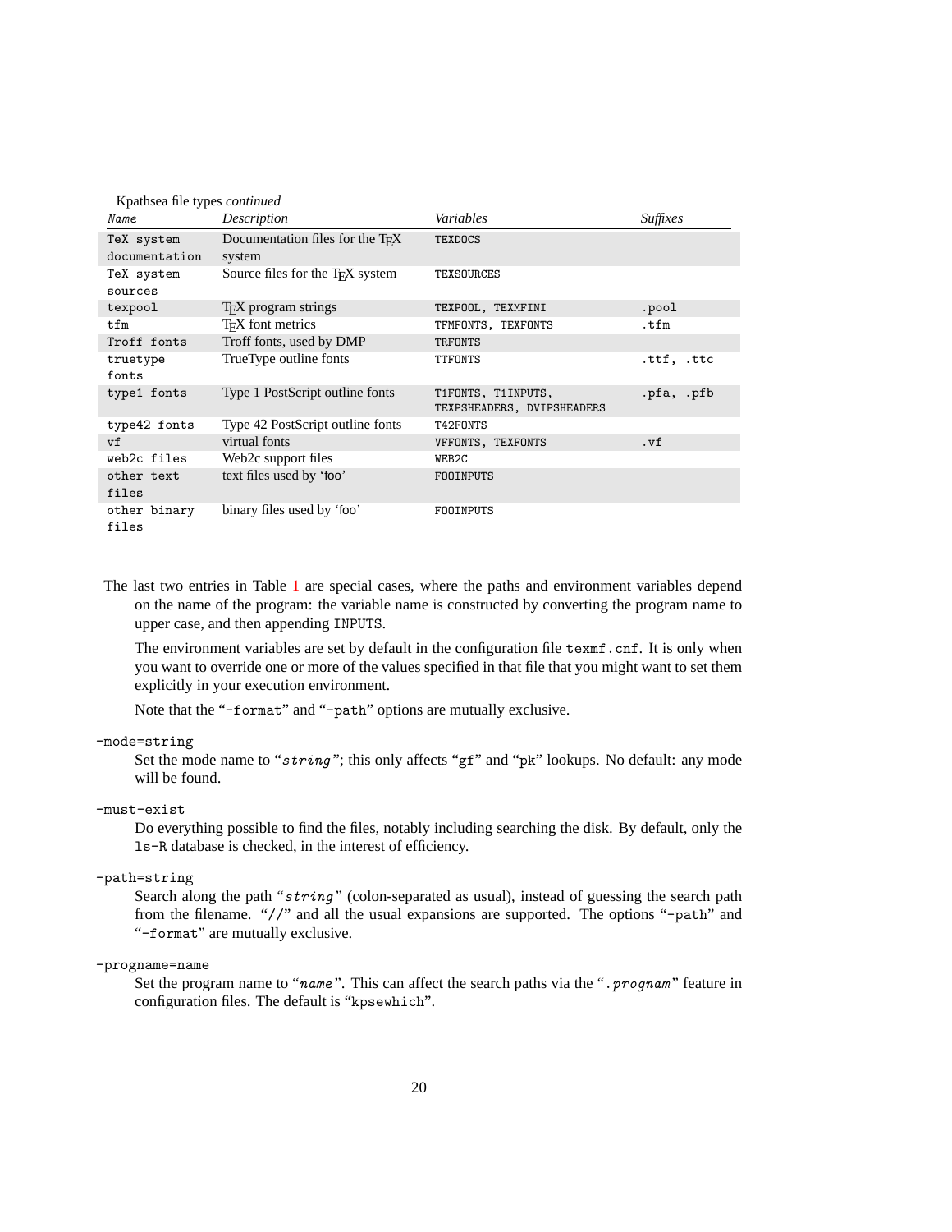Kpathsea file types *continued*

| *Name* | *Description* | *Variables* | *Suffixes* |
|---|---|---|---|
| `TeX system documentation` | Documentation files for the TeX system | `TEXDOCS` | |
| `TeX system sources` | Source files for the TeX system | `TEXSOURCES` | |
| `texpool` | TeX program strings | `TEXPOOL, TEXMFINI` | `.pool` |
| `tfm` | TeX font metrics | `TFMFONTS, TEXFONTS` | `.tfm` |
| `Troff fonts` | Troff fonts, used by DMP | `TRFONTS` | |
| `truetype fonts` | TrueType outline fonts | `TTFONTS` | `.ttf, .ttc` |
| `type1 fonts` | Type 1 PostScript outline fonts | `T1FONTS, T1INPUTS, TEXPSHEADERS, DVIPSHEADERS` | `.pfa, .pfb` |
| `type42 fonts` | Type 42 PostScript outline fonts | `T42FONTS` | |
| `vf` | virtual fonts | `VFFONTS, TEXFONTS` | `.vf` |
| `web2c files` | Web2c support files | `WEB2C` | |
| `other text files` | text files used by 'foo' | `FOOINPUTS` | |
| `other binary files` | binary files used by 'foo' | `FOOINPUTS` | |

The last two entries in Table 1 are special cases, where the paths and environment variables depend on the name of the program: the variable name is constructed by converting the program name to upper case, and then appending `INPUTS`.

The environment variables are set by default in the configuration file `texmf.cnf`. It is only when you want to override one or more of the values specified in that file that you might want to set them explicitly in your execution environment.

Note that the "`-format`" and "`-path`" options are mutually exclusive.

`-mode=string`
: Set the mode name to "*string*"; this only affects "`gf`" and "`pk`" lookups. No default: any mode will be found.

`-must-exist`
: Do everything possible to find the files, notably including searching the disk. By default, only the `ls-R` database is checked, in the interest of efficiency.

`-path=string`
: Search along the path "*string*" (colon-separated as usual), instead of guessing the search path from the filename. "`//`" and all the usual expansions are supported. The options "`-path`" and "`-format`" are mutually exclusive.

`-progname=name`
: Set the program name to "*name*". This can affect the search paths via the "*.prognam*" feature in configuration files. The default is "`kpsewhich`".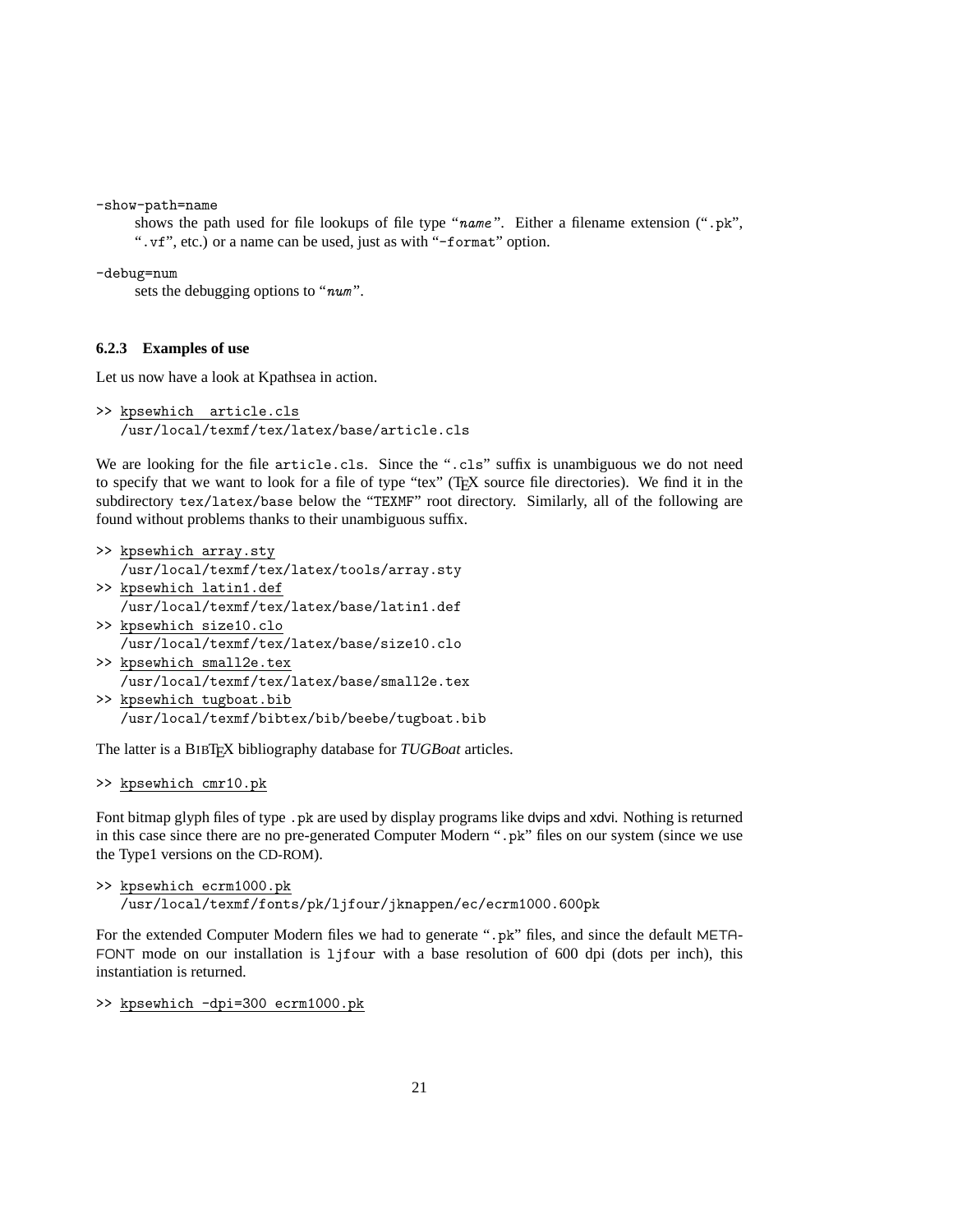-show-path=name

shows the path used for file lookups of file type "*name*". Either a filename extension (".pk", ".vf", etc.) or a name can be used, just as with "-format" option.

-debug=num

sets the debugging options to "*num*".

### 6.2.3 Examples of use

Let us now have a look at Kpathsea in action.

```
>> kpsewhich  article.cls
   /usr/local/texmf/tex/latex/base/article.cls
```

We are looking for the file article.cls. Since the ".cls" suffix is unambiguous we do not need to specify that we want to look for a file of type "tex" (TEX source file directories). We find it in the subdirectory tex/latex/base below the "TEXMF" root directory. Similarly, all of the following are found without problems thanks to their unambiguous suffix.

```
>> kpsewhich array.sty
   /usr/local/texmf/tex/latex/tools/array.sty
>> kpsewhich latin1.def
   /usr/local/texmf/tex/latex/base/latin1.def
>> kpsewhich size10.clo
   /usr/local/texmf/tex/latex/base/size10.clo
>> kpsewhich small2e.tex
   /usr/local/texmf/tex/latex/base/small2e.tex
>> kpsewhich tugboat.bib
   /usr/local/texmf/bibtex/bib/beebe/tugboat.bib
```

The latter is a BIBTEX bibliography database for *TUGBoat* articles.

```
>> kpsewhich cmr10.pk
```

Font bitmap glyph files of type .pk are used by display programs like dvips and xdvi. Nothing is returned in this case since there are no pre-generated Computer Modern ".pk" files on our system (since we use the Type1 versions on the CD-ROM).

```
>> kpsewhich ecrm1000.pk
   /usr/local/texmf/fonts/pk/ljfour/jknappen/ec/ecrm1000.600pk
```

For the extended Computer Modern files we had to generate ".pk" files, and since the default METAFONT mode on our installation is ljfour with a base resolution of 600 dpi (dots per inch), this instantiation is returned.

```
>> kpsewhich -dpi=300 ecrm1000.pk
```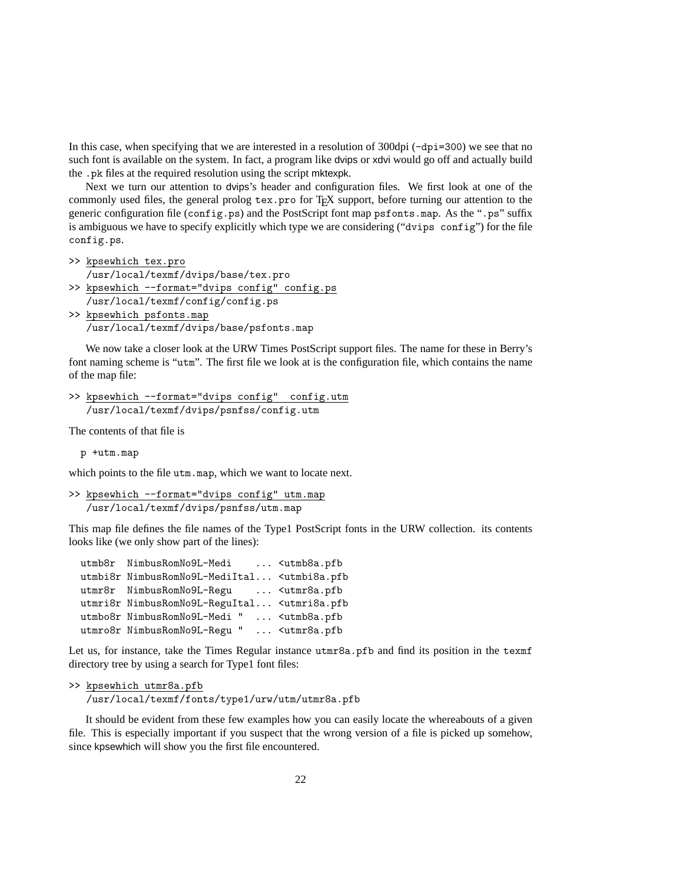In this case, when specifying that we are interested in a resolution of 300dpi (`-dpi=300`) we see that no such font is available on the system. In fact, a program like dvips or xdvi would go off and actually build the `.pk` files at the required resolution using the script mktexpk.

Next we turn our attention to dvips's header and configuration files. We first look at one of the commonly used files, the general prolog `tex.pro` for TEX support, before turning our attention to the generic configuration file (`config.ps`) and the PostScript font map `psfonts.map`. As the "`.ps`" suffix is ambiguous we have to specify explicitly which type we are considering ("`dvips config`") for the file `config.ps`.

```
>> kpsewhich tex.pro
   /usr/local/texmf/dvips/base/tex.pro
>> kpsewhich --format="dvips config" config.ps
   /usr/local/texmf/config/config.ps
>> kpsewhich psfonts.map
   /usr/local/texmf/dvips/base/psfonts.map
```

We now take a closer look at the URW Times PostScript support files. The name for these in Berry's font naming scheme is "`utm`". The first file we look at is the configuration file, which contains the name of the map file:

```
>> kpsewhich --format="dvips config"  config.utm
   /usr/local/texmf/dvips/psnfss/config.utm
```

The contents of that file is

```
p +utm.map
```

which points to the file `utm.map`, which we want to locate next.

```
>> kpsewhich --format="dvips config" utm.map
   /usr/local/texmf/dvips/psnfss/utm.map
```

This map file defines the file names of the Type1 PostScript fonts in the URW collection. its contents looks like (we only show part of the lines):

```
utmb8r  NimbusRomNo9L-Medi    ... <utmb8a.pfb
utmbi8r NimbusRomNo9L-MediItal... <utmbi8a.pfb
utmr8r  NimbusRomNo9L-Regu    ... <utmr8a.pfb
utmri8r NimbusRomNo9L-ReguItal... <utmri8a.pfb
utmbo8r NimbusRomNo9L-Medi "  ... <utmb8a.pfb
utmro8r NimbusRomNo9L-Regu "  ... <utmr8a.pfb
```

Let us, for instance, take the Times Regular instance `utmr8a.pfb` and find its position in the `texmf` directory tree by using a search for Type1 font files:

```
>> kpsewhich utmr8a.pfb
   /usr/local/texmf/fonts/type1/urw/utm/utmr8a.pfb
```

It should be evident from these few examples how you can easily locate the whereabouts of a given file. This is especially important if you suspect that the wrong version of a file is picked up somehow, since kpsewhich will show you the first file encountered.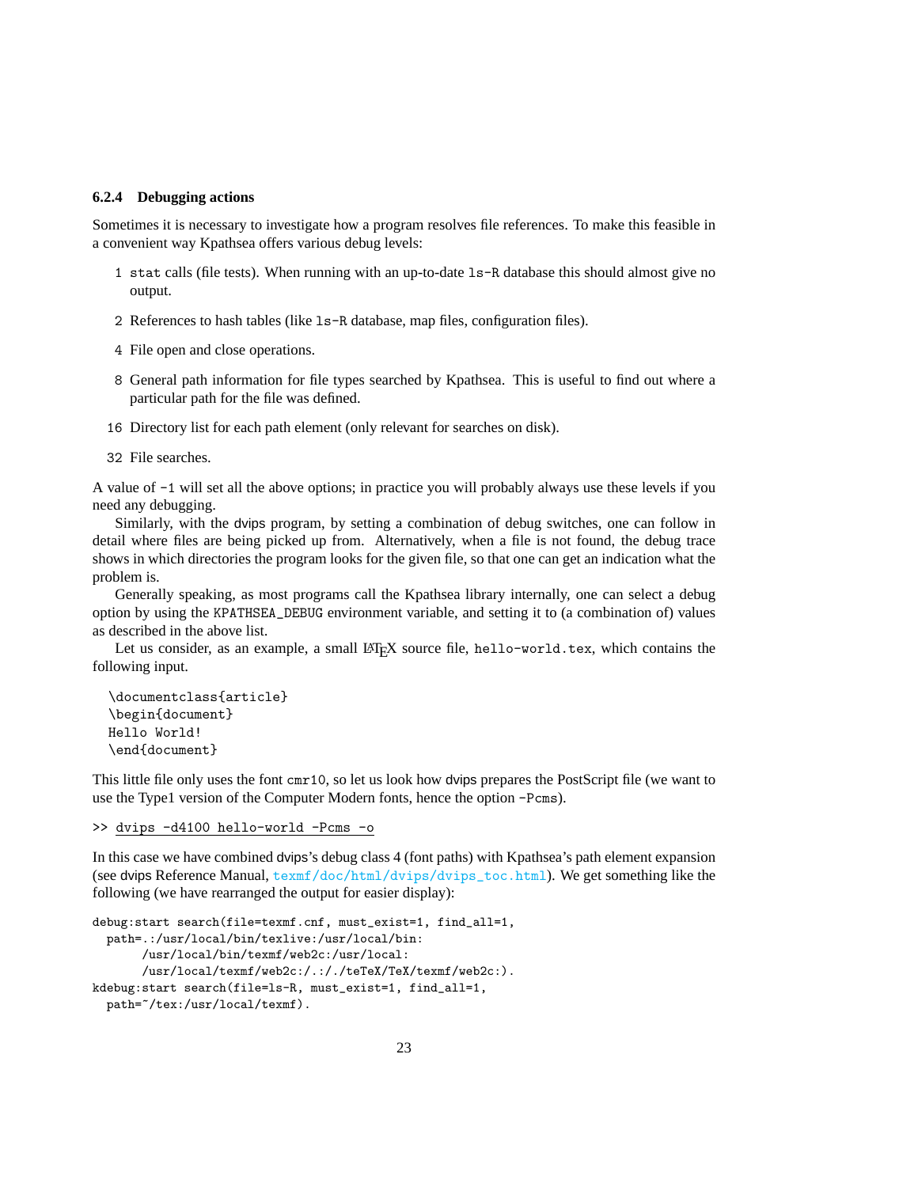### 6.2.4 Debugging actions

Sometimes it is necessary to investigate how a program resolves file references. To make this feasible in a convenient way Kpathsea offers various debug levels:

1 `stat` calls (file tests). When running with an up-to-date `ls-R` database this should almost give no output.

2 References to hash tables (like `ls-R` database, map files, configuration files).

4 File open and close operations.

8 General path information for file types searched by Kpathsea. This is useful to find out where a particular path for the file was defined.

16 Directory list for each path element (only relevant for searches on disk).

32 File searches.

A value of `-1` will set all the above options; in practice you will probably always use these levels if you need any debugging.

Similarly, with the dvips program, by setting a combination of debug switches, one can follow in detail where files are being picked up from. Alternatively, when a file is not found, the debug trace shows in which directories the program looks for the given file, so that one can get an indication what the problem is.

Generally speaking, as most programs call the Kpathsea library internally, one can select a debug option by using the `KPATHSEA_DEBUG` environment variable, and setting it to (a combination of) values as described in the above list.

Let us consider, as an example, a small LaTeX source file, `hello-world.tex`, which contains the following input.

```
\documentclass{article}
\begin{document}
Hello World!
\end{document}
```

This little file only uses the font `cmr10`, so let us look how dvips prepares the PostScript file (we want to use the Type1 version of the Computer Modern fonts, hence the option `-Pcms`).

```
>> dvips -d4100 hello-world -Pcms -o
```

In this case we have combined dvips's debug class 4 (font paths) with Kpathsea's path element expansion (see dvips Reference Manual, `texmf/doc/html/dvips/dvips_toc.html`). We get something like the following (we have rearranged the output for easier display):

```
debug:start search(file=texmf.cnf, must_exist=1, find_all=1,
  path=.:/usr/local/bin/texlive:/usr/local/bin:
       /usr/local/bin/texmf/web2c:/usr/local:
       /usr/local/texmf/web2c:/.:/./teTeX/TeX/texmf/web2c:).
kdebug:start search(file=ls-R, must_exist=1, find_all=1,
  path=~/tex:/usr/local/texmf).
```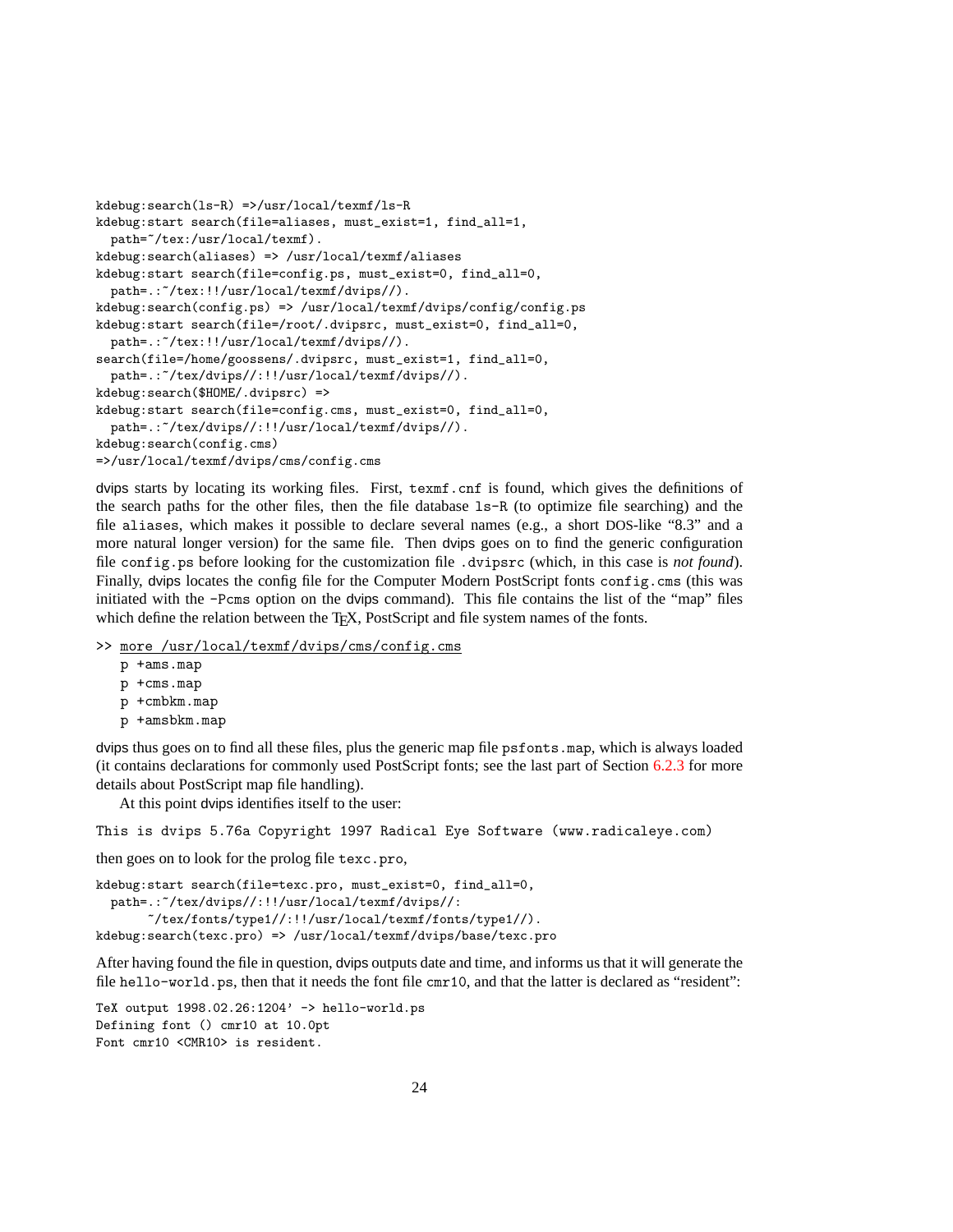```
kdebug:search(ls-R) =>/usr/local/texmf/ls-R
kdebug:start search(file=aliases, must_exist=1, find_all=1,
  path=~/tex:/usr/local/texmf).
kdebug:search(aliases) => /usr/local/texmf/aliases
kdebug:start search(file=config.ps, must_exist=0, find_all=0,
  path=.:~/tex:!!/usr/local/texmf/dvips//).
kdebug:search(config.ps) => /usr/local/texmf/dvips/config/config.ps
kdebug:start search(file=/root/.dvipsrc, must_exist=0, find_all=0,
  path=.:~/tex:!!/usr/local/texmf/dvips//).
search(file=/home/goossens/.dvipsrc, must_exist=1, find_all=0,
  path=.:~/tex/dvips//:!!/usr/local/texmf/dvips//).
kdebug:search($HOME/.dvipsrc) =>
kdebug:start search(file=config.cms, must_exist=0, find_all=0,
  path=.:~/tex/dvips//:!!/usr/local/texmf/dvips//).
kdebug:search(config.cms)
=>/usr/local/texmf/dvips/cms/config.cms
```

dvips starts by locating its working files. First, `texmf.cnf` is found, which gives the definitions of the search paths for the other files, then the file database `ls-R` (to optimize file searching) and the file `aliases`, which makes it possible to declare several names (e.g., a short DOS-like "8.3" and a more natural longer version) for the same file. Then dvips goes on to find the generic configuration file `config.ps` before looking for the customization file `.dvipsrc` (which, in this case is *not found*). Finally, dvips locates the config file for the Computer Modern PostScript fonts `config.cms` (this was initiated with the `-Pcms` option on the dvips command). This file contains the list of the "map" files which define the relation between the TEX, PostScript and file system names of the fonts.

```
>> more /usr/local/texmf/dvips/cms/config.cms
   p +ams.map
   p +cms.map
   p +cmbkm.map
   p +amsbkm.map
```

dvips thus goes on to find all these files, plus the generic map file `psfonts.map`, which is always loaded (it contains declarations for commonly used PostScript fonts; see the last part of Section 6.2.3 for more details about PostScript map file handling).

At this point dvips identifies itself to the user:

```
This is dvips 5.76a Copyright 1997 Radical Eye Software (www.radicaleye.com)
```

then goes on to look for the prolog file `texc.pro`,

```
kdebug:start search(file=texc.pro, must_exist=0, find_all=0,
  path=.:~/tex/dvips//:!!/usr/local/texmf/dvips//:
      ~/tex/fonts/type1//:!!/usr/local/texmf/fonts/type1//).
kdebug:search(texc.pro) => /usr/local/texmf/dvips/base/texc.pro
```

After having found the file in question, dvips outputs date and time, and informs us that it will generate the file `hello-world.ps`, then that it needs the font file `cmr10`, and that the latter is declared as "resident":

```
TeX output 1998.02.26:1204' -> hello-world.ps
Defining font () cmr10 at 10.0pt
Font cmr10 <CMR10> is resident.
```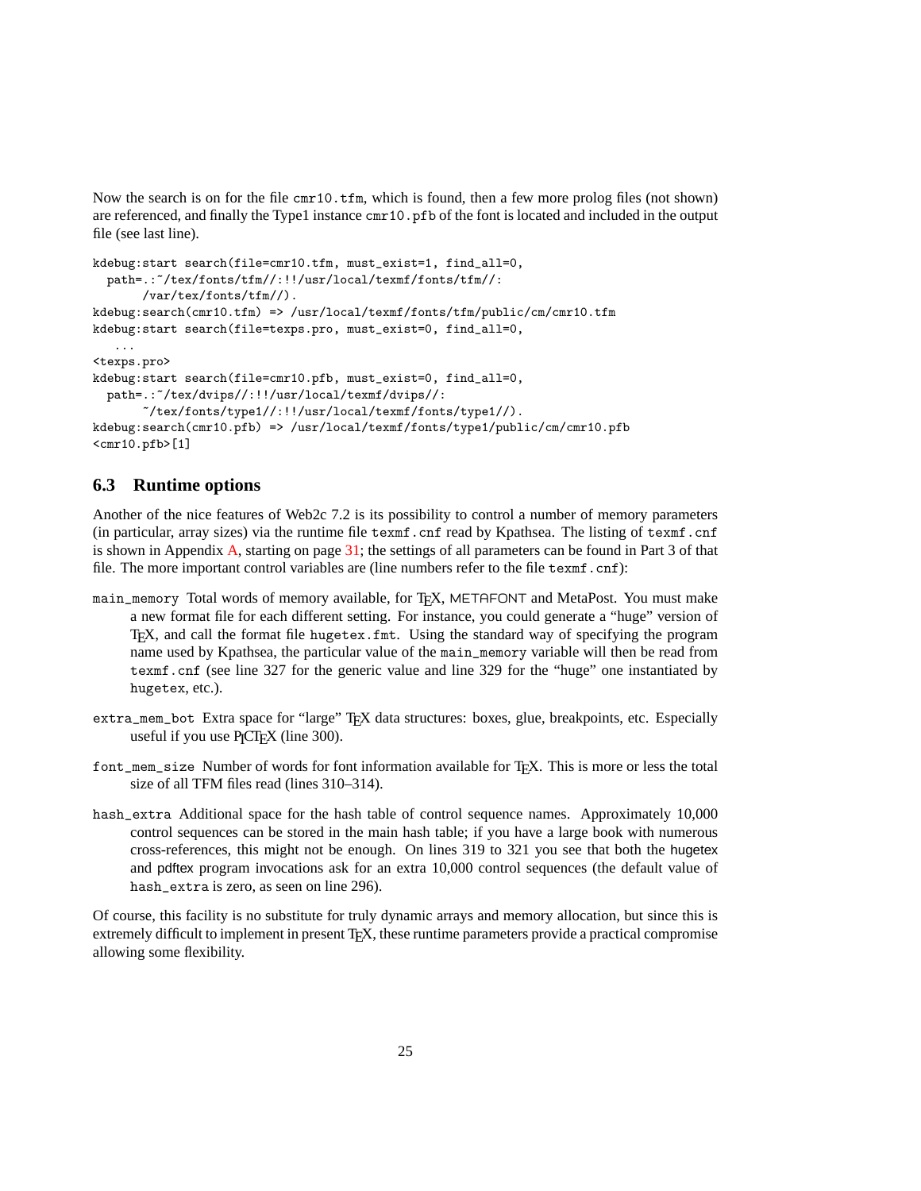Now the search is on for the file `cmr10.tfm`, which is found, then a few more prolog files (not shown) are referenced, and finally the Type1 instance `cmr10.pfb` of the font is located and included in the output file (see last line).

```
kdebug:start search(file=cmr10.tfm, must_exist=1, find_all=0,
  path=.:~/tex/fonts/tfm//:!!/usr/local/texmf/fonts/tfm//:
       /var/tex/fonts/tfm//).
kdebug:search(cmr10.tfm) => /usr/local/texmf/fonts/tfm/public/cm/cmr10.tfm
kdebug:start search(file=texps.pro, must_exist=0, find_all=0,
   ...
<texps.pro>
kdebug:start search(file=cmr10.pfb, must_exist=0, find_all=0,
  path=.:~/tex/dvips//:!!/usr/local/texmf/dvips//:
       ~/tex/fonts/type1//:!!/usr/local/texmf/fonts/type1//).
kdebug:search(cmr10.pfb) => /usr/local/texmf/fonts/type1/public/cm/cmr10.pfb
<cmr10.pfb>[1]
```

## 6.3 Runtime options

Another of the nice features of Web2c 7.2 is its possibility to control a number of memory parameters (in particular, array sizes) via the runtime file `texmf.cnf` read by Kpathsea. The listing of `texmf.cnf` is shown in Appendix A, starting on page 31; the settings of all parameters can be found in Part 3 of that file. The more important control variables are (line numbers refer to the file `texmf.cnf`):

`main_memory` Total words of memory available, for TEX, METAFONT and MetaPost. You must make a new format file for each different setting. For instance, you could generate a "huge" version of TEX, and call the format file `hugetex.fmt`. Using the standard way of specifying the program name used by Kpathsea, the particular value of the `main_memory` variable will then be read from `texmf.cnf` (see line 327 for the generic value and line 329 for the "huge" one instantiated by `hugetex`, etc.).

`extra_mem_bot` Extra space for "large" TEX data structures: boxes, glue, breakpoints, etc. Especially useful if you use PICTEX (line 300).

`font_mem_size` Number of words for font information available for TEX. This is more or less the total size of all TFM files read (lines 310–314).

`hash_extra` Additional space for the hash table of control sequence names. Approximately 10,000 control sequences can be stored in the main hash table; if you have a large book with numerous cross-references, this might not be enough. On lines 319 to 321 you see that both the hugetex and pdftex program invocations ask for an extra 10,000 control sequences (the default value of `hash_extra` is zero, as seen on line 296).

Of course, this facility is no substitute for truly dynamic arrays and memory allocation, but since this is extremely difficult to implement in present TEX, these runtime parameters provide a practical compromise allowing some flexibility.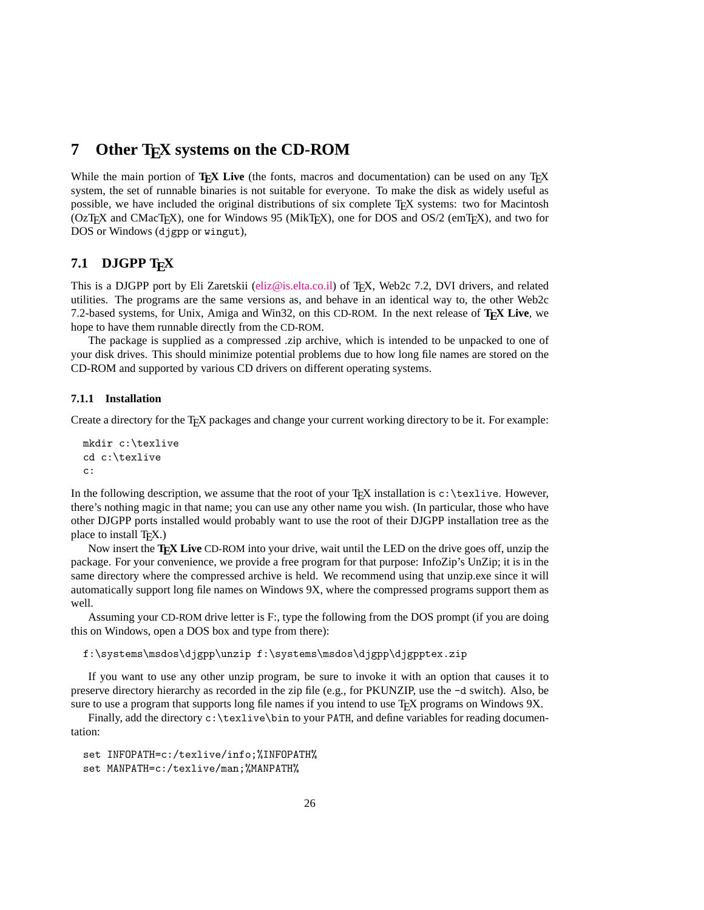# 7 Other TeX systems on the CD-ROM

While the main portion of **TeX Live** (the fonts, macros and documentation) can be used on any TeX system, the set of runnable binaries is not suitable for everyone. To make the disk as widely useful as possible, we have included the original distributions of six complete TeX systems: two for Macintosh (OzTeX and CMacTeX), one for Windows 95 (MikTeX), one for DOS and OS/2 (emTeX), and two for DOS or Windows (`djgpp` or `wingut`),

## 7.1 DJGPP TeX

This is a DJGPP port by Eli Zaretskii (eliz@is.elta.co.il) of TeX, Web2c 7.2, DVI drivers, and related utilities. The programs are the same versions as, and behave in an identical way to, the other Web2c 7.2-based systems, for Unix, Amiga and Win32, on this CD-ROM. In the next release of **TeX Live**, we hope to have them runnable directly from the CD-ROM.

The package is supplied as a compressed .zip archive, which is intended to be unpacked to one of your disk drives. This should minimize potential problems due to how long file names are stored on the CD-ROM and supported by various CD drivers on different operating systems.

### 7.1.1 Installation

Create a directory for the TeX packages and change your current working directory to be it. For example:

```
mkdir c:\texlive
cd c:\texlive
c:
```

In the following description, we assume that the root of your TeX installation is `c:\texlive`. However, there's nothing magic in that name; you can use any other name you wish. (In particular, those who have other DJGPP ports installed would probably want to use the root of their DJGPP installation tree as the place to install TeX.)

Now insert the **TeX Live** CD-ROM into your drive, wait until the LED on the drive goes off, unzip the package. For your convenience, we provide a free program for that purpose: InfoZip's UnZip; it is in the same directory where the compressed archive is held. We recommend using that unzip.exe since it will automatically support long file names on Windows 9X, where the compressed programs support them as well.

Assuming your CD-ROM drive letter is F:, type the following from the DOS prompt (if you are doing this on Windows, open a DOS box and type from there):

```
f:\systems\msdos\djgpp\unzip f:\systems\msdos\djgpp\djgpptex.zip
```

If you want to use any other unzip program, be sure to invoke it with an option that causes it to preserve directory hierarchy as recorded in the zip file (e.g., for PKUNZIP, use the `-d` switch). Also, be sure to use a program that supports long file names if you intend to use TeX programs on Windows 9X.

Finally, add the directory `c:\texlive\bin` to your `PATH`, and define variables for reading documentation:

```
set INFOPATH=c:/texlive/info;%INFOPATH%
set MANPATH=c:/texlive/man;%MANPATH%
```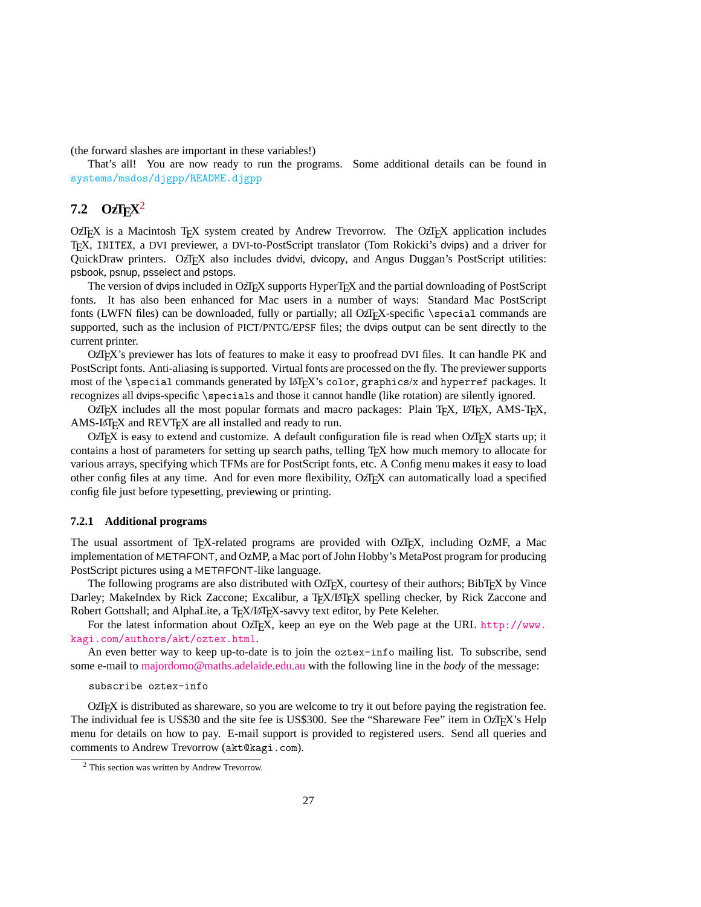(the forward slashes are important in these variables!)

That's all! You are now ready to run the programs. Some additional details can be found in systems/msdos/djgpp/README.djgpp

## 7.2 OzTEX[2]

OzTEX is a Macintosh TEX system created by Andrew Trevorrow. The OzTEX application includes TEX, INITEX, a DVI previewer, a DVI-to-PostScript translator (Tom Rokicki's dvips) and a driver for QuickDraw printers. OzTEX also includes dvidvi, dvicopy, and Angus Duggan's PostScript utilities: psbook, psnup, psselect and pstops.

The version of dvips included in OzTEX supports HyperTEX and the partial downloading of PostScript fonts. It has also been enhanced for Mac users in a number of ways: Standard Mac PostScript fonts (LWFN files) can be downloaded, fully or partially; all OzTEX-specific `\special` commands are supported, such as the inclusion of PICT/PNTG/EPSF files; the dvips output can be sent directly to the current printer.

OzTEX's previewer has lots of features to make it easy to proofread DVI files. It can handle PK and PostScript fonts. Anti-aliasing is supported. Virtual fonts are processed on the fly. The previewer supports most of the `\special` commands generated by LATEX's `color`, `graphics/x` and `hyperref` packages. It recognizes all dvips-specific `\special`s and those it cannot handle (like rotation) are silently ignored.

OzTEX includes all the most popular formats and macro packages: Plain TEX, LATEX, AMS-TEX, AMS-LATEX and REVTEX are all installed and ready to run.

OzTEX is easy to extend and customize. A default configuration file is read when OzTEX starts up; it contains a host of parameters for setting up search paths, telling TEX how much memory to allocate for various arrays, specifying which TFMs are for PostScript fonts, etc. A Config menu makes it easy to load other config files at any time. And for even more flexibility, OzTEX can automatically load a specified config file just before typesetting, previewing or printing.

### 7.2.1 Additional programs

The usual assortment of TEX-related programs are provided with OzTEX, including OzMF, a Mac implementation of METAFONT, and OzMP, a Mac port of John Hobby's MetaPost program for producing PostScript pictures using a METAFONT-like language.

The following programs are also distributed with OzTEX, courtesy of their authors; BibTEX by Vince Darley; MakeIndex by Rick Zaccone; Excalibur, a TEX/LATEX spelling checker, by Rick Zaccone and Robert Gottshall; and AlphaLite, a TEX/LATEX-savvy text editor, by Pete Keleher.

For the latest information about OzTEX, keep an eye on the Web page at the URL http://www.kagi.com/authors/akt/oztex.html.

An even better way to keep up-to-date is to join the `oztex-info` mailing list. To subscribe, send some e-mail to majordomo@maths.adelaide.edu.au with the following line in the *body* of the message:

```
subscribe oztex-info
```

OzTEX is distributed as shareware, so you are welcome to try it out before paying the registration fee. The individual fee is US$30 and the site fee is US$300. See the "Shareware Fee" item in OzTEX's Help menu for details on how to pay. E-mail support is provided to registered users. Send all queries and comments to Andrew Trevorrow (`akt@kagi.com`).

[2] This section was written by Andrew Trevorrow.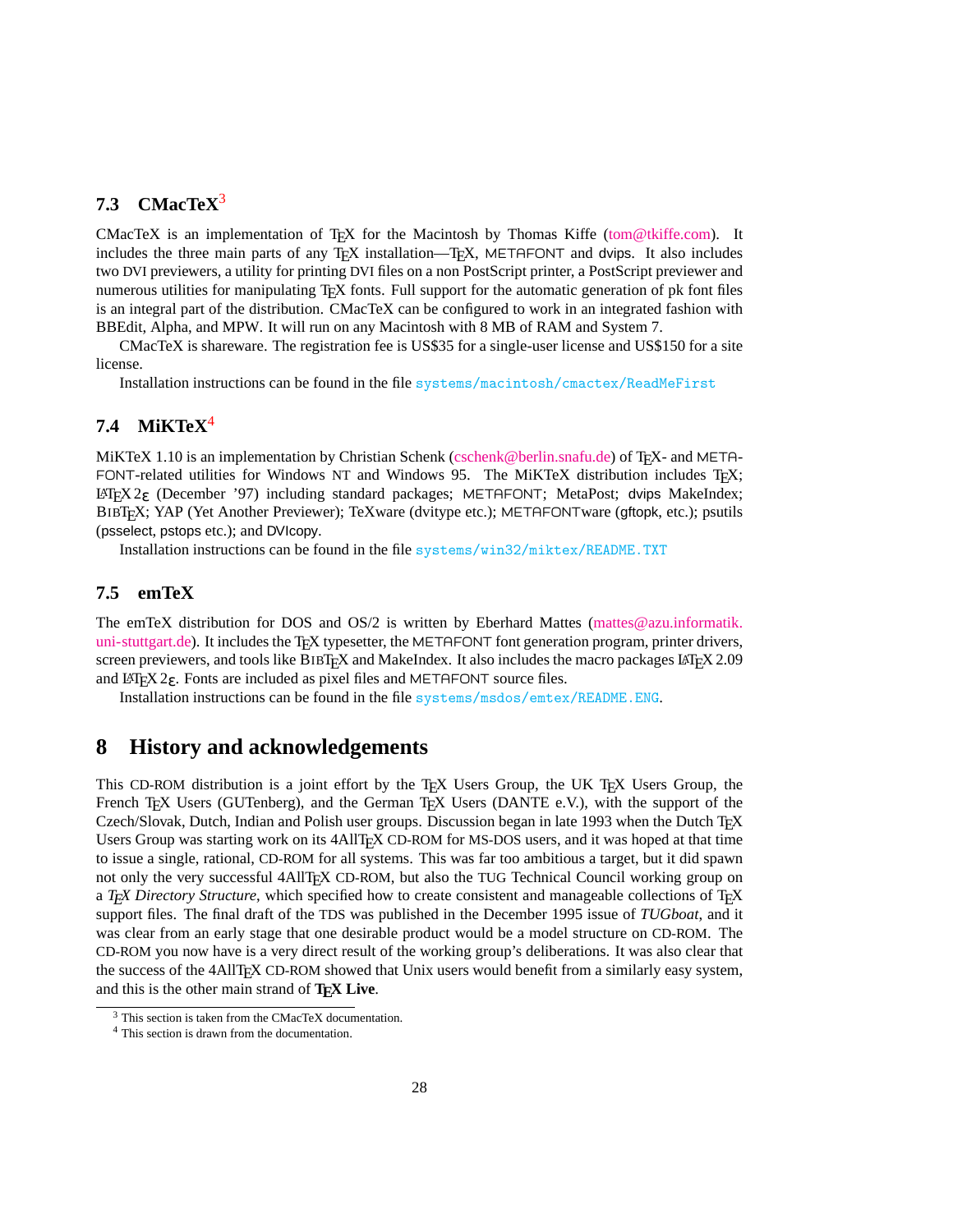### 7.3 CMacTeX[3]

CMacTeX is an implementation of TeX for the Macintosh by Thomas Kiffe (tom@tkiffe.com). It includes the three main parts of any TeX installation—TeX, METAFONT and dvips. It also includes two DVI previewers, a utility for printing DVI files on a non PostScript printer, a PostScript previewer and numerous utilities for manipulating TeX fonts. Full support for the automatic generation of pk font files is an integral part of the distribution. CMacTeX can be configured to work in an integrated fashion with BBEdit, Alpha, and MPW. It will run on any Macintosh with 8 MB of RAM and System 7.

CMacTeX is shareware. The registration fee is US$35 for a single-user license and US$150 for a site license.

Installation instructions can be found in the file `systems/macintosh/cmactex/ReadMeFirst`

### 7.4 MiKTeX[4]

MiKTeX 1.10 is an implementation by Christian Schenk (cschenk@berlin.snafu.de) of TeX- and METAFONT-related utilities for Windows NT and Windows 95. The MiKTeX distribution includes TeX; LaTeX 2ε (December '97) including standard packages; METAFONT; MetaPost; dvips MakeIndex; BibTeX; YAP (Yet Another Previewer); TeXware (dvitype etc.); METAFONTware (gftopk, etc.); psutils (psselect, pstops etc.); and DVIcopy.

Installation instructions can be found in the file `systems/win32/miktex/README.TXT`

### 7.5 emTeX

The emTeX distribution for DOS and OS/2 is written by Eberhard Mattes (mattes@azu.informatik.uni-stuttgart.de). It includes the TeX typesetter, the METAFONT font generation program, printer drivers, screen previewers, and tools like BibTeX and MakeIndex. It also includes the macro packages LaTeX 2.09 and LaTeX 2ε. Fonts are included as pixel files and METAFONT source files.

Installation instructions can be found in the file `systems/msdos/emtex/README.ENG`.

## 8 History and acknowledgements

This CD-ROM distribution is a joint effort by the TeX Users Group, the UK TeX Users Group, the French TeX Users (GUTenberg), and the German TeX Users (DANTE e.V.), with the support of the Czech/Slovak, Dutch, Indian and Polish user groups. Discussion began in late 1993 when the Dutch TeX Users Group was starting work on its 4AllTeX CD-ROM for MS-DOS users, and it was hoped at that time to issue a single, rational, CD-ROM for all systems. This was far too ambitious a target, but it did spawn not only the very successful 4AllTeX CD-ROM, but also the TUG Technical Council working group on a *TeX Directory Structure*, which specified how to create consistent and manageable collections of TeX support files. The final draft of the TDS was published in the December 1995 issue of *TUGboat*, and it was clear from an early stage that one desirable product would be a model structure on CD-ROM. The CD-ROM you now have is a very direct result of the working group's deliberations. It was also clear that the success of the 4AllTeX CD-ROM showed that Unix users would benefit from a similarly easy system, and this is the other main strand of **TeX Live**.

---

[3] This section is taken from the CMacTeX documentation.

[4] This section is drawn from the documentation.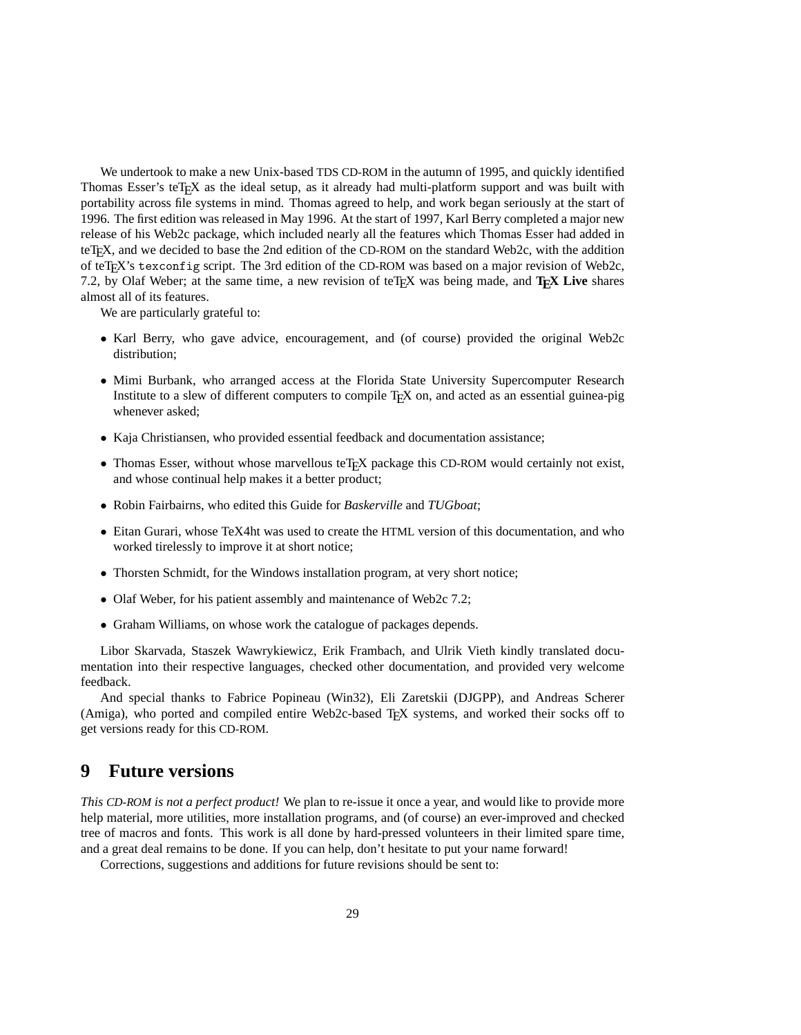We undertook to make a new Unix-based TDS CD-ROM in the autumn of 1995, and quickly identified Thomas Esser's teTEX as the ideal setup, as it already had multi-platform support and was built with portability across file systems in mind. Thomas agreed to help, and work began seriously at the start of 1996. The first edition was released in May 1996. At the start of 1997, Karl Berry completed a major new release of his Web2c package, which included nearly all the features which Thomas Esser had added in teTEX, and we decided to base the 2nd edition of the CD-ROM on the standard Web2c, with the addition of teTEX's `texconfig` script. The 3rd edition of the CD-ROM was based on a major revision of Web2c, 7.2, by Olaf Weber; at the same time, a new revision of teTEX was being made, and **TEX Live** shares almost all of its features.

We are particularly grateful to:

- Karl Berry, who gave advice, encouragement, and (of course) provided the original Web2c distribution;
- Mimi Burbank, who arranged access at the Florida State University Supercomputer Research Institute to a slew of different computers to compile TEX on, and acted as an essential guinea-pig whenever asked;
- Kaja Christiansen, who provided essential feedback and documentation assistance;
- Thomas Esser, without whose marvellous teTEX package this CD-ROM would certainly not exist, and whose continual help makes it a better product;
- Robin Fairbairns, who edited this Guide for *Baskerville* and *TUGboat*;
- Eitan Gurari, whose TeX4ht was used to create the HTML version of this documentation, and who worked tirelessly to improve it at short notice;
- Thorsten Schmidt, for the Windows installation program, at very short notice;
- Olaf Weber, for his patient assembly and maintenance of Web2c 7.2;
- Graham Williams, on whose work the catalogue of packages depends.

Libor Skarvada, Staszek Wawrykiewicz, Erik Frambach, and Ulrik Vieth kindly translated documentation into their respective languages, checked other documentation, and provided very welcome feedback.

And special thanks to Fabrice Popineau (Win32), Eli Zaretskii (DJGPP), and Andreas Scherer (Amiga), who ported and compiled entire Web2c-based TEX systems, and worked their socks off to get versions ready for this CD-ROM.

## 9 Future versions

*This CD-ROM is not a perfect product!* We plan to re-issue it once a year, and would like to provide more help material, more utilities, more installation programs, and (of course) an ever-improved and checked tree of macros and fonts. This work is all done by hard-pressed volunteers in their limited spare time, and a great deal remains to be done. If you can help, don't hesitate to put your name forward!

Corrections, suggestions and additions for future revisions should be sent to: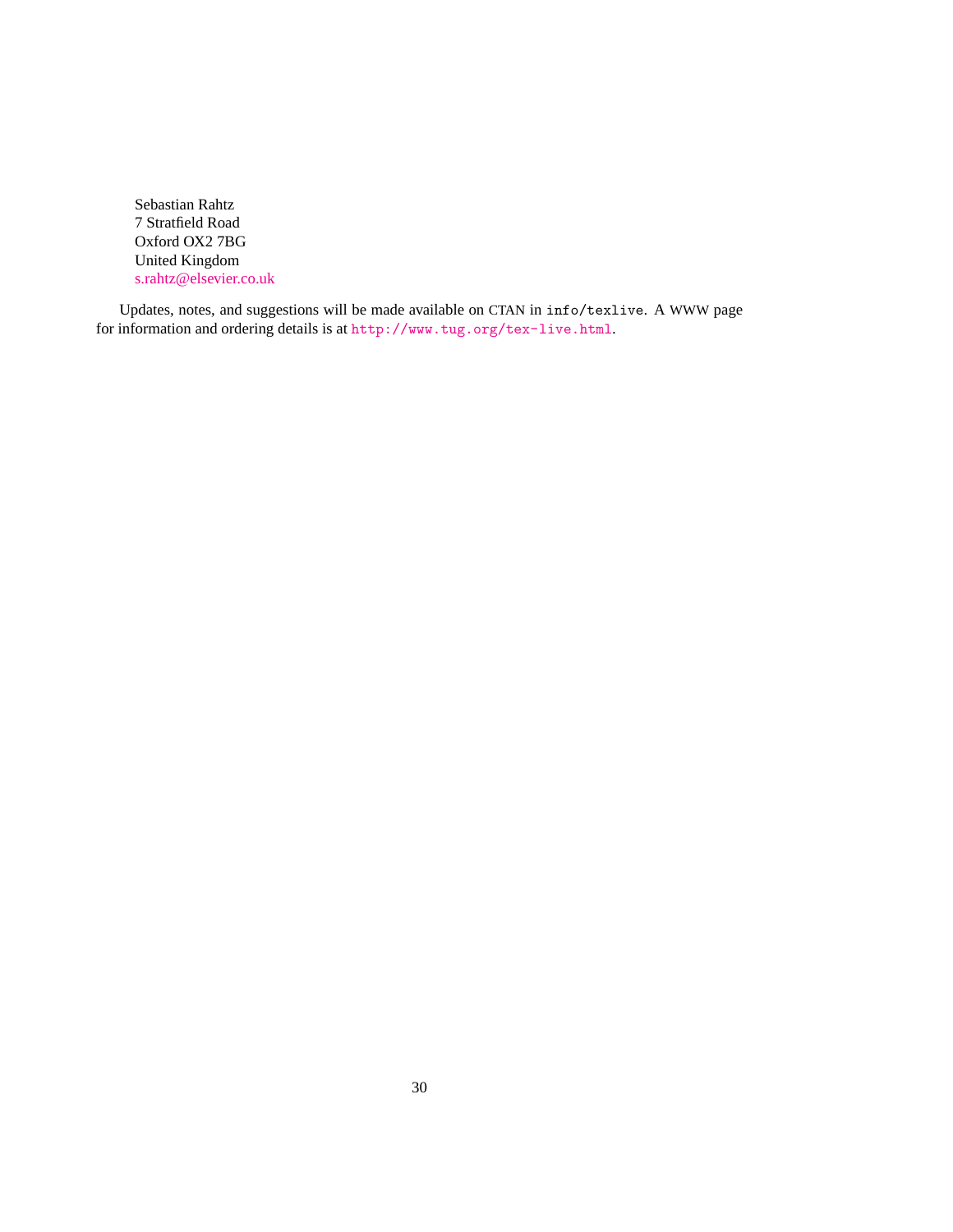Sebastian Rahtz  
7 Stratfield Road  
Oxford OX2 7BG  
United Kingdom  
s.rahtz@elsevier.co.uk

Updates, notes, and suggestions will be made available on CTAN in `info/texlive`. A WWW page for information and ordering details is at `http://www.tug.org/tex-live.html`.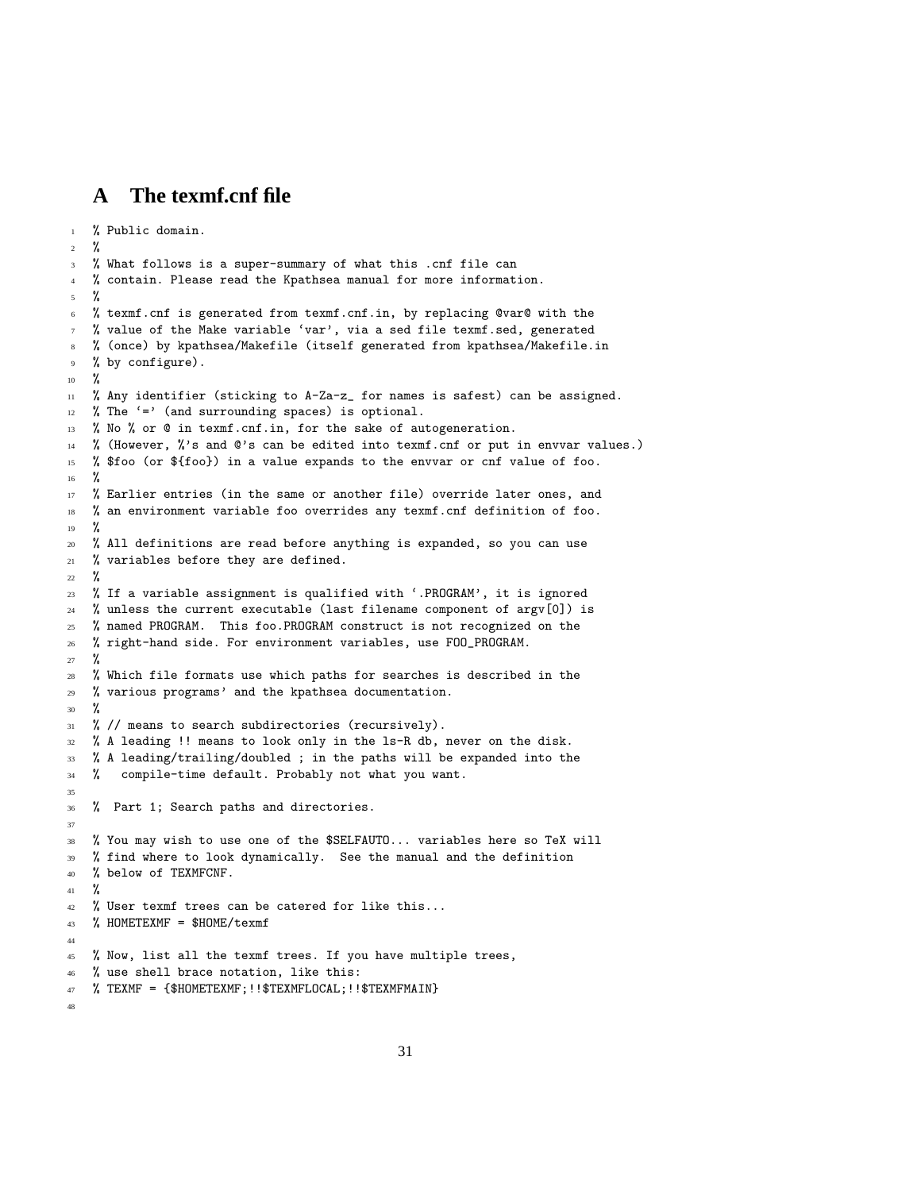## A The texmf.cnf file

```
% Public domain.
%
% What follows is a super-summary of what this .cnf file can
% contain. Please read the Kpathsea manual for more information.
%
% texmf.cnf is generated from texmf.cnf.in, by replacing @var@ with the
% value of the Make variable `var', via a sed file texmf.sed, generated
% (once) by kpathsea/Makefile (itself generated from kpathsea/Makefile.in
% by configure).
%
% Any identifier (sticking to A-Za-z_ for names is safest) can be assigned.
% The `=' (and surrounding spaces) is optional.
% No % or @ in texmf.cnf.in, for the sake of autogeneration.
% (However, %'s and @'s can be edited into texmf.cnf or put in envvar values.)
% $foo (or ${foo}) in a value expands to the envvar or cnf value of foo.
%
% Earlier entries (in the same or another file) override later ones, and
% an environment variable foo overrides any texmf.cnf definition of foo.
%
% All definitions are read before anything is expanded, so you can use
% variables before they are defined.
%
% If a variable assignment is qualified with `.PROGRAM', it is ignored
% unless the current executable (last filename component of argv[0]) is
% named PROGRAM.  This foo.PROGRAM construct is not recognized on the
% right-hand side. For environment variables, use FOO_PROGRAM.
%
% Which file formats use which paths for searches is described in the
% various programs' and the kpathsea documentation.
%
% // means to search subdirectories (recursively).
% A leading !! means to look only in the ls-R db, never on the disk.
% A leading/trailing/doubled ; in the paths will be expanded into the
%   compile-time default. Probably not what you want.

%  Part 1; Search paths and directories.

% You may wish to use one of the $SELFAUTO... variables here so TeX will
% find where to look dynamically.  See the manual and the definition
% below of TEXMFCNF.
%
% User texmf trees can be catered for like this...
% HOMETEXMF = $HOME/texmf

% Now, list all the texmf trees. If you have multiple trees,
% use shell brace notation, like this:
% TEXMF = {$HOMETEXMF;!!$TEXMFLOCAL;!!$TEXMFMAIN}

```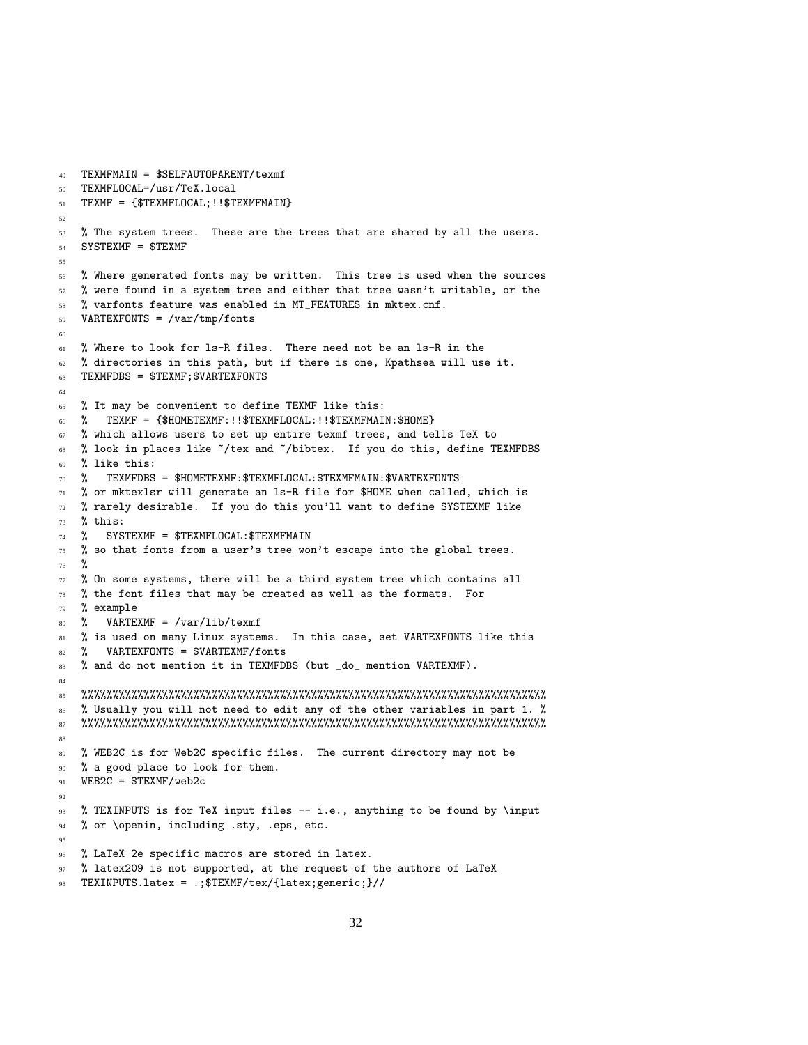```
TEXMFMAIN = $SELFAUTOPARENT/texmf
TEXMFLOCAL=/usr/TeX.local
TEXMF = {$TEXMFLOCAL;!!$TEXMFMAIN}

% The system trees.  These are the trees that are shared by all the users.
SYSTEXMF = $TEXMF

% Where generated fonts may be written.  This tree is used when the sources
% were found in a system tree and either that tree wasn't writable, or the
% varfonts feature was enabled in MT_FEATURES in mktex.cnf.
VARTEXFONTS = /var/tmp/fonts

% Where to look for ls-R files.  There need not be an ls-R in the
% directories in this path, but if there is one, Kpathsea will use it.
TEXMFDBS = $TEXMF;$VARTEXFONTS

% It may be convenient to define TEXMF like this:
%   TEXMF = {$HOMETEXMF:!!$TEXMFLOCAL:!!$TEXMFMAIN:$HOME}
% which allows users to set up entire texmf trees, and tells TeX to
% look in places like ~/tex and ~/bibtex.  If you do this, define TEXMFDBS
% like this:
%   TEXMFDBS = $HOMETEXMF:$TEXMFLOCAL:$TEXMFMAIN:$VARTEXFONTS
% or mktexlsr will generate an ls-R file for $HOME when called, which is
% rarely desirable.  If you do this you'll want to define SYSTEXMF like
% this:
%   SYSTEXMF = $TEXMFLOCAL:$TEXMFMAIN
% so that fonts from a user's tree won't escape into the global trees.
%
% On some systems, there will be a third system tree which contains all
% the font files that may be created as well as the formats.  For
% example
%   VARTEXMF = /var/lib/texmf
% is used on many Linux systems.  In this case, set VARTEXFONTS like this
%   VARTEXFONTS = $VARTEXMF/fonts
% and do not mention it in TEXMFDBS (but _do_ mention VARTEXMF).

%%%%%%%%%%%%%%%%%%%%%%%%%%%%%%%%%%%%%%%%%%%%%%%%%%%%%%%%%%%%%%%%%%%%%%%%
% Usually you will not need to edit any of the other variables in part 1. %
%%%%%%%%%%%%%%%%%%%%%%%%%%%%%%%%%%%%%%%%%%%%%%%%%%%%%%%%%%%%%%%%%%%%%%%%

% WEB2C is for Web2C specific files.  The current directory may not be
% a good place to look for them.
WEB2C = $TEXMF/web2c

% TEXINPUTS is for TeX input files -- i.e., anything to be found by \input
% or \openin, including .sty, .eps, etc.

% LaTeX 2e specific macros are stored in latex.
% latex209 is not supported, at the request of the authors of LaTeX
TEXINPUTS.latex = .;$TEXMF/tex/{latex;generic;}//
```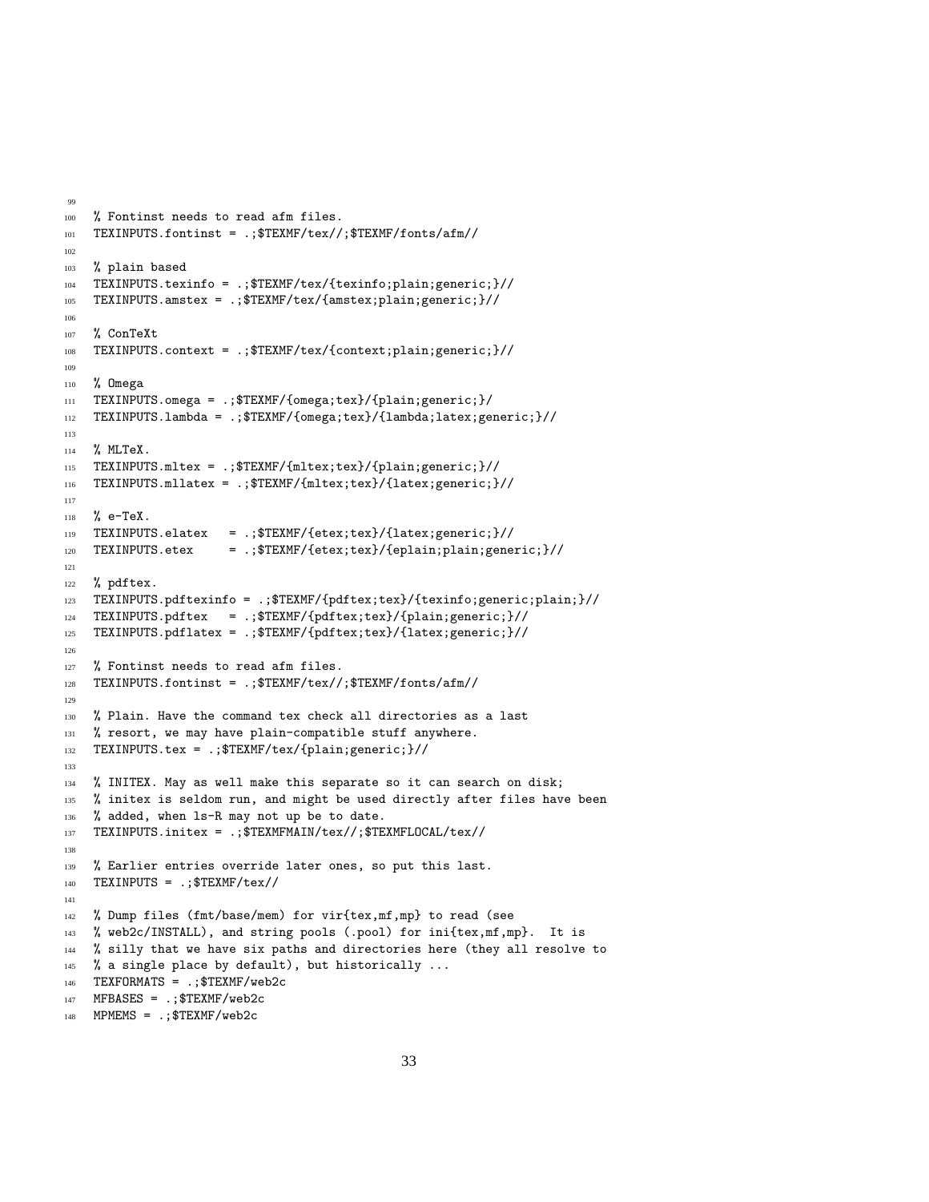```
% Fontinst needs to read afm files.
TEXINPUTS.fontinst = .;$TEXMF/tex//;$TEXMF/fonts/afm//

% plain based
TEXINPUTS.texinfo = .;$TEXMF/tex/{texinfo;plain;generic;}//
TEXINPUTS.amstex = .;$TEXMF/tex/{amstex;plain;generic;}//

% ConTeXt
TEXINPUTS.context = .;$TEXMF/tex/{context;plain;generic;}//

% Omega
TEXINPUTS.omega = .;$TEXMF/{omega;tex}/{plain;generic;}/
TEXINPUTS.lambda = .;$TEXMF/{omega;tex}/{lambda;latex;generic;}//

% MLTeX.
TEXINPUTS.mltex = .;$TEXMF/{mltex;tex}/{plain;generic;}//
TEXINPUTS.mllatex = .;$TEXMF/{mltex;tex}/{latex;generic;}//

% e-TeX.
TEXINPUTS.elatex   = .;$TEXMF/{etex;tex}/{latex;generic;}//
TEXINPUTS.etex     = .;$TEXMF/{etex;tex}/{eplain;plain;generic;}//

% pdftex.
TEXINPUTS.pdftexinfo = .;$TEXMF/{pdftex;tex}/{texinfo;generic;plain;}//
TEXINPUTS.pdftex   = .;$TEXMF/{pdftex;tex}/{plain;generic;}//
TEXINPUTS.pdflatex = .;$TEXMF/{pdftex;tex}/{latex;generic;}//

% Fontinst needs to read afm files.
TEXINPUTS.fontinst = .;$TEXMF/tex//;$TEXMF/fonts/afm//

% Plain. Have the command tex check all directories as a last
% resort, we may have plain-compatible stuff anywhere.
TEXINPUTS.tex = .;$TEXMF/tex/{plain;generic;}//

% INITEX. May as well make this separate so it can search on disk;
% initex is seldom run, and might be used directly after files have been
% added, when ls-R may not up be to date.
TEXINPUTS.initex = .;$TEXMFMAIN/tex//;$TEXMFLOCAL/tex//

% Earlier entries override later ones, so put this last.
TEXINPUTS = .;$TEXMF/tex//

% Dump files (fmt/base/mem) for vir{tex,mf,mp} to read (see
% web2c/INSTALL), and string pools (.pool) for ini{tex,mf,mp}.  It is
% silly that we have six paths and directories here (they all resolve to
% a single place by default), but historically ...
TEXFORMATS = .;$TEXMF/web2c
MFBASES = .;$TEXMF/web2c
MPMEMS = .;$TEXMF/web2c
```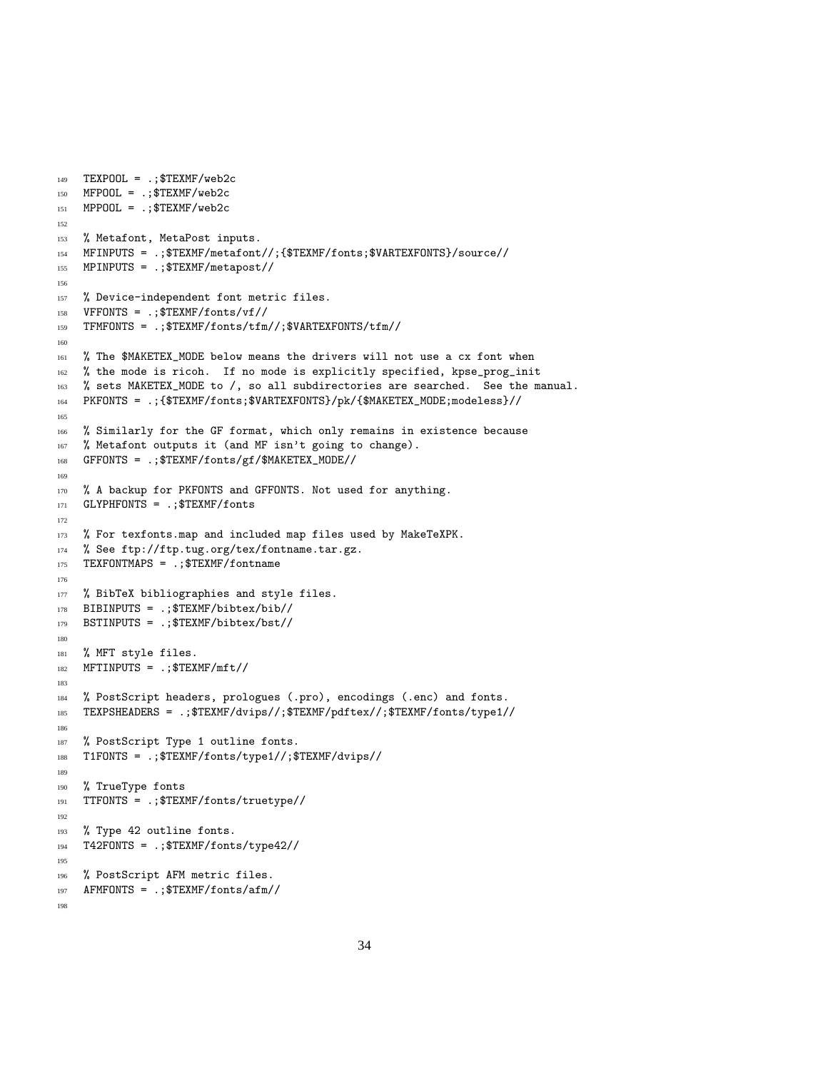```
TEXPOOL = .;$TEXMF/web2c
MFPOOL = .;$TEXMF/web2c
MPPOOL = .;$TEXMF/web2c

% Metafont, MetaPost inputs.
MFINPUTS = .;$TEXMF/metafont//;{$TEXMF/fonts;$VARTEXFONTS}/source//
MPINPUTS = .;$TEXMF/metapost//

% Device-independent font metric files.
VFFONTS = .;$TEXMF/fonts/vf//
TFMFONTS = .;$TEXMF/fonts/tfm//;$VARTEXFONTS/tfm//

% The $MAKETEX_MODE below means the drivers will not use a cx font when
% the mode is ricoh.  If no mode is explicitly specified, kpse_prog_init
% sets MAKETEX_MODE to /, so all subdirectories are searched.  See the manual.
PKFONTS = .;{$TEXMF/fonts;$VARTEXFONTS}/pk/{$MAKETEX_MODE;modeless}//

% Similarly for the GF format, which only remains in existence because
% Metafont outputs it (and MF isn't going to change).
GFFONTS = .;$TEXMF/fonts/gf/$MAKETEX_MODE//

% A backup for PKFONTS and GFFONTS. Not used for anything.
GLYPHFONTS = .;$TEXMF/fonts

% For texfonts.map and included map files used by MakeTeXPK.
% See ftp://ftp.tug.org/tex/fontname.tar.gz.
TEXFONTMAPS = .;$TEXMF/fontname

% BibTeX bibliographies and style files.
BIBINPUTS = .;$TEXMF/bibtex/bib//
BSTINPUTS = .;$TEXMF/bibtex/bst//

% MFT style files.
MFTINPUTS = .;$TEXMF/mft//

% PostScript headers, prologues (.pro), encodings (.enc) and fonts.
TEXPSHEADERS = .;$TEXMF/dvips//;$TEXMF/pdftex//;$TEXMF/fonts/type1//

% PostScript Type 1 outline fonts.
T1FONTS = .;$TEXMF/fonts/type1//;$TEXMF/dvips//

% TrueType fonts
TTFONTS = .;$TEXMF/fonts/truetype//

% Type 42 outline fonts.
T42FONTS = .;$TEXMF/fonts/type42//

% PostScript AFM metric files.
AFMFONTS = .;$TEXMF/fonts/afm//

```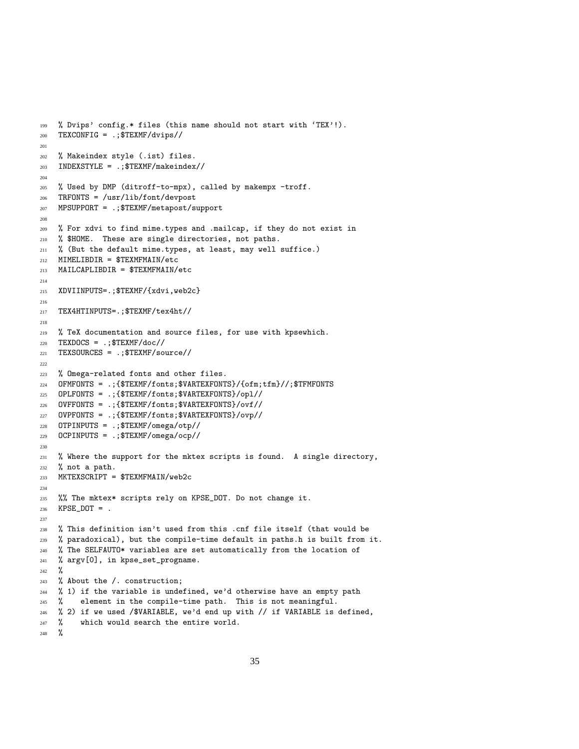```
199  % Dvips' config.* files (this name should not start with 'TEX'!).
200  TEXCONFIG = .;$TEXMF/dvips//
201
202  % Makeindex style (.ist) files.
203  INDEXSTYLE = .;$TEXMF/makeindex//
204
205  % Used by DMP (ditroff-to-mpx), called by makempx -troff.
206  TRFONTS = /usr/lib/font/devpost
207  MPSUPPORT = .;$TEXMF/metapost/support
208
209  % For xdvi to find mime.types and .mailcap, if they do not exist in
210  % $HOME.  These are single directories, not paths.
211  % (But the default mime.types, at least, may well suffice.)
212  MIMELIBDIR = $TEXMFMAIN/etc
213  MAILCAPLIBDIR = $TEXMFMAIN/etc
214
215  XDVIINPUTS=.;$TEXMF/{xdvi,web2c}
216
217  TEX4HTINPUTS=.;$TEXMF/tex4ht//
218
219  % TeX documentation and source files, for use with kpsewhich.
220  TEXDOCS = .;$TEXMF/doc//
221  TEXSOURCES = .;$TEXMF/source//
222
223  % Omega-related fonts and other files.
224  OFMFONTS = .;{$TEXMF/fonts;$VARTEXFONTS}/{ofm;tfm}//;$TFMFONTS
225  OPLFONTS = .;{$TEXMF/fonts;$VARTEXFONTS}/opl//
226  OVFFONTS = .;{$TEXMF/fonts;$VARTEXFONTS}/ovf//
227  OVPFONTS = .;{$TEXMF/fonts;$VARTEXFONTS}/ovp//
228  OTPINPUTS = .;$TEXMF/omega/otp//
229  OCPINPUTS = .;$TEXMF/omega/ocp//
230
231  % Where the support for the mktex scripts is found.  A single directory,
232  % not a path.
233  MKTEXSCRIPT = $TEXMFMAIN/web2c
234
235  %% The mktex* scripts rely on KPSE_DOT. Do not change it.
236  KPSE_DOT = .
237
238  % This definition isn't used from this .cnf file itself (that would be
239  % paradoxical), but the compile-time default in paths.h is built from it.
240  % The SELFAUTO* variables are set automatically from the location of
241  % argv[0], in kpse_set_progname.
242  %
243  % About the /. construction;
244  % 1) if the variable is undefined, we'd otherwise have an empty path
245  %    element in the compile-time path.  This is not meaningful.
246  % 2) if we used /$VARIABLE, we'd end up with // if VARIABLE is defined,
247  %    which would search the entire world.
248  %
```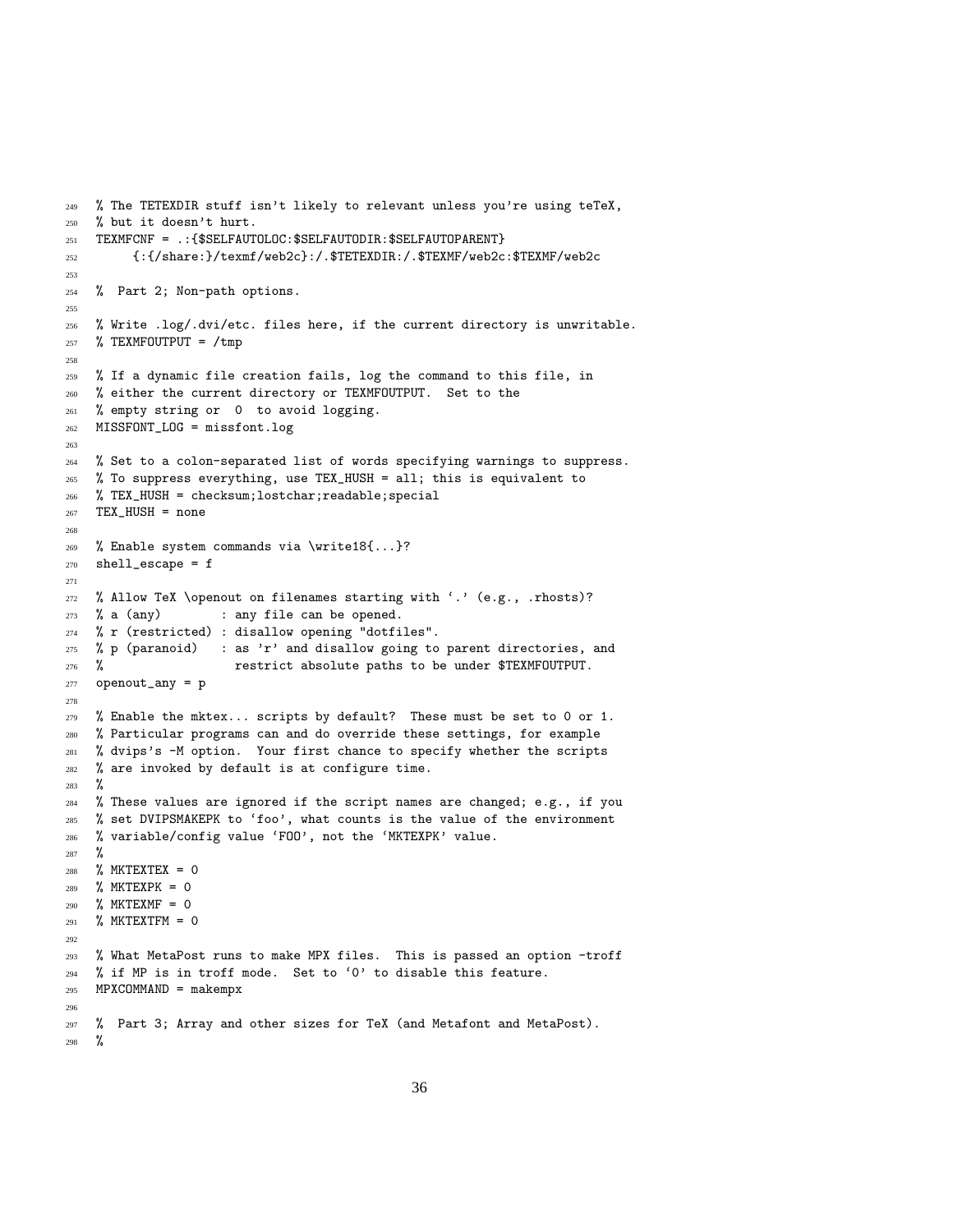```
% The TETEXDIR stuff isn't likely to relevant unless you're using teTeX,
% but it doesn't hurt.
TEXMFCNF = .:{$SELFAUTOLOC:$SELFAUTODIR:$SELFAUTOPARENT}
     {:{/share:}/texmf/web2c}:/.$TETEXDIR:/.$TEXMF/web2c:$TEXMF/web2c

%  Part 2; Non-path options.

% Write .log/.dvi/etc. files here, if the current directory is unwritable.
% TEXMFOUTPUT = /tmp

% If a dynamic file creation fails, log the command to this file, in
% either the current directory or TEXMFOUTPUT.  Set to the
% empty string or  0  to avoid logging.
MISSFONT_LOG = missfont.log

% Set to a colon-separated list of words specifying warnings to suppress.
% To suppress everything, use TEX_HUSH = all; this is equivalent to
% TEX_HUSH = checksum;lostchar;readable;special
TEX_HUSH = none

% Enable system commands via \write18{...}?
shell_escape = f

% Allow TeX \openout on filenames starting with `.' (e.g., .rhosts)?
% a (any)        : any file can be opened.
% r (restricted) : disallow opening "dotfiles".
% p (paranoid)   : as 'r' and disallow going to parent directories, and
%                  restrict absolute paths to be under $TEXMFOUTPUT.
openout_any = p

% Enable the mktex... scripts by default?  These must be set to 0 or 1.
% Particular programs can and do override these settings, for example
% dvips's -M option.  Your first chance to specify whether the scripts
% are invoked by default is at configure time.
%
% These values are ignored if the script names are changed; e.g., if you
% set DVIPSMAKEPK to `foo', what counts is the value of the environment
% variable/config value `FOO', not the `MKTEXPK' value.
%
% MKTEXTEX = 0
% MKTEXPK = 0
% MKTEXMF = 0
% MKTEXTFM = 0

% What MetaPost runs to make MPX files.  This is passed an option -troff
% if MP is in troff mode.  Set to `0' to disable this feature.
MPXCOMMAND = makempx

%  Part 3; Array and other sizes for TeX (and Metafont and MetaPost).
%
```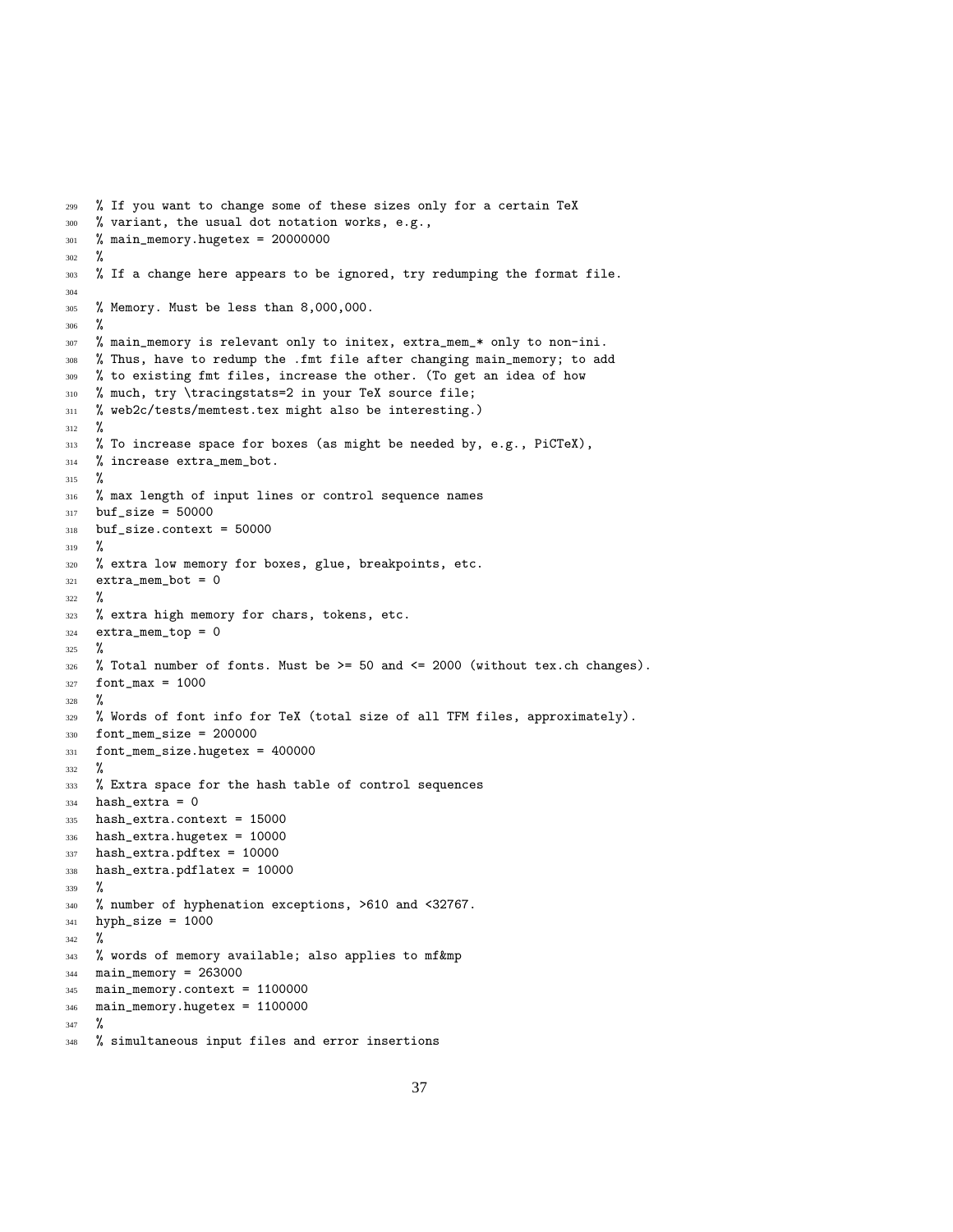```
% If you want to change some of these sizes only for a certain TeX
% variant, the usual dot notation works, e.g.,
% main_memory.hugetex = 20000000
%
% If a change here appears to be ignored, try redumping the format file.

% Memory. Must be less than 8,000,000.
%
% main_memory is relevant only to initex, extra_mem_* only to non-ini.
% Thus, have to redump the .fmt file after changing main_memory; to add
% to existing fmt files, increase the other. (To get an idea of how
% much, try \tracingstats=2 in your TeX source file;
% web2c/tests/memtest.tex might also be interesting.)
%
% To increase space for boxes (as might be needed by, e.g., PiCTeX),
% increase extra_mem_bot.
%
% max length of input lines or control sequence names
buf_size = 50000
buf_size.context = 50000
%
% extra low memory for boxes, glue, breakpoints, etc.
extra_mem_bot = 0
%
% extra high memory for chars, tokens, etc.
extra_mem_top = 0
%
% Total number of fonts. Must be >= 50 and <= 2000 (without tex.ch changes).
font_max = 1000
%
% Words of font info for TeX (total size of all TFM files, approximately).
font_mem_size = 200000
font_mem_size.hugetex = 400000
%
% Extra space for the hash table of control sequences
hash_extra = 0
hash_extra.context = 15000
hash_extra.hugetex = 10000
hash_extra.pdftex = 10000
hash_extra.pdflatex = 10000
%
% number of hyphenation exceptions, >610 and <32767.
hyph_size = 1000
%
% words of memory available; also applies to mf&mp
main_memory = 263000
main_memory.context = 1100000
main_memory.hugetex = 1100000
%
% simultaneous input files and error insertions
```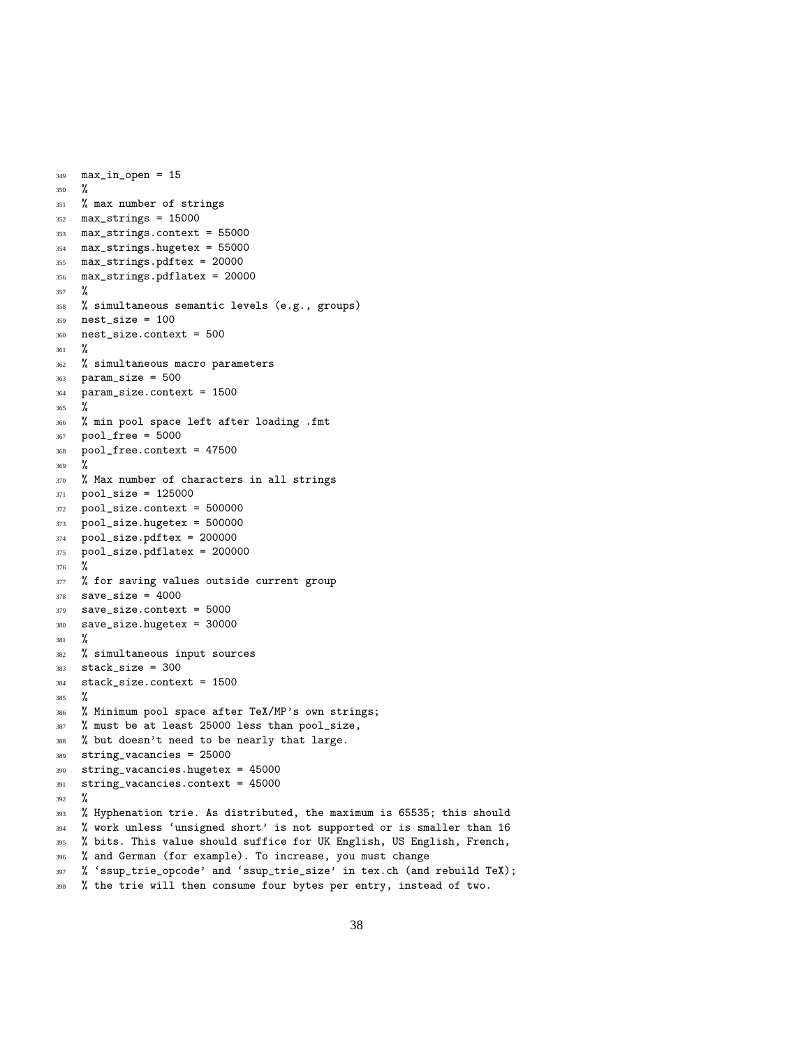```
max_in_open = 15
%
% max number of strings
max_strings = 15000
max_strings.context = 55000
max_strings.hugetex = 55000
max_strings.pdftex = 20000
max_strings.pdflatex = 20000
%
% simultaneous semantic levels (e.g., groups)
nest_size = 100
nest_size.context = 500
%
% simultaneous macro parameters
param_size = 500
param_size.context = 1500
%
% min pool space left after loading .fmt
pool_free = 5000
pool_free.context = 47500
%
% Max number of characters in all strings
pool_size = 125000
pool_size.context = 500000
pool_size.hugetex = 500000
pool_size.pdftex = 200000
pool_size.pdflatex = 200000
%
% for saving values outside current group
save_size = 4000
save_size.context = 5000
save_size.hugetex = 30000
%
% simultaneous input sources
stack_size = 300
stack_size.context = 1500
%
% Minimum pool space after TeX/MP's own strings;
% must be at least 25000 less than pool_size,
% but doesn't need to be nearly that large.
string_vacancies = 25000
string_vacancies.hugetex = 45000
string_vacancies.context = 45000
%
% Hyphenation trie. As distributed, the maximum is 65535; this should
% work unless 'unsigned short' is not supported or is smaller than 16
% bits. This value should suffice for UK English, US English, French,
% and German (for example). To increase, you must change
% 'ssup_trie_opcode' and 'ssup_trie_size' in tex.ch (and rebuild TeX);
% the trie will then consume four bytes per entry, instead of two.
```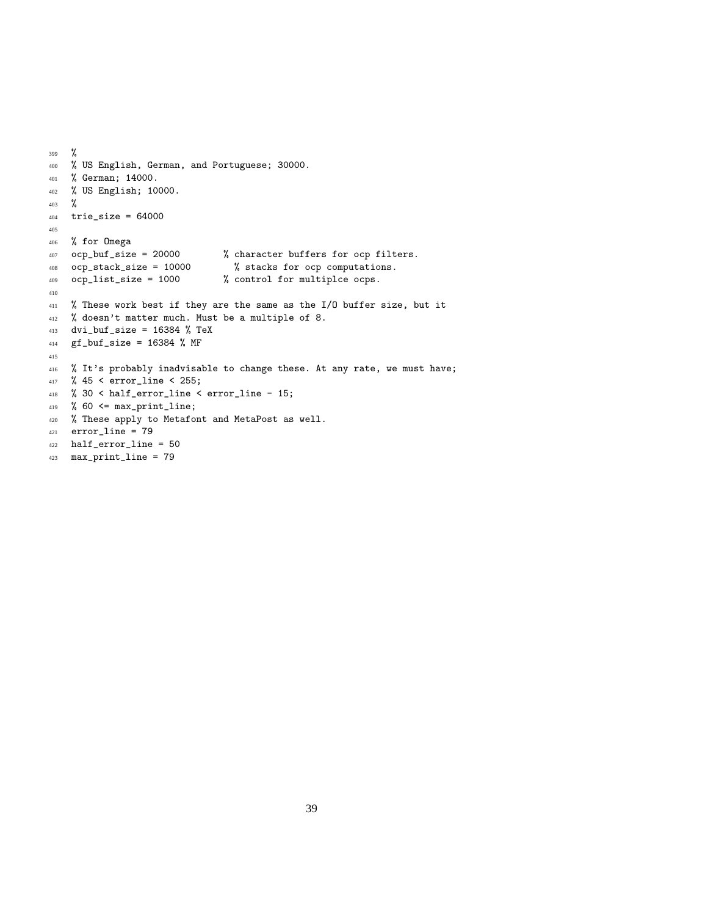```
%
% US English, German, and Portuguese; 30000.
% German; 14000.
% US English; 10000.
%
trie_size = 64000

% for Omega
ocp_buf_size = 20000        % character buffers for ocp filters.
ocp_stack_size = 10000        % stacks for ocp computations.
ocp_list_size = 1000        % control for multiplce ocps.

% These work best if they are the same as the I/O buffer size, but it
% doesn't matter much. Must be a multiple of 8.
dvi_buf_size = 16384 % TeX
gf_buf_size = 16384 % MF

% It's probably inadvisable to change these. At any rate, we must have;
% 45 < error_line < 255;
% 30 < half_error_line < error_line - 15;
% 60 <= max_print_line;
% These apply to Metafont and MetaPost as well.
error_line = 79
half_error_line = 50
max_print_line = 79
```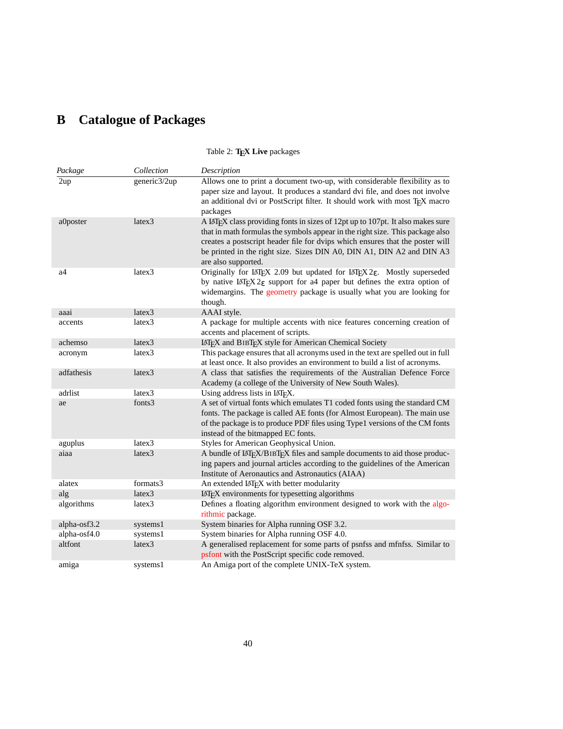# B Catalogue of Packages

Table 2: **TEX Live** packages

| *Package* | *Collection* | *Description* |
|---|---|---|
| 2up | generic3/2up | Allows one to print a document two-up, with considerable flexibility as to paper size and layout. It produces a standard dvi file, and does not involve an additional dvi or PostScript filter. It should work with most TEX macro packages |
| a0poster | latex3 | A LATEX class providing fonts in sizes of 12pt up to 107pt. It also makes sure that in math formulas the symbols appear in the right size. This package also creates a postscript header file for dvips which ensures that the poster will be printed in the right size. Sizes DIN A0, DIN A1, DIN A2 and DIN A3 are also supported. |
| a4 | latex3 | Originally for LATEX 2.09 but updated for LATEX $2_\varepsilon$. Mostly superseded by native LATEX $2_\varepsilon$ support for a4 paper but defines the extra option of widemargins. The geometry package is usually what you are looking for though. |
| aaai | latex3 | AAAI style. |
| accents | latex3 | A package for multiple accents with nice features concerning creation of accents and placement of scripts. |
| achemso | latex3 | LATEX and BIBTEX style for American Chemical Society |
| acronym | latex3 | This package ensures that all acronyms used in the text are spelled out in full at least once. It also provides an environment to build a list of acronyms. |
| adfathesis | latex3 | A class that satisfies the requirements of the Australian Defence Force Academy (a college of the University of New South Wales). |
| adrlist | latex3 | Using address lists in LATEX. |
| ae | fonts3 | A set of virtual fonts which emulates T1 coded fonts using the standard CM fonts. The package is called AE fonts (for Almost European). The main use of the package is to produce PDF files using Type1 versions of the CM fonts instead of the bitmapped EC fonts. |
| aguplus | latex3 | Styles for American Geophysical Union. |
| aiaa | latex3 | A bundle of LATEX/BIBTEX files and sample documents to aid those producing papers and journal articles according to the guidelines of the American Institute of Aeronautics and Astronautics (AIAA) |
| alatex | formats3 | An extended LATEX with better modularity |
| alg | latex3 | LATEX environments for typesetting algorithms |
| algorithms | latex3 | Defines a floating algorithm environment designed to work with the algorithmic package. |
| alpha-osf3.2 | systems1 | System binaries for Alpha running OSF 3.2. |
| alpha-osf4.0 | systems1 | System binaries for Alpha running OSF 4.0. |
| altfont | latex3 | A generalised replacement for some parts of psnfss and mfnfss. Similar to psfont with the PostScript specific code removed. |
| amiga | systems1 | An Amiga port of the complete UNIX-TeX system. |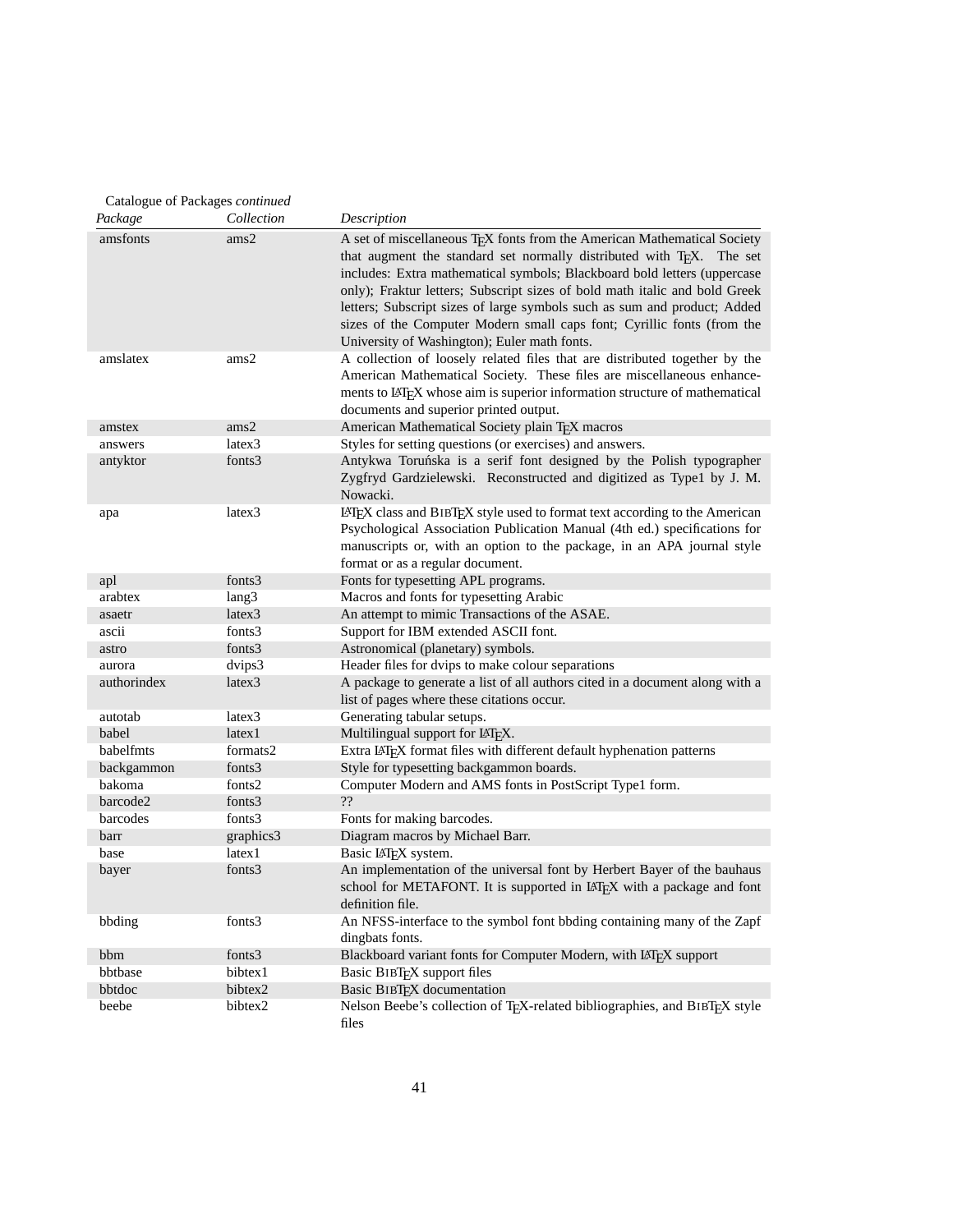Catalogue of Packages *continued*

| *Package* | *Collection* | *Description* |
|---|---|---|
| amsfonts | ams2 | A set of miscellaneous TEX fonts from the American Mathematical Society that augment the standard set normally distributed with TEX. The set includes: Extra mathematical symbols; Blackboard bold letters (uppercase only); Fraktur letters; Subscript sizes of bold math italic and bold Greek letters; Subscript sizes of large symbols such as sum and product; Added sizes of the Computer Modern small caps font; Cyrillic fonts (from the University of Washington); Euler math fonts. |
| amslatex | ams2 | A collection of loosely related files that are distributed together by the American Mathematical Society. These files are miscellaneous enhancements to LATEX whose aim is superior information structure of mathematical documents and superior printed output. |
| amstex | ams2 | American Mathematical Society plain TEX macros |
| answers | latex3 | Styles for setting questions (or exercises) and answers. |
| antyktor | fonts3 | Antykwa Toruńska is a serif font designed by the Polish typographer Zygfryd Gardzielewski. Reconstructed and digitized as Type1 by J. M. Nowacki. |
| apa | latex3 | LATEX class and BIBTEX style used to format text according to the American Psychological Association Publication Manual (4th ed.) specifications for manuscripts or, with an option to the package, in an APA journal style format or as a regular document. |
| apl | fonts3 | Fonts for typesetting APL programs. |
| arabtex | lang3 | Macros and fonts for typesetting Arabic |
| asaetr | latex3 | An attempt to mimic Transactions of the ASAE. |
| ascii | fonts3 | Support for IBM extended ASCII font. |
| astro | fonts3 | Astronomical (planetary) symbols. |
| aurora | dvips3 | Header files for dvips to make colour separations |
| authorindex | latex3 | A package to generate a list of all authors cited in a document along with a list of pages where these citations occur. |
| autotab | latex3 | Generating tabular setups. |
| babel | latex1 | Multilingual support for LATEX. |
| babelfmts | formats2 | Extra LATEX format files with different default hyphenation patterns |
| backgammon | fonts3 | Style for typesetting backgammon boards. |
| bakoma | fonts2 | Computer Modern and AMS fonts in PostScript Type1 form. |
| barcode2 | fonts3 | ?? |
| barcodes | fonts3 | Fonts for making barcodes. |
| barr | graphics3 | Diagram macros by Michael Barr. |
| base | latex1 | Basic LATEX system. |
| bayer | fonts3 | An implementation of the universal font by Herbert Bayer of the bauhaus school for METAFONT. It is supported in LATEX with a package and font definition file. |
| bbding | fonts3 | An NFSS-interface to the symbol font bbding containing many of the Zapf dingbats fonts. |
| bbm | fonts3 | Blackboard variant fonts for Computer Modern, with LATEX support |
| bbtbase | bibtex1 | Basic BIBTEX support files |
| bbtdoc | bibtex2 | Basic BIBTEX documentation |
| beebe | bibtex2 | Nelson Beebe's collection of TEX-related bibliographies, and BIBTEX style files |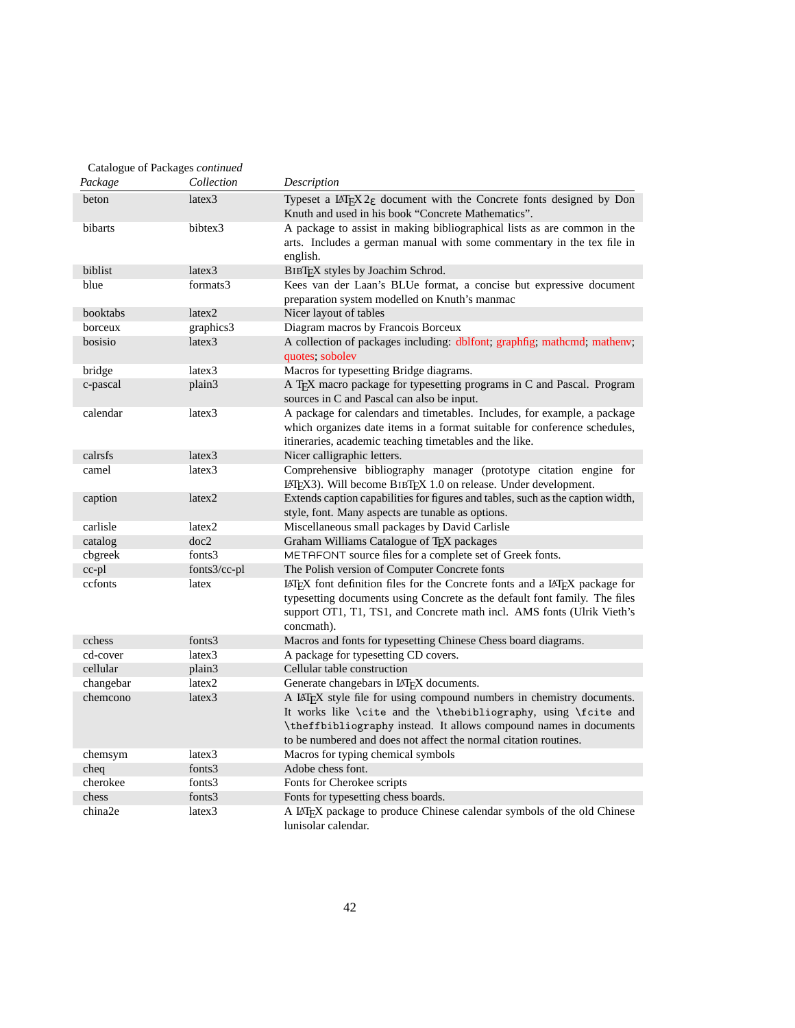Catalogue of Packages *continued*

| *Package* | *Collection* | *Description* |
|---|---|---|
| beton | latex3 | Typeset a LaTeX 2ε document with the Concrete fonts designed by Don Knuth and used in his book "Concrete Mathematics". |
| bibarts | bibtex3 | A package to assist in making bibliographical lists as are common in the arts. Includes a german manual with some commentary in the tex file in english. |
| biblist | latex3 | BIBTeX styles by Joachim Schrod. |
| blue | formats3 | Kees van der Laan's BLUe format, a concise but expressive document preparation system modelled on Knuth's manmac |
| booktabs | latex2 | Nicer layout of tables |
| borceux | graphics3 | Diagram macros by Francois Borceux |
| bosisio | latex3 | A collection of packages including: dblfont; graphfig; mathcmd; mathenv; quotes; sobolev |
| bridge | latex3 | Macros for typesetting Bridge diagrams. |
| c-pascal | plain3 | A TeX macro package for typesetting programs in C and Pascal. Program sources in C and Pascal can also be input. |
| calendar | latex3 | A package for calendars and timetables. Includes, for example, a package which organizes date items in a format suitable for conference schedules, itineraries, academic teaching timetables and the like. |
| calrsfs | latex3 | Nicer calligraphic letters. |
| camel | latex3 | Comprehensive bibliography manager (prototype citation engine for LaTeX3). Will become BIBTeX 1.0 on release. Under development. |
| caption | latex2 | Extends caption capabilities for figures and tables, such as the caption width, style, font. Many aspects are tunable as options. |
| carlisle | latex2 | Miscellaneous small packages by David Carlisle |
| catalog | doc2 | Graham Williams Catalogue of TeX packages |
| cbgreek | fonts3 | METAFONT source files for a complete set of Greek fonts. |
| cc-pl | fonts3/cc-pl | The Polish version of Computer Concrete fonts |
| ccfonts | latex | LaTeX font definition files for the Concrete fonts and a LaTeX package for typesetting documents using Concrete as the default font family. The files support OT1, T1, TS1, and Concrete math incl. AMS fonts (Ulrik Vieth's concmath). |
| cchess | fonts3 | Macros and fonts for typesetting Chinese Chess board diagrams. |
| cd-cover | latex3 | A package for typesetting CD covers. |
| cellular | plain3 | Cellular table construction |
| changebar | latex2 | Generate changebars in LaTeX documents. |
| chemcono | latex3 | A LaTeX style file for using compound numbers in chemistry documents. It works like `\cite` and the `\thebibliography`, using `\fcite` and `\theffbibliography` instead. It allows compound names in documents to be numbered and does not affect the normal citation routines. |
| chemsym | latex3 | Macros for typing chemical symbols |
| cheq | fonts3 | Adobe chess font. |
| cherokee | fonts3 | Fonts for Cherokee scripts |
| chess | fonts3 | Fonts for typesetting chess boards. |
| china2e | latex3 | A LaTeX package to produce Chinese calendar symbols of the old Chinese lunisolar calendar. |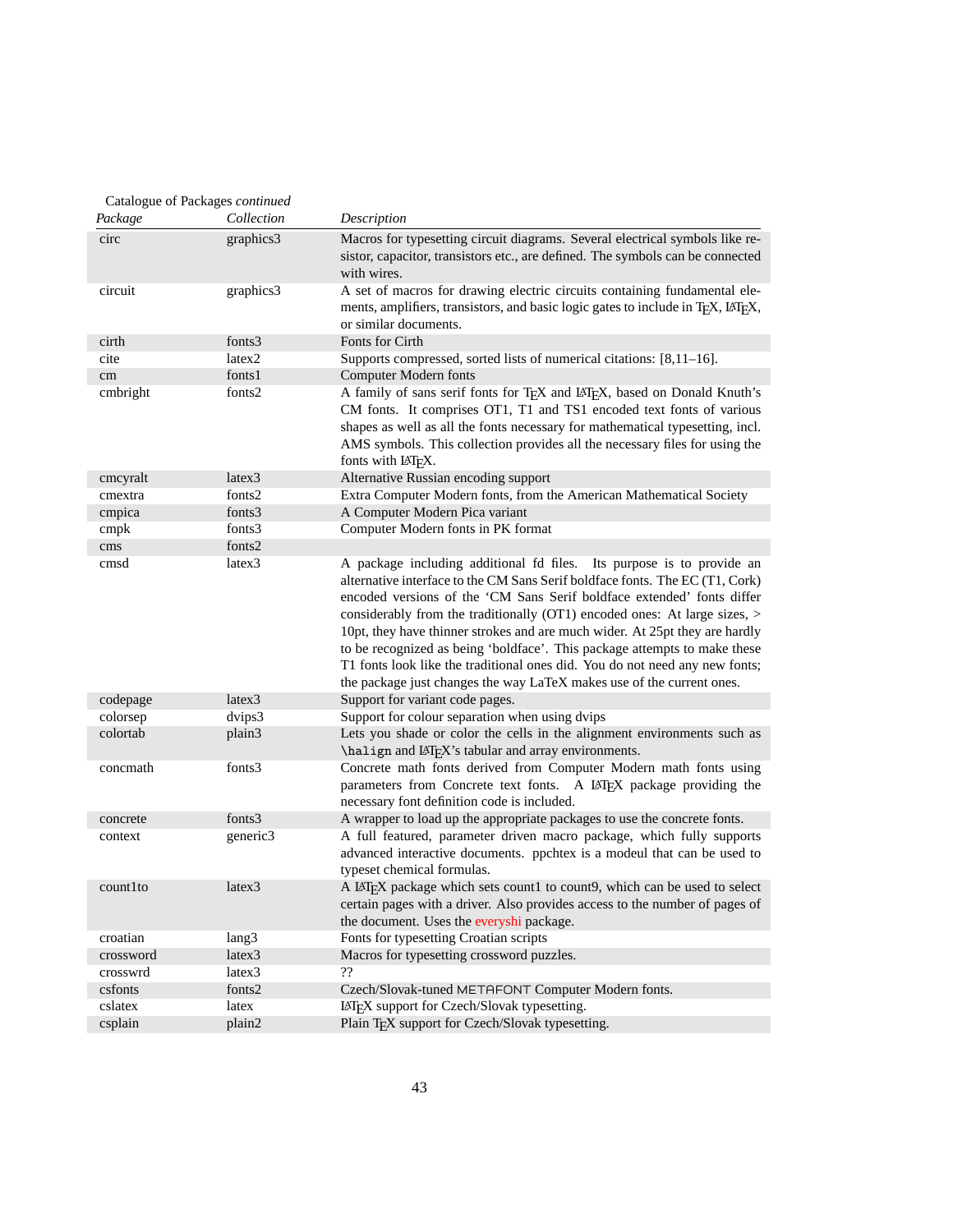Catalogue of Packages *continued*

| *Package* | *Collection* | *Description* |
|---|---|---|
| circ | graphics3 | Macros for typesetting circuit diagrams. Several electrical symbols like resistor, capacitor, transistors etc., are defined. The symbols can be connected with wires. |
| circuit | graphics3 | A set of macros for drawing electric circuits containing fundamental elements, amplifiers, transistors, and basic logic gates to include in TEX, LATEX, or similar documents. |
| cirth | fonts3 | Fonts for Cirth |
| cite | latex2 | Supports compressed, sorted lists of numerical citations: [8,11–16]. |
| cm | fonts1 | Computer Modern fonts |
| cmbright | fonts2 | A family of sans serif fonts for TEX and LATEX, based on Donald Knuth's CM fonts. It comprises OT1, T1 and TS1 encoded text fonts of various shapes as well as all the fonts necessary for mathematical typesetting, incl. AMS symbols. This collection provides all the necessary files for using the fonts with LATEX. |
| cmcyralt | latex3 | Alternative Russian encoding support |
| cmextra | fonts2 | Extra Computer Modern fonts, from the American Mathematical Society |
| cmpica | fonts3 | A Computer Modern Pica variant |
| cmpk | fonts3 | Computer Modern fonts in PK format |
| cms | fonts2 | |
| cmsd | latex3 | A package including additional fd files. Its purpose is to provide an alternative interface to the CM Sans Serif boldface fonts. The EC (T1, Cork) encoded versions of the 'CM Sans Serif boldface extended' fonts differ considerably from the traditionally (OT1) encoded ones: At large sizes, > 10pt, they have thinner strokes and are much wider. At 25pt they are hardly to be recognized as being 'boldface'. This package attempts to make these T1 fonts look like the traditional ones did. You do not need any new fonts; the package just changes the way LaTeX makes use of the current ones. |
| codepage | latex3 | Support for variant code pages. |
| colorsep | dvips3 | Support for colour separation when using dvips |
| colortab | plain3 | Lets you shade or color the cells in the alignment environments such as `\halign` and LATEX's tabular and array environments. |
| concmath | fonts3 | Concrete math fonts derived from Computer Modern math fonts using parameters from Concrete text fonts. A LATEX package providing the necessary font definition code is included. |
| concrete | fonts3 | A wrapper to load up the appropriate packages to use the concrete fonts. |
| context | generic3 | A full featured, parameter driven macro package, which fully supports advanced interactive documents. ppchtex is a modeul that can be used to typeset chemical formulas. |
| count1to | latex3 | A LATEX package which sets count1 to count9, which can be used to select certain pages with a driver. Also provides access to the number of pages of the document. Uses the everyshi package. |
| croatian | lang3 | Fonts for typesetting Croatian scripts |
| crossword | latex3 | Macros for typesetting crossword puzzles. |
| crosswrd | latex3 | ?? |
| csfonts | fonts2 | Czech/Slovak-tuned METAFONT Computer Modern fonts. |
| cslatex | latex | LATEX support for Czech/Slovak typesetting. |
| csplain | plain2 | Plain TEX support for Czech/Slovak typesetting. |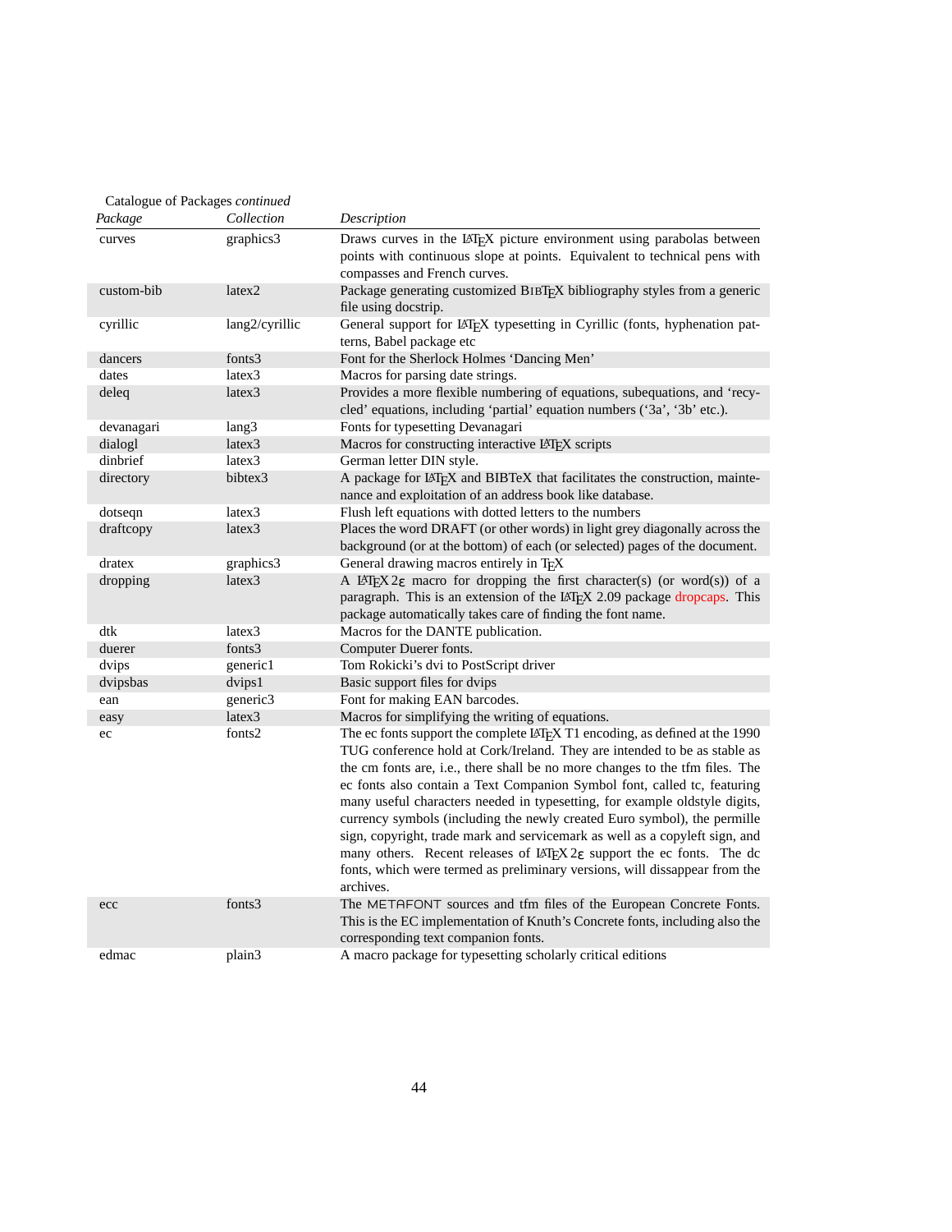Catalogue of Packages *continued*

| *Package* | *Collection* | *Description* |
|---|---|---|
| curves | graphics3 | Draws curves in the LaTeX picture environment using parabolas between points with continuous slope at points. Equivalent to technical pens with compasses and French curves. |
| custom-bib | latex2 | Package generating customized BibTeX bibliography styles from a generic file using docstrip. |
| cyrillic | lang2/cyrillic | General support for LaTeX typesetting in Cyrillic (fonts, hyphenation patterns, Babel package etc |
| dancers | fonts3 | Font for the Sherlock Holmes ‘Dancing Men’ |
| dates | latex3 | Macros for parsing date strings. |
| deleq | latex3 | Provides a more flexible numbering of equations, subequations, and ‘recycled’ equations, including ‘partial’ equation numbers (‘3a’, ‘3b’ etc.). |
| devanagari | lang3 | Fonts for typesetting Devanagari |
| dialogl | latex3 | Macros for constructing interactive LaTeX scripts |
| dinbrief | latex3 | German letter DIN style. |
| directory | bibtex3 | A package for LaTeX and BIBTeX that facilitates the construction, maintenance and exploitation of an address book like database. |
| dotseqn | latex3 | Flush left equations with dotted letters to the numbers |
| draftcopy | latex3 | Places the word DRAFT (or other words) in light grey diagonally across the background (or at the bottom) of each (or selected) pages of the document. |
| dratex | graphics3 | General drawing macros entirely in TeX |
| dropping | latex3 | A LaTeX 2ε macro for dropping the first character(s) (or word(s)) of a paragraph. This is an extension of the LaTeX 2.09 package dropcaps. This package automatically takes care of finding the font name. |
| dtk | latex3 | Macros for the DANTE publication. |
| duerer | fonts3 | Computer Duerer fonts. |
| dvips | generic1 | Tom Rokicki’s dvi to PostScript driver |
| dvipsbas | dvips1 | Basic support files for dvips |
| ean | generic3 | Font for making EAN barcodes. |
| easy | latex3 | Macros for simplifying the writing of equations. |
| ec | fonts2 | The ec fonts support the complete LaTeX T1 encoding, as defined at the 1990 TUG conference hold at Cork/Ireland. They are intended to be as stable as the cm fonts are, i.e., there shall be no more changes to the tfm files. The ec fonts also contain a Text Companion Symbol font, called tc, featuring many useful characters needed in typesetting, for example oldstyle digits, currency symbols (including the newly created Euro symbol), the permille sign, copyright, trade mark and servicemark as well as a copyleft sign, and many others. Recent releases of LaTeX 2ε support the ec fonts. The dc fonts, which were termed as preliminary versions, will dissappear from the archives. |
| ecc | fonts3 | The METAFONT sources and tfm files of the European Concrete Fonts. This is the EC implementation of Knuth’s Concrete fonts, including also the corresponding text companion fonts. |
| edmac | plain3 | A macro package for typesetting scholarly critical editions |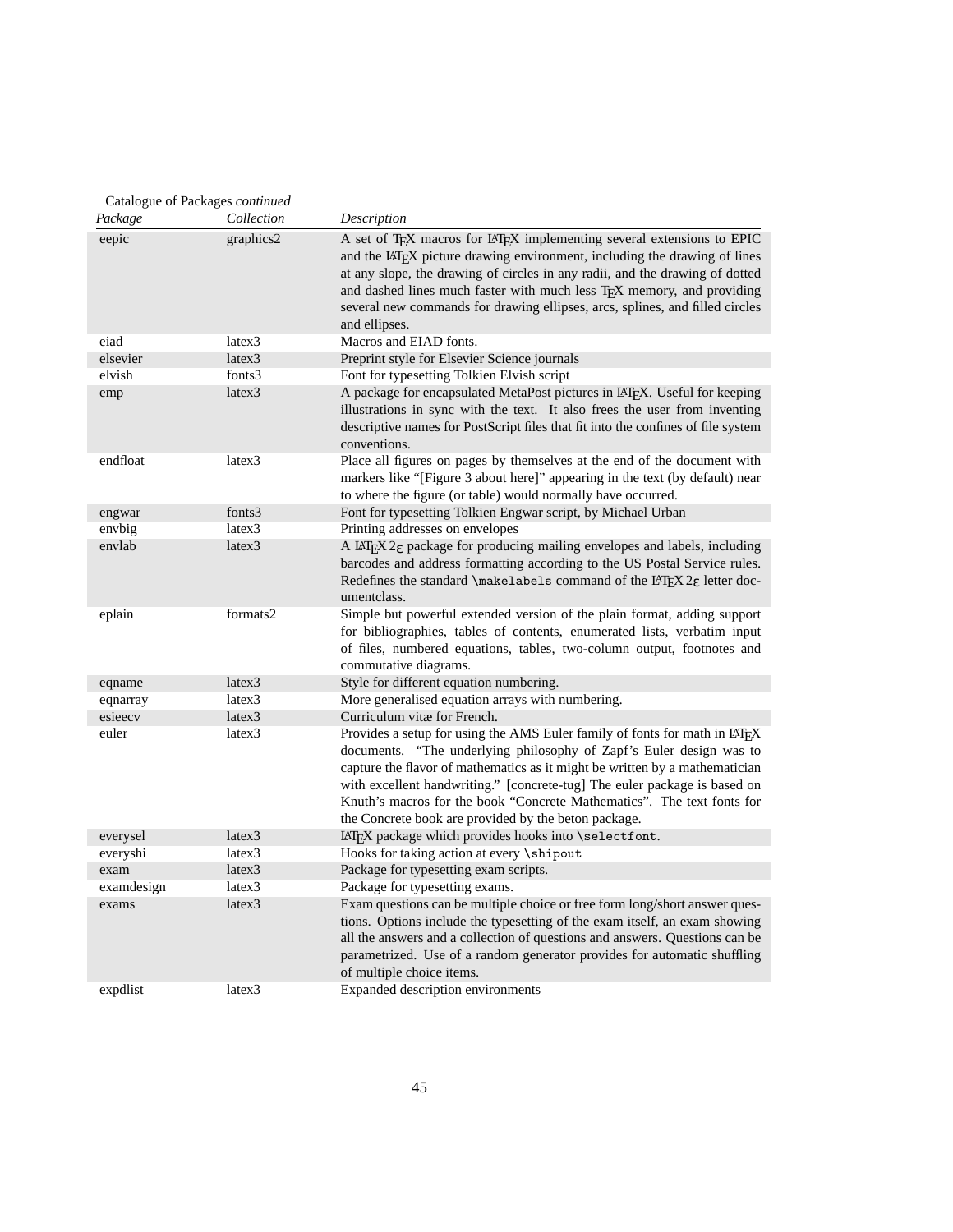Catalogue of Packages *continued*

| *Package* | *Collection* | *Description* |
|---|---|---|
| eepic | graphics2 | A set of TEX macros for LATEX implementing several extensions to EPIC and the LATEX picture drawing environment, including the drawing of lines at any slope, the drawing of circles in any radii, and the drawing of dotted and dashed lines much faster with much less TEX memory, and providing several new commands for drawing ellipses, arcs, splines, and filled circles and ellipses. |
| eiad | latex3 | Macros and EIAD fonts. |
| elsevier | latex3 | Preprint style for Elsevier Science journals |
| elvish | fonts3 | Font for typesetting Tolkien Elvish script |
| emp | latex3 | A package for encapsulated MetaPost pictures in LATEX. Useful for keeping illustrations in sync with the text. It also frees the user from inventing descriptive names for PostScript files that fit into the confines of file system conventions. |
| endfloat | latex3 | Place all figures on pages by themselves at the end of the document with markers like “[Figure 3 about here]” appearing in the text (by default) near to where the figure (or table) would normally have occurred. |
| engwar | fonts3 | Font for typesetting Tolkien Engwar script, by Michael Urban |
| envbig | latex3 | Printing addresses on envelopes |
| envlab | latex3 | A LATEX $2_\varepsilon$ package for producing mailing envelopes and labels, including barcodes and address formatting according to the US Postal Service rules. Redefines the standard `\makelabels` command of the LATEX $2_\varepsilon$ letter documentclass. |
| eplain | formats2 | Simple but powerful extended version of the plain format, adding support for bibliographies, tables of contents, enumerated lists, verbatim input of files, numbered equations, tables, two-column output, footnotes and commutative diagrams. |
| eqname | latex3 | Style for different equation numbering. |
| eqnarray | latex3 | More generalised equation arrays with numbering. |
| esieecv | latex3 | Curriculum vitæ for French. |
| euler | latex3 | Provides a setup for using the AMS Euler family of fonts for math in LATEX documents. “The underlying philosophy of Zapf’s Euler design was to capture the flavor of mathematics as it might be written by a mathematician with excellent handwriting.” [concrete-tug] The euler package is based on Knuth’s macros for the book “Concrete Mathematics”. The text fonts for the Concrete book are provided by the beton package. |
| everysel | latex3 | LATEX package which provides hooks into `\selectfont`. |
| everyshi | latex3 | Hooks for taking action at every `\shipout` |
| exam | latex3 | Package for typesetting exam scripts. |
| examdesign | latex3 | Package for typesetting exams. |
| exams | latex3 | Exam questions can be multiple choice or free form long/short answer questions. Options include the typesetting of the exam itself, an exam showing all the answers and a collection of questions and answers. Questions can be parametrized. Use of a random generator provides for automatic shuffling of multiple choice items. |
| expdlist | latex3 | Expanded description environments |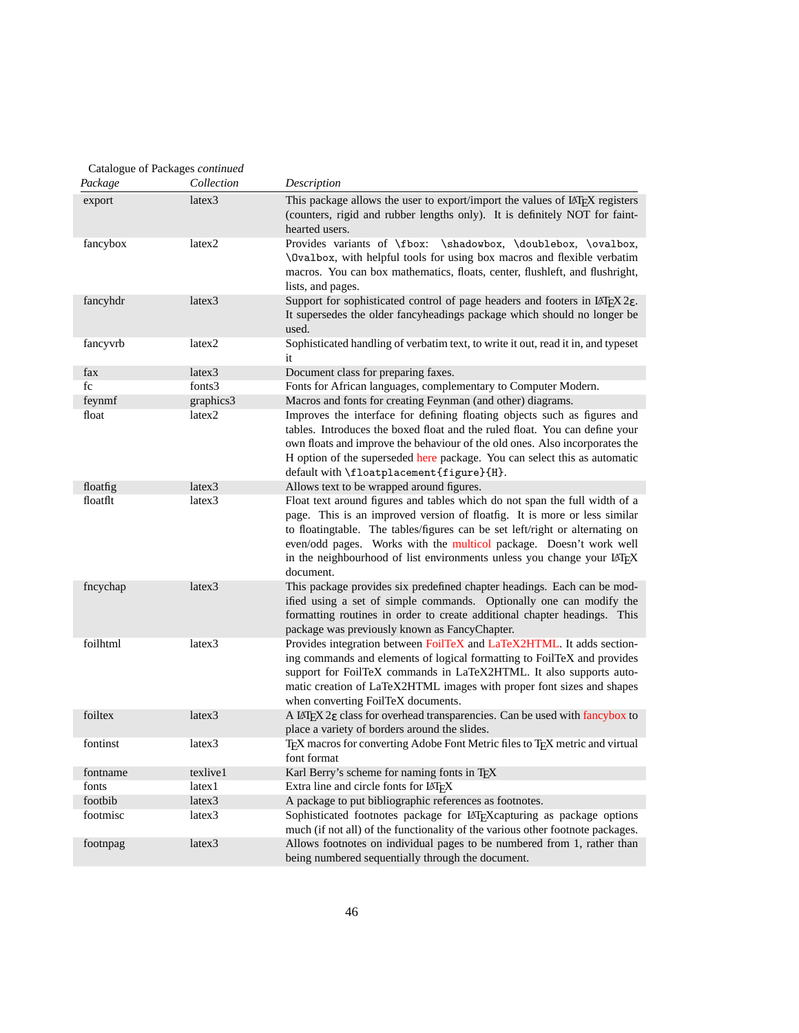Catalogue of Packages *continued*

| *Package* | *Collection* | *Description* |
|---|---|---|
| export | latex3 | This package allows the user to export/import the values of LaTeX registers (counters, rigid and rubber lengths only). It is definitely NOT for faint-hearted users. |
| fancybox | latex2 | Provides variants of `\fbox`: `\shadowbox`, `\doublebox`, `\ovalbox`, `\Ovalbox`, with helpful tools for using box macros and flexible verbatim macros. You can box mathematics, floats, center, flushleft, and flushright, lists, and pages. |
| fancyhdr | latex3 | Support for sophisticated control of page headers and footers in LaTeX $2_\varepsilon$. It supersedes the older fancyheadings package which should no longer be used. |
| fancyvrb | latex2 | Sophisticated handling of verbatim text, to write it out, read it in, and typeset it |
| fax | latex3 | Document class for preparing faxes. |
| fc | fonts3 | Fonts for African languages, complementary to Computer Modern. |
| feynmf | graphics3 | Macros and fonts for creating Feynman (and other) diagrams. |
| float | latex2 | Improves the interface for defining floating objects such as figures and tables. Introduces the boxed float and the ruled float. You can define your own floats and improve the behaviour of the old ones. Also incorporates the H option of the superseded here package. You can select this as automatic default with `\floatplacement{figure}{H}`. |
| floatfig | latex3 | Allows text to be wrapped around figures. |
| floatflt | latex3 | Float text around figures and tables which do not span the full width of a page. This is an improved version of floatfig. It is more or less similar to floatingtable. The tables/figures can be set left/right or alternating on even/odd pages. Works with the multicol package. Doesn't work well in the neighbourhood of list environments unless you change your LaTeX document. |
| fncychap | latex3 | This package provides six predefined chapter headings. Each can be modified using a set of simple commands. Optionally one can modify the formatting routines in order to create additional chapter headings. This package was previously known as FancyChapter. |
| foilhtml | latex3 | Provides integration between FoilTeX and LaTeX2HTML. It adds sectioning commands and elements of logical formatting to FoilTeX and provides support for FoilTeX commands in LaTeX2HTML. It also supports automatic creation of LaTeX2HTML images with proper font sizes and shapes when converting FoilTeX documents. |
| foiltex | latex3 | A LaTeX $2_\varepsilon$ class for overhead transparencies. Can be used with fancybox to place a variety of borders around the slides. |
| fontinst | latex3 | TeX macros for converting Adobe Font Metric files to TeX metric and virtual font format |
| fontname | texlive1 | Karl Berry's scheme for naming fonts in TeX |
| fonts | latex1 | Extra line and circle fonts for LaTeX |
| footbib | latex3 | A package to put bibliographic references as footnotes. |
| footmisc | latex3 | Sophisticated footnotes package for LaTeXcapturing as package options much (if not all) of the functionality of the various other footnote packages. |
| footnpag | latex3 | Allows footnotes on individual pages to be numbered from 1, rather than being numbered sequentially through the document. |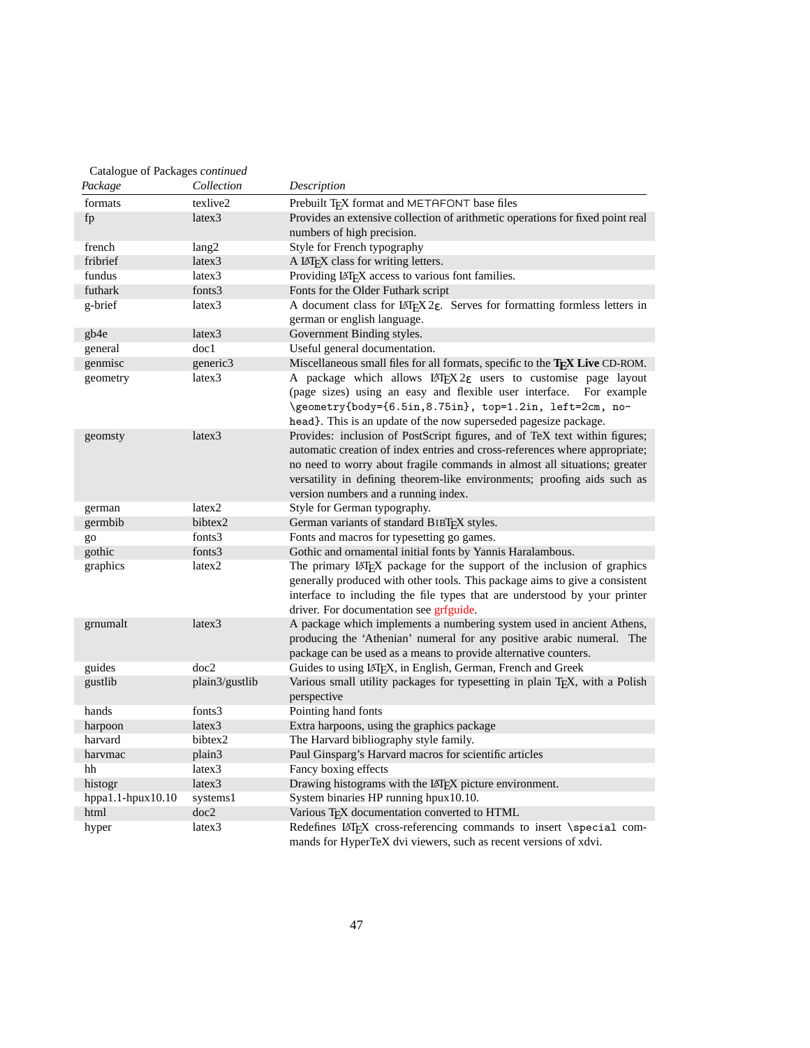Catalogue of Packages *continued*

| *Package* | *Collection* | *Description* |
|---|---|---|
| formats | texlive2 | Prebuilt TEX format and METAFONT base files |
| fp | latex3 | Provides an extensive collection of arithmetic operations for fixed point real numbers of high precision. |
| french | lang2 | Style for French typography |
| fribrief | latex3 | A LATEX class for writing letters. |
| fundus | latex3 | Providing LATEX access to various font families. |
| futhark | fonts3 | Fonts for the Older Futhark script |
| g-brief | latex3 | A document class for LATEX 2ε. Serves for formatting formless letters in german or english language. |
| gb4e | latex3 | Government Binding styles. |
| general | doc1 | Useful general documentation. |
| genmisc | generic3 | Miscellaneous small files for all formats, specific to the **TEX Live** CD-ROM. |
| geometry | latex3 | A package which allows LATEX 2ε users to customise page layout (page sizes) using an easy and flexible user interface. For example `\geometry{body={6.5in,8.75in}, top=1.2in, left=2cm, nohead}`. This is an update of the now superseded pagesize package. |
| geomsty | latex3 | Provides: inclusion of PostScript figures, and of TeX text within figures; automatic creation of index entries and cross-references where appropriate; no need to worry about fragile commands in almost all situations; greater versatility in defining theorem-like environments; proofing aids such as version numbers and a running index. |
| german | latex2 | Style for German typography. |
| germbib | bibtex2 | German variants of standard BIBTEX styles. |
| go | fonts3 | Fonts and macros for typesetting go games. |
| gothic | fonts3 | Gothic and ornamental initial fonts by Yannis Haralambous. |
| graphics | latex2 | The primary LATEX package for the support of the inclusion of graphics generally produced with other tools. This package aims to give a consistent interface to including the file types that are understood by your printer driver. For documentation see grfguide. |
| grnumalt | latex3 | A package which implements a numbering system used in ancient Athens, producing the 'Athenian' numeral for any positive arabic numeral. The package can be used as a means to provide alternative counters. |
| guides | doc2 | Guides to using LATEX, in English, German, French and Greek |
| gustlib | plain3/gustlib | Various small utility packages for typesetting in plain TEX, with a Polish perspective |
| hands | fonts3 | Pointing hand fonts |
| harpoon | latex3 | Extra harpoons, using the graphics package |
| harvard | bibtex2 | The Harvard bibliography style family. |
| harvmac | plain3 | Paul Ginsparg's Harvard macros for scientific articles |
| hh | latex3 | Fancy boxing effects |
| histogr | latex3 | Drawing histograms with the LATEX picture environment. |
| hppa1.1-hpux10.10 | systems1 | System binaries HP running hpux10.10. |
| html | doc2 | Various TEX documentation converted to HTML |
| hyper | latex3 | Redefines LATEX cross-referencing commands to insert `\special` commands for HyperTeX dvi viewers, such as recent versions of xdvi. |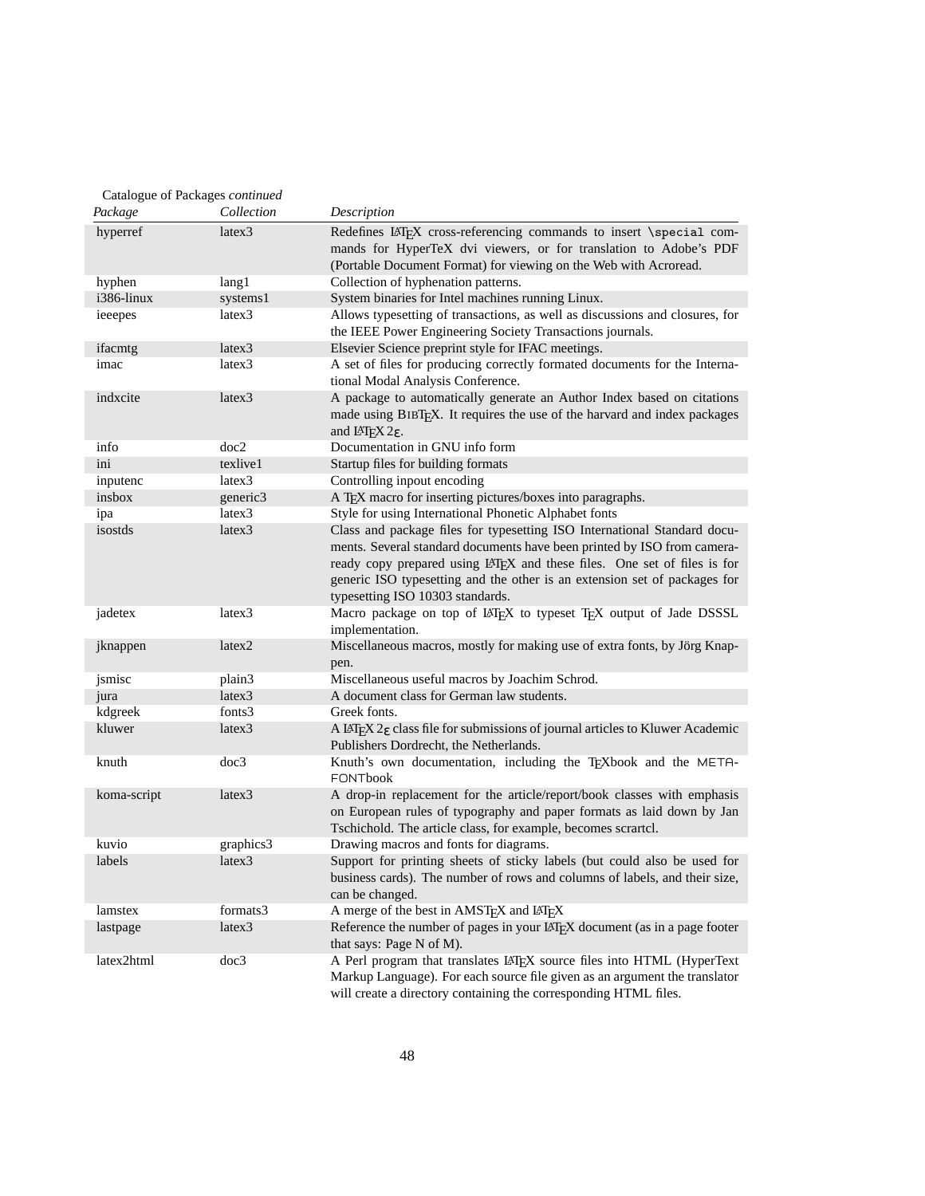Catalogue of Packages *continued*

| *Package* | *Collection* | *Description* |
|---|---|---|
| hyperref | latex3 | Redefines LaTeX cross-referencing commands to insert `\special` commands for HyperTeX dvi viewers, or for translation to Adobe's PDF (Portable Document Format) for viewing on the Web with Acroread. |
| hyphen | lang1 | Collection of hyphenation patterns. |
| i386-linux | systems1 | System binaries for Intel machines running Linux. |
| ieeepes | latex3 | Allows typesetting of transactions, as well as discussions and closures, for the IEEE Power Engineering Society Transactions journals. |
| ifacmtg | latex3 | Elsevier Science preprint style for IFAC meetings. |
| imac | latex3 | A set of files for producing correctly formated documents for the International Modal Analysis Conference. |
| indxcite | latex3 | A package to automatically generate an Author Index based on citations made using BIBTeX. It requires the use of the harvard and index packages and LaTeX $2_\varepsilon$. |
| info | doc2 | Documentation in GNU info form |
| ini | texlive1 | Startup files for building formats |
| inputenc | latex3 | Controlling inpout encoding |
| insbox | generic3 | A TeX macro for inserting pictures/boxes into paragraphs. |
| ipa | latex3 | Style for using International Phonetic Alphabet fonts |
| isostds | latex3 | Class and package files for typesetting ISO International Standard documents. Several standard documents have been printed by ISO from camera-ready copy prepared using LaTeX and these files. One set of files is for generic ISO typesetting and the other is an extension set of packages for typesetting ISO 10303 standards. |
| jadetex | latex3 | Macro package on top of LaTeX to typeset TeX output of Jade DSSSL implementation. |
| jknappen | latex2 | Miscellaneous macros, mostly for making use of extra fonts, by Jörg Knappen. |
| jsmisc | plain3 | Miscellaneous useful macros by Joachim Schrod. |
| jura | latex3 | A document class for German law students. |
| kdgreek | fonts3 | Greek fonts. |
| kluwer | latex3 | A LaTeX $2_\varepsilon$ class file for submissions of journal articles to Kluwer Academic Publishers Dordrecht, the Netherlands. |
| knuth | doc3 | Knuth's own documentation, including the TeXbook and the METAFONTbook |
| koma-script | latex3 | A drop-in replacement for the article/report/book classes with emphasis on European rules of typography and paper formats as laid down by Jan Tschichold. The article class, for example, becomes scrartcl. |
| kuvio | graphics3 | Drawing macros and fonts for diagrams. |
| labels | latex3 | Support for printing sheets of sticky labels (but could also be used for business cards). The number of rows and columns of labels, and their size, can be changed. |
| lamstex | formats3 | A merge of the best in AMSTeX and LaTeX |
| lastpage | latex3 | Reference the number of pages in your LaTeX document (as in a page footer that says: Page N of M). |
| latex2html | doc3 | A Perl program that translates LaTeX source files into HTML (HyperText Markup Language). For each source file given as an argument the translator will create a directory containing the corresponding HTML files. |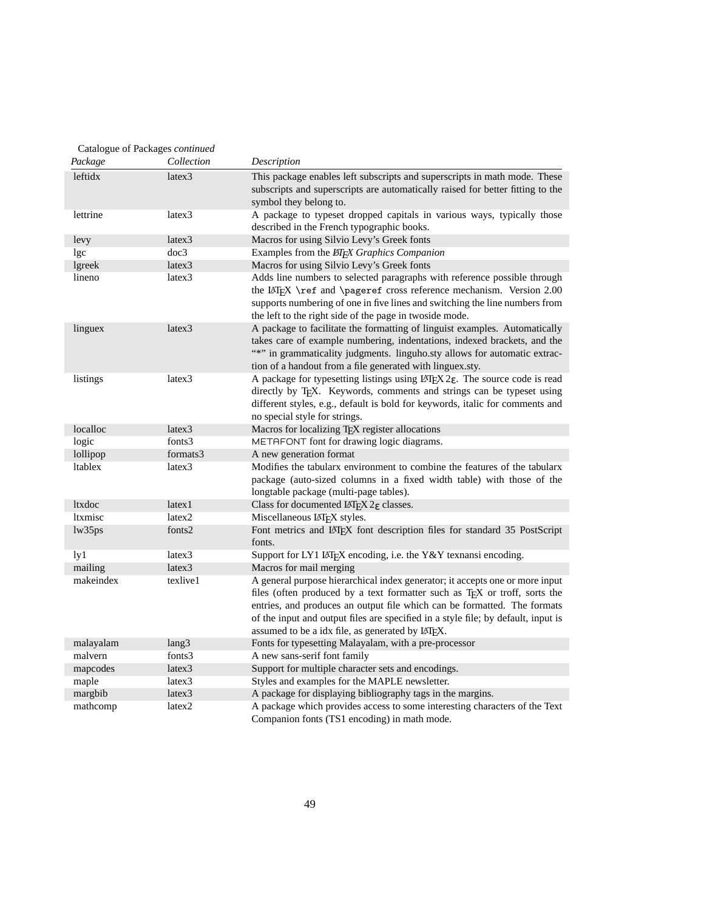Catalogue of Packages *continued*

| *Package* | *Collection* | *Description* |
|---|---|---|
| leftidx | latex3 | This package enables left subscripts and superscripts in math mode. These subscripts and superscripts are automatically raised for better fitting to the symbol they belong to. |
| lettrine | latex3 | A package to typeset dropped capitals in various ways, typically those described in the French typographic books. |
| levy | latex3 | Macros for using Silvio Levy's Greek fonts |
| lgc | doc3 | Examples from the *LaTeX Graphics Companion* |
| lgreek | latex3 | Macros for using Silvio Levy's Greek fonts |
| lineno | latex3 | Adds line numbers to selected paragraphs with reference possible through the LaTeX `\ref` and `\pageref` cross reference mechanism. Version 2.00 supports numbering of one in five lines and switching the line numbers from the left to the right side of the page in twoside mode. |
| linguex | latex3 | A package to facilitate the formatting of linguist examples. Automatically takes care of example numbering, indentations, indexed brackets, and the "*" in grammaticality judgments. linguho.sty allows for automatic extraction of a handout from a file generated with linguex.sty. |
| listings | latex3 | A package for typesetting listings using LaTeX 2ε. The source code is read directly by TeX. Keywords, comments and strings can be typeset using different styles, e.g., default is bold for keywords, italic for comments and no special style for strings. |
| localloc | latex3 | Macros for localizing TeX register allocations |
| logic | fonts3 | METAFONT font for drawing logic diagrams. |
| lollipop | formats3 | A new generation format |
| ltablex | latex3 | Modifies the tabularx environment to combine the features of the tabularx package (auto-sized columns in a fixed width table) with those of the longtable package (multi-page tables). |
| ltxdoc | latex1 | Class for documented LaTeX 2ε classes. |
| ltxmisc | latex2 | Miscellaneous LaTeX styles. |
| lw35ps | fonts2 | Font metrics and LaTeX font description files for standard 35 PostScript fonts. |
| ly1 | latex3 | Support for LY1 LaTeX encoding, i.e. the Y&Y texnansi encoding. |
| mailing | latex3 | Macros for mail merging |
| makeindex | texlive1 | A general purpose hierarchical index generator; it accepts one or more input files (often produced by a text formatter such as TeX or troff, sorts the entries, and produces an output file which can be formatted. The formats of the input and output files are specified in a style file; by default, input is assumed to be a idx file, as generated by LaTeX. |
| malayalam | lang3 | Fonts for typesetting Malayalam, with a pre-processor |
| malvern | fonts3 | A new sans-serif font family |
| mapcodes | latex3 | Support for multiple character sets and encodings. |
| maple | latex3 | Styles and examples for the MAPLE newsletter. |
| margbib | latex3 | A package for displaying bibliography tags in the margins. |
| mathcomp | latex2 | A package which provides access to some interesting characters of the Text Companion fonts (TS1 encoding) in math mode. |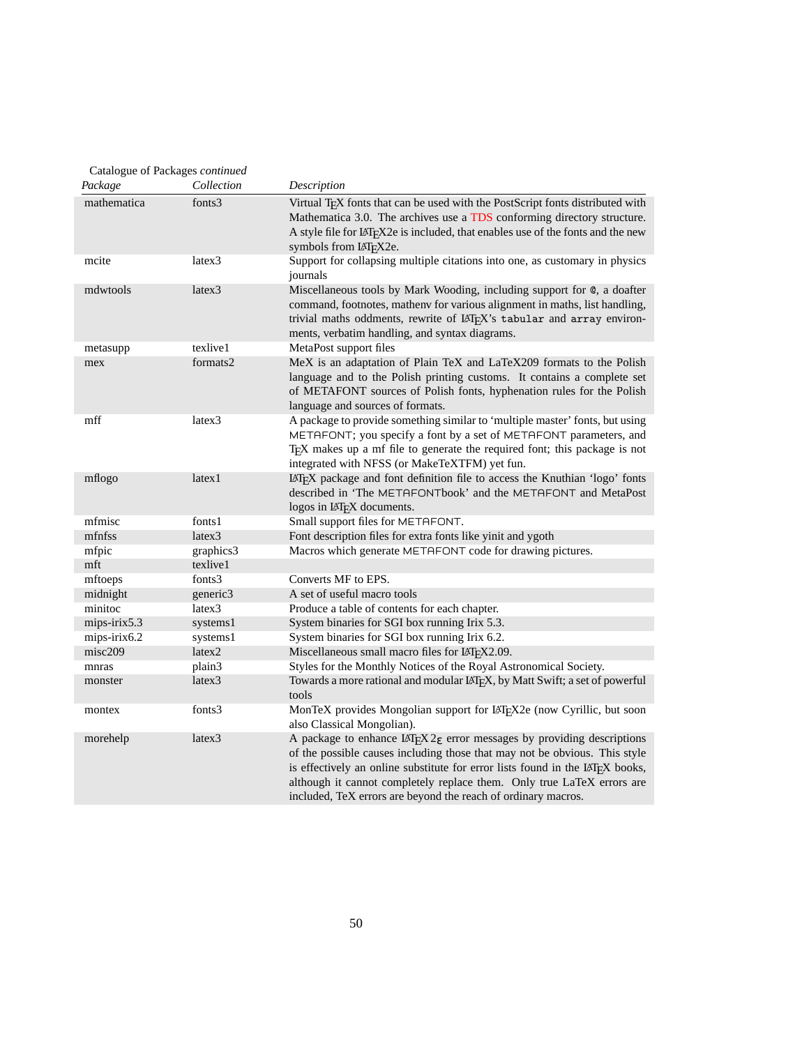Catalogue of Packages *continued*

| *Package* | *Collection* | *Description* |
|---|---|---|
| mathematica | fonts3 | Virtual TEX fonts that can be used with the PostScript fonts distributed with Mathematica 3.0. The archives use a TDS conforming directory structure. A style file for LATEX2e is included, that enables use of the fonts and the new symbols from LATEX2e. |
| mcite | latex3 | Support for collapsing multiple citations into one, as customary in physics journals |
| mdwtools | latex3 | Miscellaneous tools by Mark Wooding, including support for `@`, a doafter command, footnotes, mathenv for various alignment in maths, list handling, trivial maths oddments, rewrite of LATEX's `tabular` and `array` environments, verbatim handling, and syntax diagrams. |
| metasupp | texlive1 | MetaPost support files |
| mex | formats2 | MeX is an adaptation of Plain TeX and LaTeX209 formats to the Polish language and to the Polish printing customs. It contains a complete set of METAFONT sources of Polish fonts, hyphenation rules for the Polish language and sources of formats. |
| mff | latex3 | A package to provide something similar to 'multiple master' fonts, but using METAFONT; you specify a font by a set of METAFONT parameters, and TEX makes up a mf file to generate the required font; this package is not integrated with NFSS (or MakeTeXTFM) yet fun. |
| mflogo | latex1 | LATEX package and font definition file to access the Knuthian 'logo' fonts described in 'The METAFONTbook' and the METAFONT and MetaPost logos in LATEX documents. |
| mfmisc | fonts1 | Small support files for METAFONT. |
| mfnfss | latex3 | Font description files for extra fonts like yinit and ygoth |
| mfpic | graphics3 | Macros which generate METAFONT code for drawing pictures. |
| mft | texlive1 | |
| mftoeps | fonts3 | Converts MF to EPS. |
| midnight | generic3 | A set of useful macro tools |
| minitoc | latex3 | Produce a table of contents for each chapter. |
| mips-irix5.3 | systems1 | System binaries for SGI box running Irix 5.3. |
| mips-irix6.2 | systems1 | System binaries for SGI box running Irix 6.2. |
| misc209 | latex2 | Miscellaneous small macro files for LATEX2.09. |
| mnras | plain3 | Styles for the Monthly Notices of the Royal Astronomical Society. |
| monster | latex3 | Towards a more rational and modular LATEX, by Matt Swift; a set of powerful tools |
| montex | fonts3 | MonTeX provides Mongolian support for LATEX2e (now Cyrillic, but soon also Classical Mongolian). |
| morehelp | latex3 | A package to enhance LATEX $2_\varepsilon$ error messages by providing descriptions of the possible causes including those that may not be obvious. This style is effectively an online substitute for error lists found in the LATEX books, although it cannot completely replace them. Only true LaTeX errors are included, TeX errors are beyond the reach of ordinary macros. |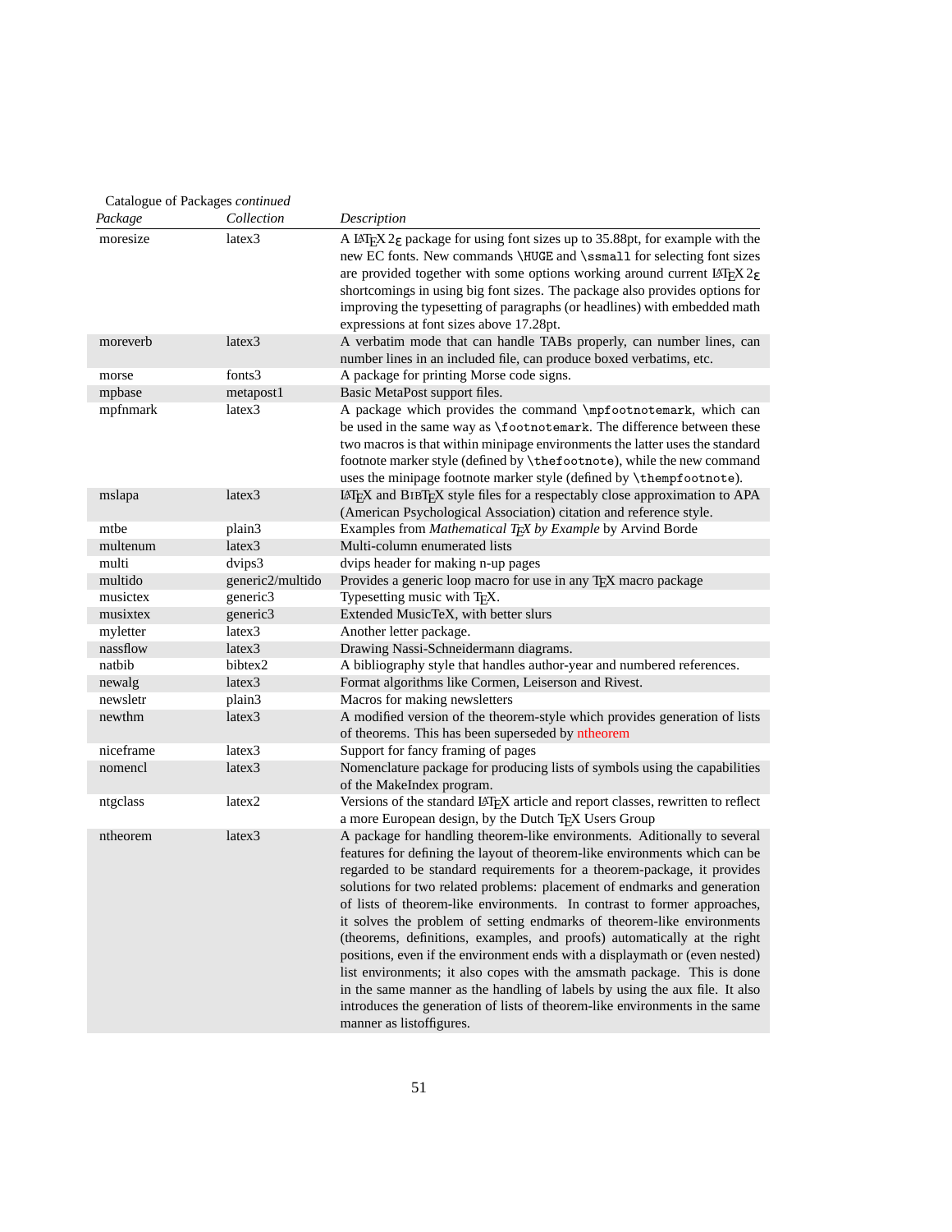Catalogue of Packages *continued*

| *Package* | *Collection* | *Description* |
|---|---|---|
| moresize | latex3 | A LaTeX 2ε package for using font sizes up to 35.88pt, for example with the new EC fonts. New commands `\HUGE` and `\ssmall` for selecting font sizes are provided together with some options working around current LaTeX 2ε shortcomings in using big font sizes. The package also provides options for improving the typesetting of paragraphs (or headlines) with embedded math expressions at font sizes above 17.28pt. |
| moreverb | latex3 | A verbatim mode that can handle TABs properly, can number lines, can number lines in an included file, can produce boxed verbatims, etc. |
| morse | fonts3 | A package for printing Morse code signs. |
| mpbase | metapost1 | Basic MetaPost support files. |
| mpfnmark | latex3 | A package which provides the command `\mpfootnotemark`, which can be used in the same way as `\footnotemark`. The difference between these two macros is that within minipage environments the latter uses the standard footnote marker style (defined by `\thefootnote`), while the new command uses the minipage footnote marker style (defined by `\thempfootnote`). |
| mslapa | latex3 | LaTeX and BibTeX style files for a respectably close approximation to APA (American Psychological Association) citation and reference style. |
| mtbe | plain3 | Examples from *Mathematical TeX by Example* by Arvind Borde |
| multenum | latex3 | Multi-column enumerated lists |
| multi | dvips3 | dvips header for making n-up pages |
| multido | generic2/multido | Provides a generic loop macro for use in any TeX macro package |
| musictex | generic3 | Typesetting music with TeX. |
| musixtex | generic3 | Extended MusicTeX, with better slurs |
| myletter | latex3 | Another letter package. |
| nassflow | latex3 | Drawing Nassi-Schneidermann diagrams. |
| natbib | bibtex2 | A bibliography style that handles author-year and numbered references. |
| newalg | latex3 | Format algorithms like Cormen, Leiserson and Rivest. |
| newsletr | plain3 | Macros for making newsletters |
| newthm | latex3 | A modified version of the theorem-style which provides generation of lists of theorems. This has been superseded by ntheorem |
| niceframe | latex3 | Support for fancy framing of pages |
| nomencl | latex3 | Nomenclature package for producing lists of symbols using the capabilities of the MakeIndex program. |
| ntgclass | latex2 | Versions of the standard LaTeX article and report classes, rewritten to reflect a more European design, by the Dutch TeX Users Group |
| ntheorem | latex3 | A package for handling theorem-like environments. Aditionally to several features for defining the layout of theorem-like environments which can be regarded to be standard requirements for a theorem-package, it provides solutions for two related problems: placement of endmarks and generation of lists of theorem-like environments. In contrast to former approaches, it solves the problem of setting endmarks of theorem-like environments (theorems, definitions, examples, and proofs) automatically at the right positions, even if the environment ends with a displaymath or (even nested) list environments; it also copes with the amsmath package. This is done in the same manner as the handling of labels by using the aux file. It also introduces the generation of lists of theorem-like environments in the same manner as listoffigures. |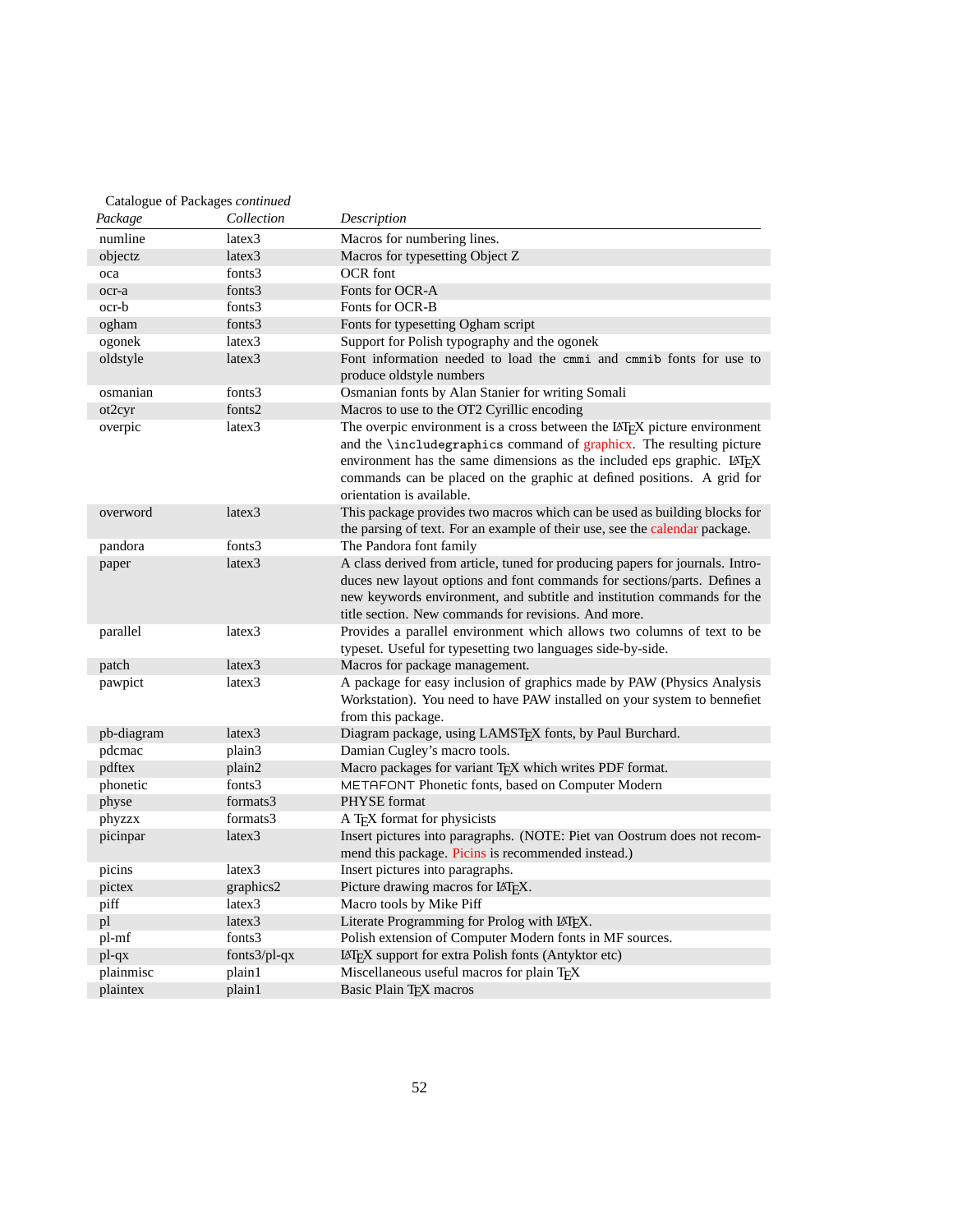Catalogue of Packages *continued*

| *Package* | *Collection* | *Description* |
|---|---|---|
| numline | latex3 | Macros for numbering lines. |
| objectz | latex3 | Macros for typesetting Object Z |
| oca | fonts3 | OCR font |
| ocr-a | fonts3 | Fonts for OCR-A |
| ocr-b | fonts3 | Fonts for OCR-B |
| ogham | fonts3 | Fonts for typesetting Ogham script |
| ogonek | latex3 | Support for Polish typography and the ogonek |
| oldstyle | latex3 | Font information needed to load the `cmmi` and `cmmib` fonts for use to produce oldstyle numbers |
| osmanian | fonts3 | Osmanian fonts by Alan Stanier for writing Somali |
| ot2cyr | fonts2 | Macros to use to the OT2 Cyrillic encoding |
| overpic | latex3 | The overpic environment is a cross between the LaTeX picture environment and the `\includegraphics` command of graphicx. The resulting picture environment has the same dimensions as the included eps graphic. LaTeX commands can be placed on the graphic at defined positions. A grid for orientation is available. |
| overword | latex3 | This package provides two macros which can be used as building blocks for the parsing of text. For an example of their use, see the calendar package. |
| pandora | fonts3 | The Pandora font family |
| paper | latex3 | A class derived from article, tuned for producing papers for journals. Introduces new layout options and font commands for sections/parts. Defines a new keywords environment, and subtitle and institution commands for the title section. New commands for revisions. And more. |
| parallel | latex3 | Provides a parallel environment which allows two columns of text to be typeset. Useful for typesetting two languages side-by-side. |
| patch | latex3 | Macros for package management. |
| pawpict | latex3 | A package for easy inclusion of graphics made by PAW (Physics Analysis Workstation). You need to have PAW installed on your system to bennefiet from this package. |
| pb-diagram | latex3 | Diagram package, using LAMSTeX fonts, by Paul Burchard. |
| pdcmac | plain3 | Damian Cugley's macro tools. |
| pdftex | plain2 | Macro packages for variant TeX which writes PDF format. |
| phonetic | fonts3 | METAFONT Phonetic fonts, based on Computer Modern |
| physe | formats3 | PHYSE format |
| phyzzx | formats3 | A TeX format for physicists |
| picinpar | latex3 | Insert pictures into paragraphs. (NOTE: Piet van Oostrum does not recommend this package. Picins is recommended instead.) |
| picins | latex3 | Insert pictures into paragraphs. |
| pictex | graphics2 | Picture drawing macros for LaTeX. |
| piff | latex3 | Macro tools by Mike Piff |
| pl | latex3 | Literate Programming for Prolog with LaTeX. |
| pl-mf | fonts3 | Polish extension of Computer Modern fonts in MF sources. |
| pl-qx | fonts3/pl-qx | LaTeX support for extra Polish fonts (Antyktor etc) |
| plainmisc | plain1 | Miscellaneous useful macros for plain TeX |
| plaintex | plain1 | Basic Plain TeX macros |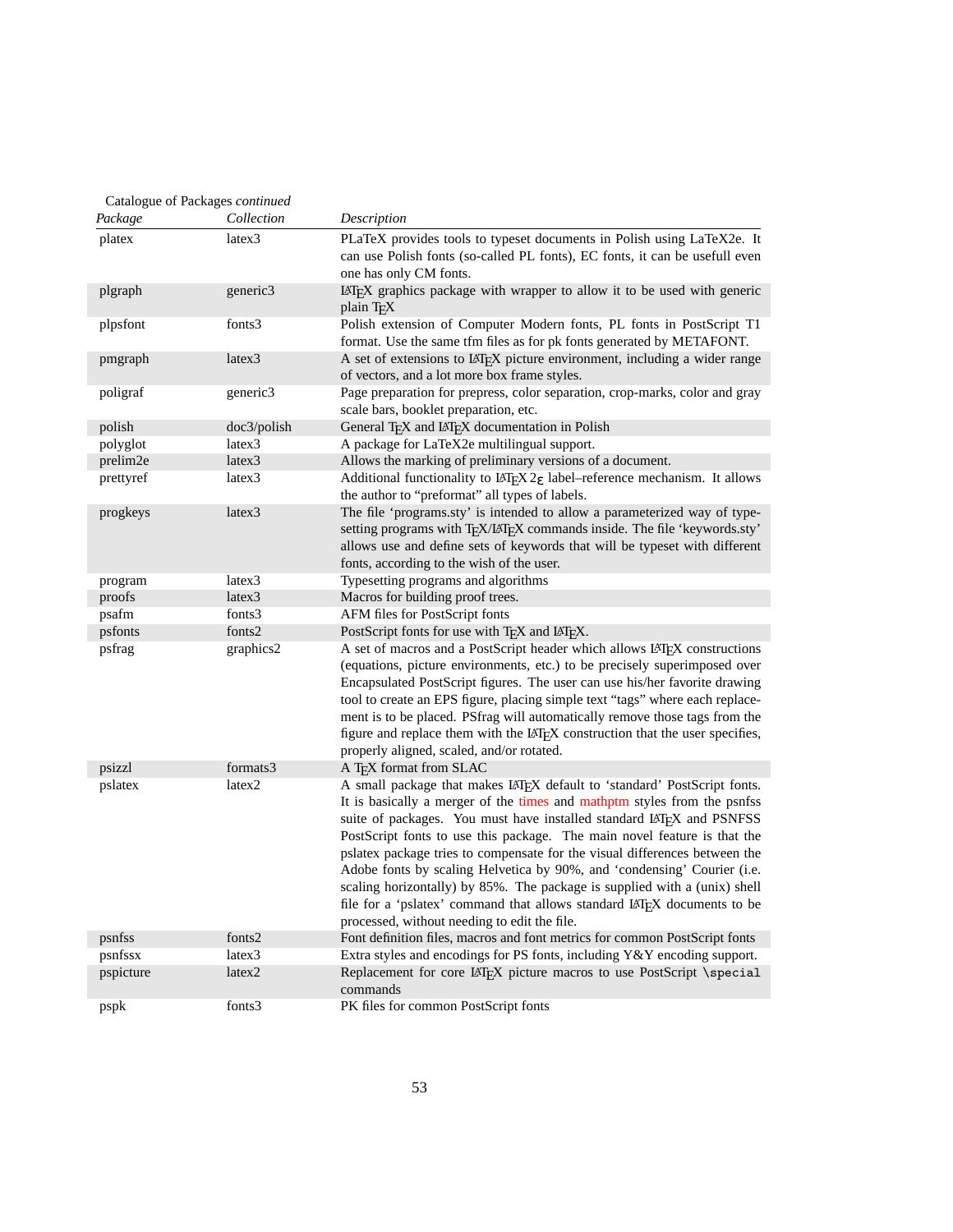Catalogue of Packages *continued*

| *Package* | *Collection* | *Description* |
|---|---|---|
| platex | latex3 | PLaTeX provides tools to typeset documents in Polish using LaTeX2e. It can use Polish fonts (so-called PL fonts), EC fonts, it can be usefull even one has only CM fonts. |
| plgraph | generic3 | LaTeX graphics package with wrapper to allow it to be used with generic plain TeX |
| plpsfont | fonts3 | Polish extension of Computer Modern fonts, PL fonts in PostScript T1 format. Use the same tfm files as for pk fonts generated by METAFONT. |
| pmgraph | latex3 | A set of extensions to LaTeX picture environment, including a wider range of vectors, and a lot more box frame styles. |
| poligraf | generic3 | Page preparation for prepress, color separation, crop-marks, color and gray scale bars, booklet preparation, etc. |
| polish | doc3/polish | General TeX and LaTeX documentation in Polish |
| polyglot | latex3 | A package for LaTeX2e multilingual support. |
| prelim2e | latex3 | Allows the marking of preliminary versions of a document. |
| prettyref | latex3 | Additional functionality to LaTeX $2_\varepsilon$ label–reference mechanism. It allows the author to "preformat" all types of labels. |
| progkeys | latex3 | The file 'programs.sty' is intended to allow a parameterized way of typesetting programs with TeX/LaTeX commands inside. The file 'keywords.sty' allows use and define sets of keywords that will be typeset with different fonts, according to the wish of the user. |
| program | latex3 | Typesetting programs and algorithms |
| proofs | latex3 | Macros for building proof trees. |
| psafm | fonts3 | AFM files for PostScript fonts |
| psfonts | fonts2 | PostScript fonts for use with TeX and LaTeX. |
| psfrag | graphics2 | A set of macros and a PostScript header which allows LaTeX constructions (equations, picture environments, etc.) to be precisely superimposed over Encapsulated PostScript figures. The user can use his/her favorite drawing tool to create an EPS figure, placing simple text "tags" where each replacement is to be placed. PSfrag will automatically remove those tags from the figure and replace them with the LaTeX construction that the user specifies, properly aligned, scaled, and/or rotated. |
| psizzl | formats3 | A TeX format from SLAC |
| pslatex | latex2 | A small package that makes LaTeX default to 'standard' PostScript fonts. It is basically a merger of the times and mathptm styles from the psnfss suite of packages. You must have installed standard LaTeX and PSNFSS PostScript fonts to use this package. The main novel feature is that the pslatex package tries to compensate for the visual differences between the Adobe fonts by scaling Helvetica by 90%, and 'condensing' Courier (i.e. scaling horizontally) by 85%. The package is supplied with a (unix) shell file for a 'pslatex' command that allows standard LaTeX documents to be processed, without needing to edit the file. |
| psnfss | fonts2 | Font definition files, macros and font metrics for common PostScript fonts |
| psnfssx | latex3 | Extra styles and encodings for PS fonts, including Y&Y encoding support. |
| pspicture | latex2 | Replacement for core LaTeX picture macros to use PostScript `\special` commands |
| pspk | fonts3 | PK files for common PostScript fonts |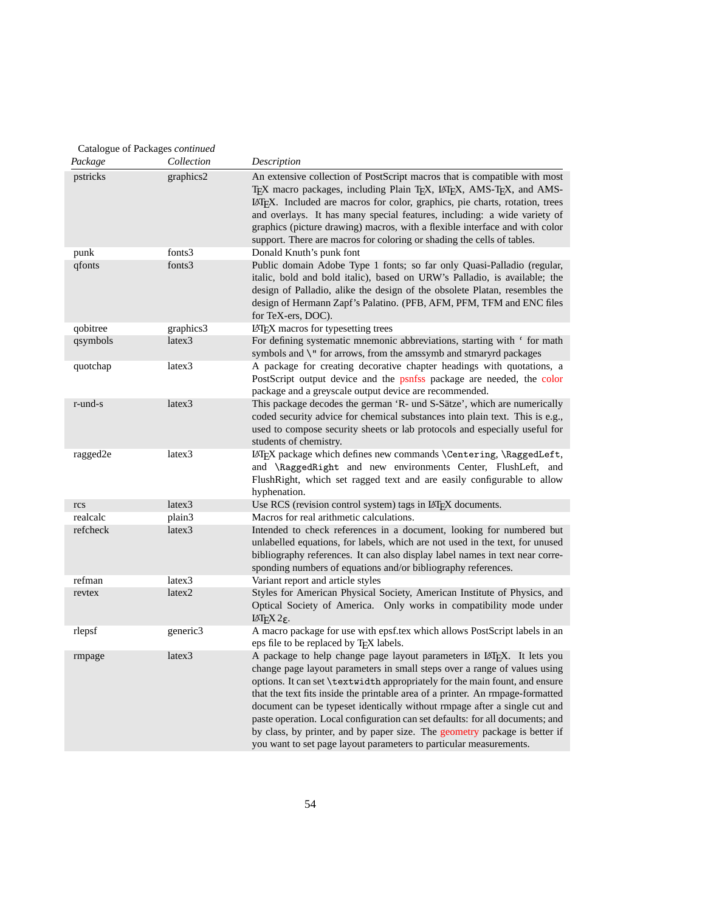Catalogue of Packages *continued*

| *Package* | *Collection* | *Description* |
|---|---|---|
| pstricks | graphics2 | An extensive collection of PostScript macros that is compatible with most TEX macro packages, including Plain TEX, LATEX, AMS-TEX, and AMS-LATEX. Included are macros for color, graphics, pie charts, rotation, trees and overlays. It has many special features, including: a wide variety of graphics (picture drawing) macros, with a flexible interface and with color support. There are macros for coloring or shading the cells of tables. |
| punk | fonts3 | Donald Knuth's punk font |
| qfonts | fonts3 | Public domain Adobe Type 1 fonts; so far only Quasi-Palladio (regular, italic, bold and bold italic), based on URW's Palladio, is available; the design of Palladio, alike the design of the obsolete Platan, resembles the design of Hermann Zapf's Palatino. (PFB, AFM, PFM, TFM and ENC files for TeX-ers, DOC). |
| qobitree | graphics3 | LATEX macros for typesetting trees |
| qsymbols | latex3 | For defining systematic mnemonic abbreviations, starting with ' for math symbols and \" for arrows, from the amssymb and stmaryrd packages |
| quotchap | latex3 | A package for creating decorative chapter headings with quotations, a PostScript output device and the psnfss package are needed, the color package and a greyscale output device are recommended. |
| r-und-s | latex3 | This package decodes the german 'R- und S-Sätze', which are numerically coded security advice for chemical substances into plain text. This is e.g., used to compose security sheets or lab protocols and especially useful for students of chemistry. |
| ragged2e | latex3 | LATEX package which defines new commands `\Centering`, `\RaggedLeft`, and `\RaggedRight` and new environments Center, FlushLeft, and FlushRight, which set ragged text and are easily configurable to allow hyphenation. |
| rcs | latex3 | Use RCS (revision control system) tags in LATEX documents. |
| realcalc | plain3 | Macros for real arithmetic calculations. |
| refcheck | latex3 | Intended to check references in a document, looking for numbered but unlabelled equations, for labels, which are not used in the text, for unused bibliography references. It can also display label names in text near corresponding numbers of equations and/or bibliography references. |
| refman | latex3 | Variant report and article styles |
| revtex | latex2 | Styles for American Physical Society, American Institute of Physics, and Optical Society of America. Only works in compatibility mode under LATEX $2_{\varepsilon}$. |
| rlepsf | generic3 | A macro package for use with epsf.tex which allows PostScript labels in an eps file to be replaced by TEX labels. |
| rmpage | latex3 | A package to help change page layout parameters in LATEX. It lets you change page layout parameters in small steps over a range of values using options. It can set `\textwidth` appropriately for the main fount, and ensure that the text fits inside the printable area of a printer. An rmpage-formatted document can be typeset identically without rmpage after a single cut and paste operation. Local configuration can set defaults: for all documents; and by class, by printer, and by paper size. The geometry package is better if you want to set page layout parameters to particular measurements. |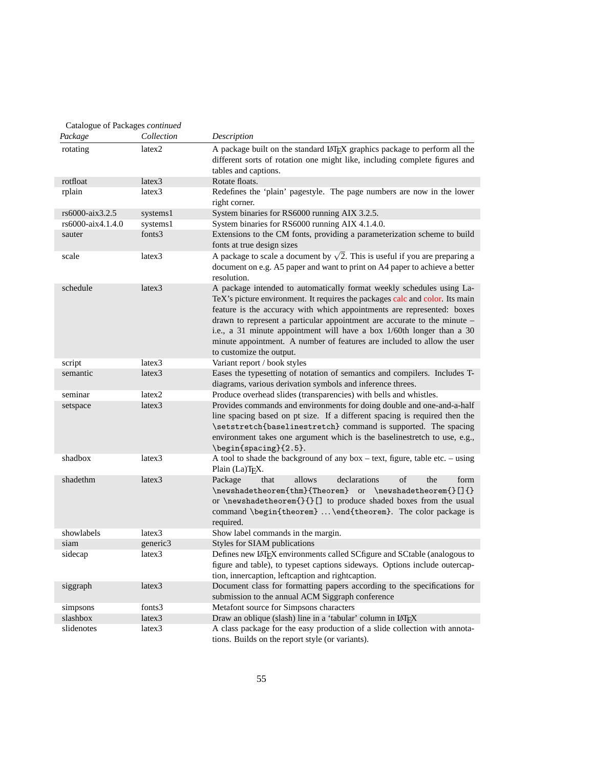Catalogue of Packages *continued*

| *Package* | *Collection* | *Description* |
|---|---|---|
| rotating | latex2 | A package built on the standard LaTeX graphics package to perform all the different sorts of rotation one might like, including complete figures and tables and captions. |
| rotfloat | latex3 | Rotate floats. |
| rplain | latex3 | Redefines the 'plain' pagestyle. The page numbers are now in the lower right corner. |
| rs6000-aix3.2.5 | systems1 | System binaries for RS6000 running AIX 3.2.5. |
| rs6000-aix4.1.4.0 | systems1 | System binaries for RS6000 running AIX 4.1.4.0. |
| sauter | fonts3 | Extensions to the CM fonts, providing a parameterization scheme to build fonts at true design sizes |
| scale | latex3 | A package to scale a document by $\sqrt{2}$. This is useful if you are preparing a document on e.g. A5 paper and want to print on A4 paper to achieve a better resolution. |
| schedule | latex3 | A package intended to automatically format weekly schedules using LaTeX's picture environment. It requires the packages calc and color. Its main feature is the accuracy with which appointments are represented: boxes drawn to represent a particular appointment are accurate to the minute – i.e., a 31 minute appointment will have a box 1/60th longer than a 30 minute appointment. A number of features are included to allow the user to customize the output. |
| script | latex3 | Variant report / book styles |
| semantic | latex3 | Eases the typesetting of notation of semantics and compilers. Includes T-diagrams, various derivation symbols and inference threes. |
| seminar | latex2 | Produce overhead slides (transparencies) with bells and whistles. |
| setspace | latex3 | Provides commands and environments for doing double and one-and-a-half line spacing based on pt size. If a different spacing is required then the `\setstretch{baselinestretch}` command is supported. The spacing environment takes one argument which is the baselinestretch to use, e.g., `\begin{spacing}{2.5}`. |
| shadbox | latex3 | A tool to shade the background of any box – text, figure, table etc. – using Plain (La)TEX. |
| shadethm | latex3 | Package that allows declarations of the form `\newshadetheorem{thm}{Theorem}` or `\newshadetheorem{}[]{}` or `\newshadetheorem{}{}[]` to produce shaded boxes from the usual command `\begin{theorem}` ... `\end{theorem}`. The color package is required. |
| showlabels | latex3 | Show label commands in the margin. |
| siam | generic3 | Styles for SIAM publications |
| sidecap | latex3 | Defines new LaTeX environments called SCfigure and SCtable (analogous to figure and table), to typeset captions sideways. Options include outercaption, innercaption, leftcaption and rightcaption. |
| siggraph | latex3 | Document class for formatting papers according to the specifications for submission to the annual ACM Siggraph conference |
| simpsons | fonts3 | Metafont source for Simpsons characters |
| slashbox | latex3 | Draw an oblique (slash) line in a 'tabular' column in LaTeX |
| slidenotes | latex3 | A class package for the easy production of a slide collection with annotations. Builds on the report style (or variants). |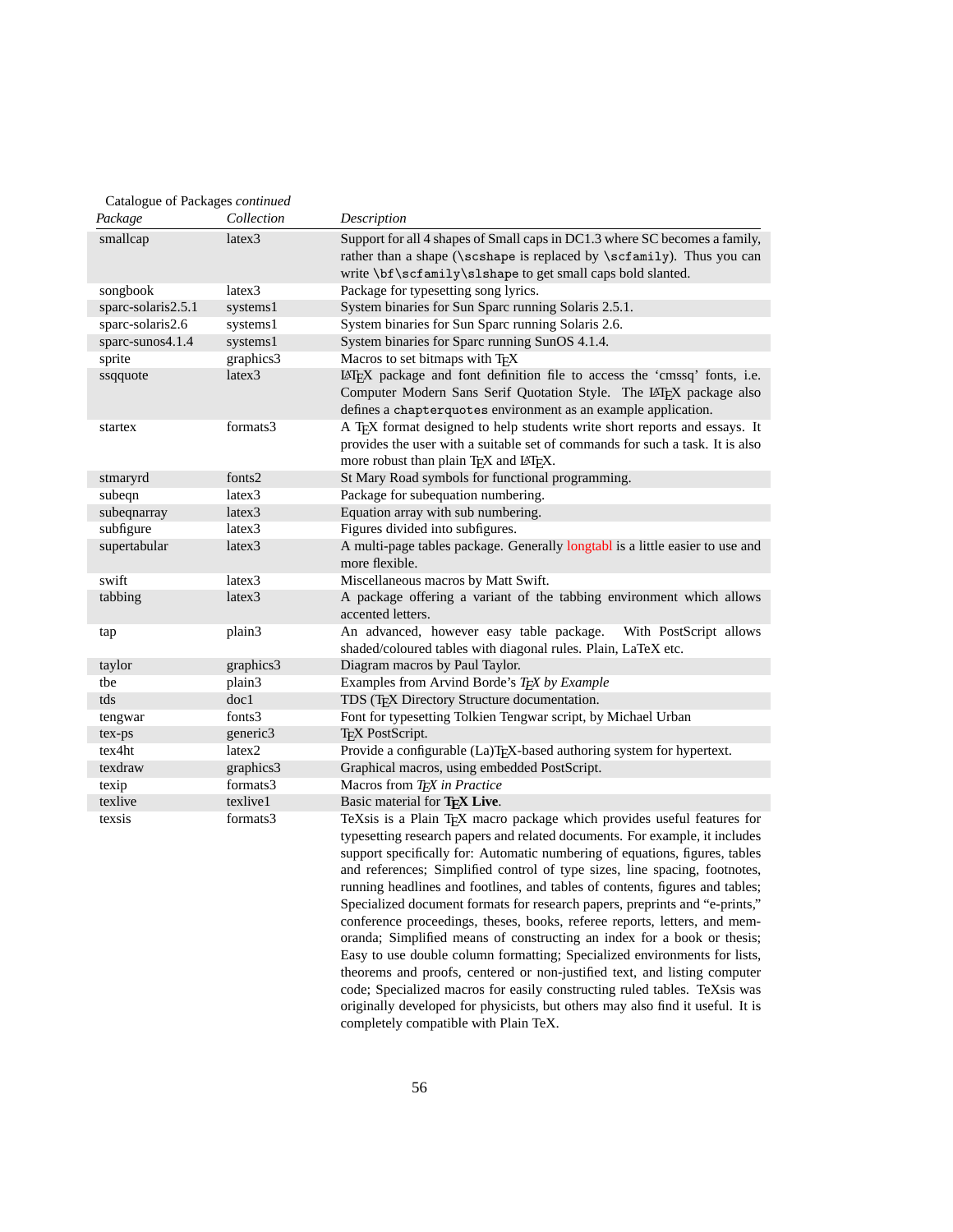Catalogue of Packages *continued*

| *Package* | *Collection* | *Description* |
|---|---|---|
| smallcap | latex3 | Support for all 4 shapes of Small caps in DC1.3 where SC becomes a family, rather than a shape (`\scshape` is replaced by `\scfamily`). Thus you can write `\bf\scfamily\slshape` to get small caps bold slanted. |
| songbook | latex3 | Package for typesetting song lyrics. |
| sparc-solaris2.5.1 | systems1 | System binaries for Sun Sparc running Solaris 2.5.1. |
| sparc-solaris2.6 | systems1 | System binaries for Sun Sparc running Solaris 2.6. |
| sparc-sunos4.1.4 | systems1 | System binaries for Sparc running SunOS 4.1.4. |
| sprite | graphics3 | Macros to set bitmaps with TEX |
| ssqquote | latex3 | LATEX package and font definition file to access the 'cmssq' fonts, i.e. Computer Modern Sans Serif Quotation Style. The LATEX package also defines a `chapterquotes` environment as an example application. |
| startex | formats3 | A TEX format designed to help students write short reports and essays. It provides the user with a suitable set of commands for such a task. It is also more robust than plain TEX and LATEX. |
| stmaryrd | fonts2 | St Mary Road symbols for functional programming. |
| subeqn | latex3 | Package for subequation numbering. |
| subeqnarray | latex3 | Equation array with sub numbering. |
| subfigure | latex3 | Figures divided into subfigures. |
| supertabular | latex3 | A multi-page tables package. Generally longtabl is a little easier to use and more flexible. |
| swift | latex3 | Miscellaneous macros by Matt Swift. |
| tabbing | latex3 | A package offering a variant of the tabbing environment which allows accented letters. |
| tap | plain3 | An advanced, however easy table package. With PostScript allows shaded/coloured tables with diagonal rules. Plain, LaTeX etc. |
| taylor | graphics3 | Diagram macros by Paul Taylor. |
| tbe | plain3 | Examples from Arvind Borde's *TEX by Example* |
| tds | doc1 | TDS (TEX Directory Structure documentation. |
| tengwar | fonts3 | Font for typesetting Tolkien Tengwar script, by Michael Urban |
| tex-ps | generic3 | TEX PostScript. |
| tex4ht | latex2 | Provide a configurable (La)TEX-based authoring system for hypertext. |
| texdraw | graphics3 | Graphical macros, using embedded PostScript. |
| texip | formats3 | Macros from *TEX in Practice* |
| texlive | texlive1 | Basic material for **TEX Live**. |
| texsis | formats3 | TeXsis is a Plain TEX macro package which provides useful features for typesetting research papers and related documents. For example, it includes support specifically for: Automatic numbering of equations, figures, tables and references; Simplified control of type sizes, line spacing, footnotes, running headlines and footlines, and tables of contents, figures and tables; Specialized document formats for research papers, preprints and "e-prints," conference proceedings, theses, books, referee reports, letters, and memoranda; Simplified means of constructing an index for a book or thesis; Easy to use double column formatting; Specialized environments for lists, theorems and proofs, centered or non-justified text, and listing computer code; Specialized macros for easily constructing ruled tables. TeXsis was originally developed for physicists, but others may also find it useful. It is completely compatible with Plain TeX. |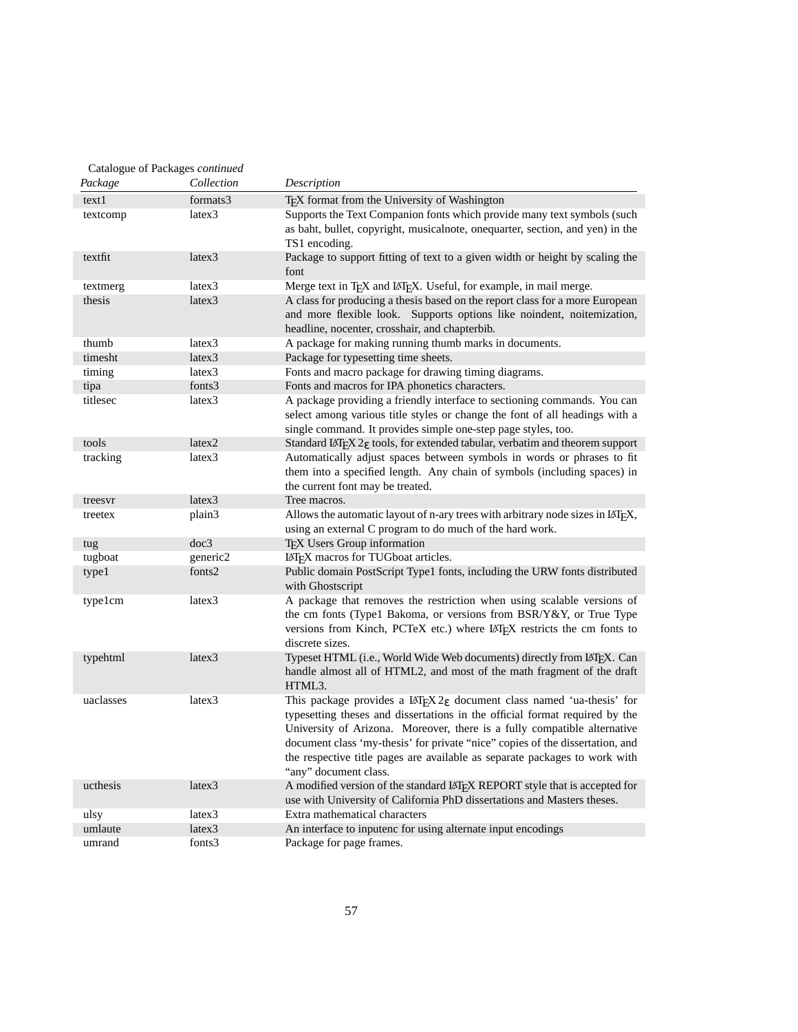Catalogue of Packages *continued*

| *Package* | *Collection* | *Description* |
|---|---|---|
| text1 | formats3 | TEX format from the University of Washington |
| textcomp | latex3 | Supports the Text Companion fonts which provide many text symbols (such as baht, bullet, copyright, musicalnote, onequarter, section, and yen) in the TS1 encoding. |
| textfit | latex3 | Package to support fitting of text to a given width or height by scaling the font |
| textmerg | latex3 | Merge text in TEX and LATEX. Useful, for example, in mail merge. |
| thesis | latex3 | A class for producing a thesis based on the report class for a more European and more flexible look. Supports options like noindent, noitemization, headline, nocenter, crosshair, and chapterbib. |
| thumb | latex3 | A package for making running thumb marks in documents. |
| timesht | latex3 | Package for typesetting time sheets. |
| timing | latex3 | Fonts and macro package for drawing timing diagrams. |
| tipa | fonts3 | Fonts and macros for IPA phonetics characters. |
| titlesec | latex3 | A package providing a friendly interface to sectioning commands. You can select among various title styles or change the font of all headings with a single command. It provides simple one-step page styles, too. |
| tools | latex2 | Standard LATEX 2ε tools, for extended tabular, verbatim and theorem support |
| tracking | latex3 | Automatically adjust spaces between symbols in words or phrases to fit them into a specified length. Any chain of symbols (including spaces) in the current font may be treated. |
| treesvr | latex3 | Tree macros. |
| treetex | plain3 | Allows the automatic layout of n-ary trees with arbitrary node sizes in LATEX, using an external C program to do much of the hard work. |
| tug | doc3 | TEX Users Group information |
| tugboat | generic2 | LATEX macros for TUGboat articles. |
| type1 | fonts2 | Public domain PostScript Type1 fonts, including the URW fonts distributed with Ghostscript |
| type1cm | latex3 | A package that removes the restriction when using scalable versions of the cm fonts (Type1 Bakoma, or versions from BSR/Y&Y, or True Type versions from Kinch, PCTeX etc.) where LATEX restricts the cm fonts to discrete sizes. |
| typehtml | latex3 | Typeset HTML (i.e., World Wide Web documents) directly from LATEX. Can handle almost all of HTML2, and most of the math fragment of the draft HTML3. |
| uaclasses | latex3 | This package provides a LATEX 2ε document class named 'ua-thesis' for typesetting theses and dissertations in the official format required by the University of Arizona. Moreover, there is a fully compatible alternative document class 'my-thesis' for private "nice" copies of the dissertation, and the respective title pages are available as separate packages to work with "any" document class. |
| ucthesis | latex3 | A modified version of the standard LATEX REPORT style that is accepted for use with University of California PhD dissertations and Masters theses. |
| ulsy | latex3 | Extra mathematical characters |
| umlaute | latex3 | An interface to inputenc for using alternate input encodings |
| umrand | fonts3 | Package for page frames. |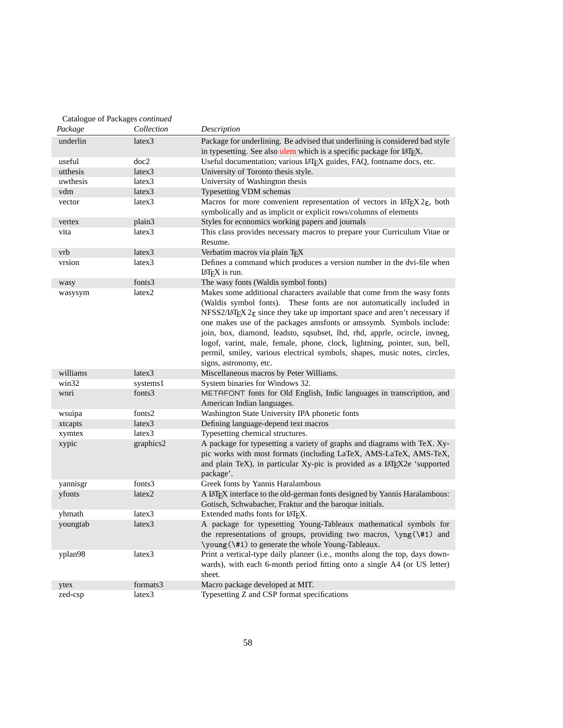Catalogue of Packages *continued*

| *Package* | *Collection* | *Description* |
|---|---|---|
| underlin | latex3 | Package for underlining. Be advised that underlining is considered bad style in typesetting. See also ulem which is a specific package for LaTeX. |
| useful | doc2 | Useful documentation; various LaTeX guides, FAQ, fontname docs, etc. |
| utthesis | latex3 | University of Toronto thesis style. |
| uwthesis | latex3 | University of Washington thesis |
| vdm | latex3 | Typesetting VDM schemas |
| vector | latex3 | Macros for more convenient representation of vectors in LaTeX 2ε, both symbolically and as implicit or explicit rows/columns of elements |
| vertex | plain3 | Styles for economics working papers and journals |
| vita | latex3 | This class provides necessary macros to prepare your Curriculum Vitae or Resume. |
| vrb | latex3 | Verbatim macros via plain TeX |
| vrsion | latex3 | Defines a command which produces a version number in the dvi-file when LaTeX is run. |
| wasy | fonts3 | The wasy fonts (Waldis symbol fonts) |
| wasysym | latex2 | Makes some additional characters available that come from the wasy fonts (Waldis symbol fonts). These fonts are not automatically included in NFSS2/LaTeX 2ε since they take up important space and aren't necessary if one makes use of the packages amsfonts or amssymb. Symbols include: join, box, diamond, leadsto, sqsubset, lhd, rhd, apprle, ocircle, invneg, logof, varint, male, female, phone, clock, lightning, pointer, sun, bell, permil, smiley, various electrical symbols, shapes, music notes, circles, signs, astronomy, etc. |
| williams | latex3 | Miscellaneous macros by Peter Williams. |
| win32 | systems1 | System binaries for Windows 32. |
| wnri | fonts3 | METAFONT fonts for Old English, Indic languages in transcription, and American Indian languages. |
| wsuipa | fonts2 | Washington State University IPA phonetic fonts |
| xtcapts | latex3 | Defining language-depend text macros |
| xymtex | latex3 | Typesetting chemical structures. |
| xypic | graphics2 | A package for typesetting a variety of graphs and diagrams with TeX. Xy-pic works with most formats (including LaTeX, AMS-LaTeX, AMS-TeX, and plain TeX), in particular Xy-pic is provided as a LaTeX2e 'supported package'. |
| yannisgr | fonts3 | Greek fonts by Yannis Haralambous |
| yfonts | latex2 | A LaTeX interface to the old-german fonts designed by Yannis Haralambous: Gotisch, Schwabacher, Fraktur and the baroque initials. |
| yhmath | latex3 | Extended maths fonts for LaTeX. |
| youngtab | latex3 | A package for typesetting Young-Tableaux mathematical symbols for the representations of groups, providing two macros, `\yng(\#1)` and `\young(\#1)` to generate the whole Young-Tableaux. |
| yplan98 | latex3 | Print a vertical-type daily planner (i.e., months along the top, days downwards), with each 6-month period fitting onto a single A4 (or US letter) sheet. |
| ytex | formats3 | Macro package developed at MIT. |
| zed-csp | latex3 | Typesetting Z and CSP format specifications |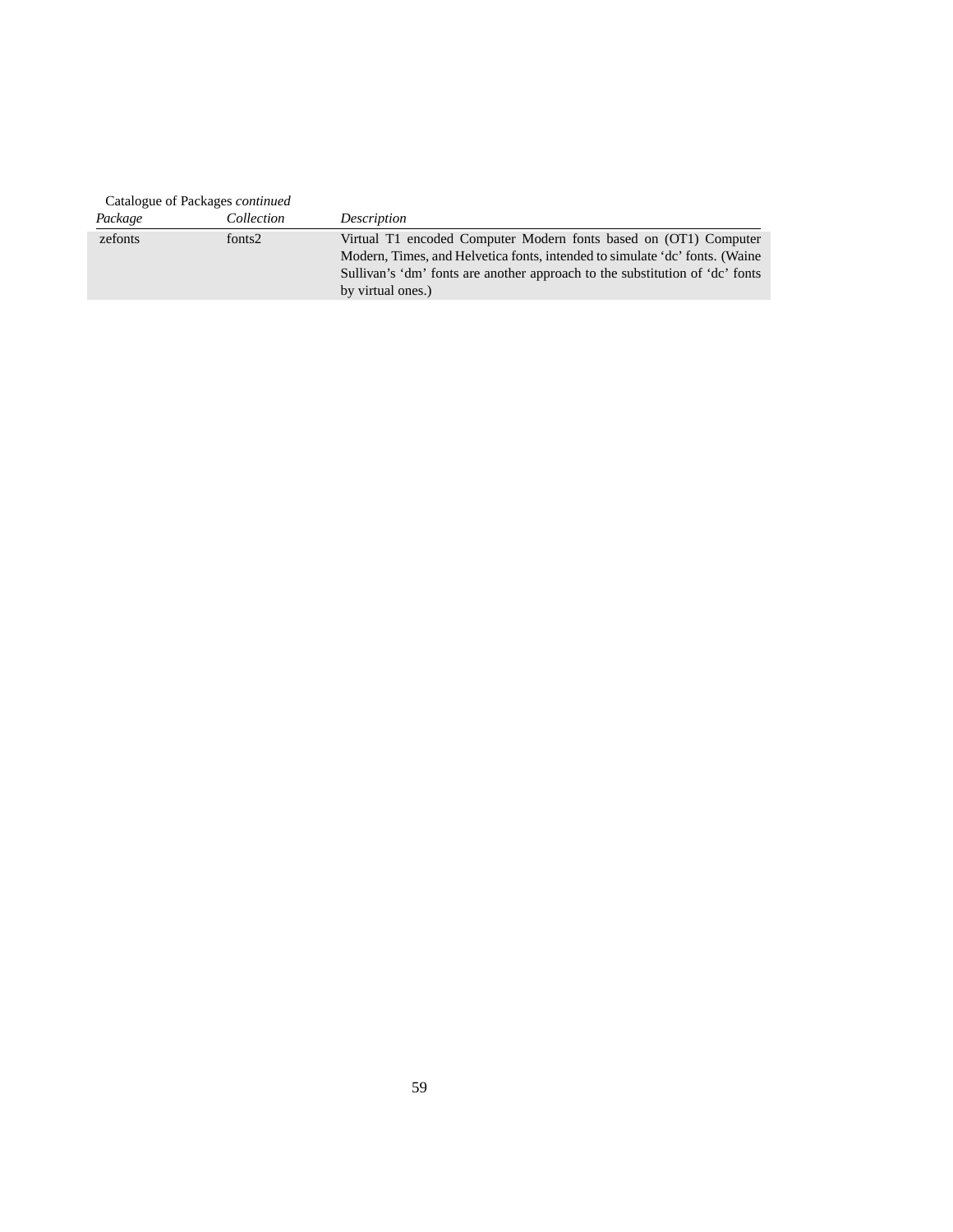Catalogue of Packages *continued*

| *Package* | *Collection* | *Description* |
|---|---|---|
| zefonts | fonts2 | Virtual T1 encoded Computer Modern fonts based on (OT1) Computer Modern, Times, and Helvetica fonts, intended to simulate 'dc' fonts. (Waine Sullivan's 'dm' fonts are another approach to the substitution of 'dc' fonts by virtual ones.) |